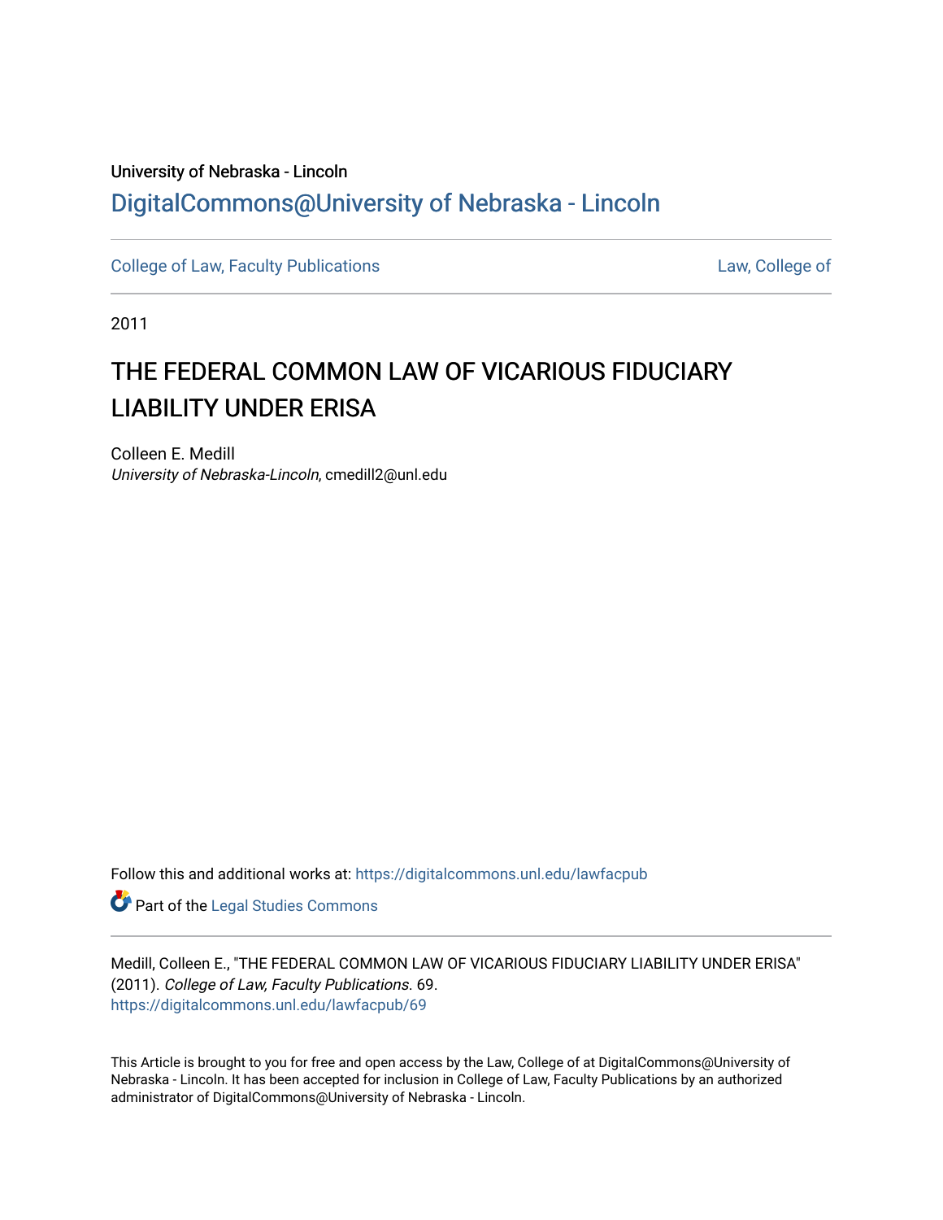University of Nebraska - Lincoln

DigitalCommons@University of Nebraska - Lincoln

College of Law, Faculty Publications

Law, College of

2011

# THE FEDERAL COMMON LAW OF VICARIOUS FIDUCIARY LIABILITY UNDER ERISA

Colleen E. Medill

*University of Nebraska-Lincoln*, cmedill2@unl.edu

Follow this and additional works at: https://digitalcommons.unl.edu/lawfacpub

Part of the Legal Studies Commons

Medill, Colleen E., "THE FEDERAL COMMON LAW OF VICARIOUS FIDUCIARY LIABILITY UNDER ERISA" (2011). *College of Law, Faculty Publications*. 69.
https://digitalcommons.unl.edu/lawfacpub/69

This Article is brought to you for free and open access by the Law, College of at DigitalCommons@University of Nebraska - Lincoln. It has been accepted for inclusion in College of Law, Faculty Publications by an authorized administrator of DigitalCommons@University of Nebraska - Lincoln.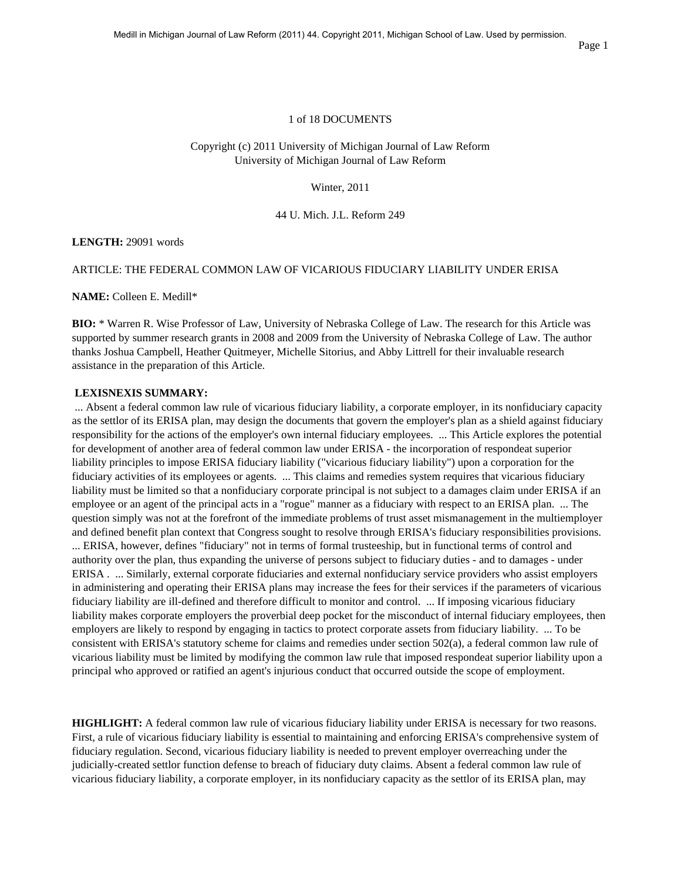1 of 18 DOCUMENTS

Copyright (c) 2011 University of Michigan Journal of Law Reform
University of Michigan Journal of Law Reform

Winter, 2011

44 U. Mich. J.L. Reform 249

**LENGTH:** 29091 words

ARTICLE: THE FEDERAL COMMON LAW OF VICARIOUS FIDUCIARY LIABILITY UNDER ERISA

**NAME:** Colleen E. Medill*

**BIO:** * Warren R. Wise Professor of Law, University of Nebraska College of Law. The research for this Article was supported by summer research grants in 2008 and 2009 from the University of Nebraska College of Law. The author thanks Joshua Campbell, Heather Quitmeyer, Michelle Sitorius, and Abby Littrell for their invaluable research assistance in the preparation of this Article.

**LEXISNEXIS SUMMARY:**

... Absent a federal common law rule of vicarious fiduciary liability, a corporate employer, in its nonfiduciary capacity as the settlor of its ERISA plan, may design the documents that govern the employer's plan as a shield against fiduciary responsibility for the actions of the employer's own internal fiduciary employees. ... This Article explores the potential for development of another area of federal common law under ERISA - the incorporation of respondeat superior liability principles to impose ERISA fiduciary liability ("vicarious fiduciary liability") upon a corporation for the fiduciary activities of its employees or agents. ... This claims and remedies system requires that vicarious fiduciary liability must be limited so that a nonfiduciary corporate principal is not subject to a damages claim under ERISA if an employee or an agent of the principal acts in a "rogue" manner as a fiduciary with respect to an ERISA plan. ... The question simply was not at the forefront of the immediate problems of trust asset mismanagement in the multiemployer and defined benefit plan context that Congress sought to resolve through ERISA's fiduciary responsibilities provisions. ... ERISA, however, defines "fiduciary" not in terms of formal trusteeship, but in functional terms of control and authority over the plan, thus expanding the universe of persons subject to fiduciary duties - and to damages - under ERISA . ... Similarly, external corporate fiduciaries and external nonfiduciary service providers who assist employers in administering and operating their ERISA plans may increase the fees for their services if the parameters of vicarious fiduciary liability are ill-defined and therefore difficult to monitor and control. ... If imposing vicarious fiduciary liability makes corporate employers the proverbial deep pocket for the misconduct of internal fiduciary employees, then employers are likely to respond by engaging in tactics to protect corporate assets from fiduciary liability. ... To be consistent with ERISA's statutory scheme for claims and remedies under section 502(a), a federal common law rule of vicarious liability must be limited by modifying the common law rule that imposed respondeat superior liability upon a principal who approved or ratified an agent's injurious conduct that occurred outside the scope of employment.

**HIGHLIGHT:** A federal common law rule of vicarious fiduciary liability under ERISA is necessary for two reasons. First, a rule of vicarious fiduciary liability is essential to maintaining and enforcing ERISA's comprehensive system of fiduciary regulation. Second, vicarious fiduciary liability is needed to prevent employer overreaching under the judicially-created settlor function defense to breach of fiduciary duty claims. Absent a federal common law rule of vicarious fiduciary liability, a corporate employer, in its nonfiduciary capacity as the settlor of its ERISA plan, may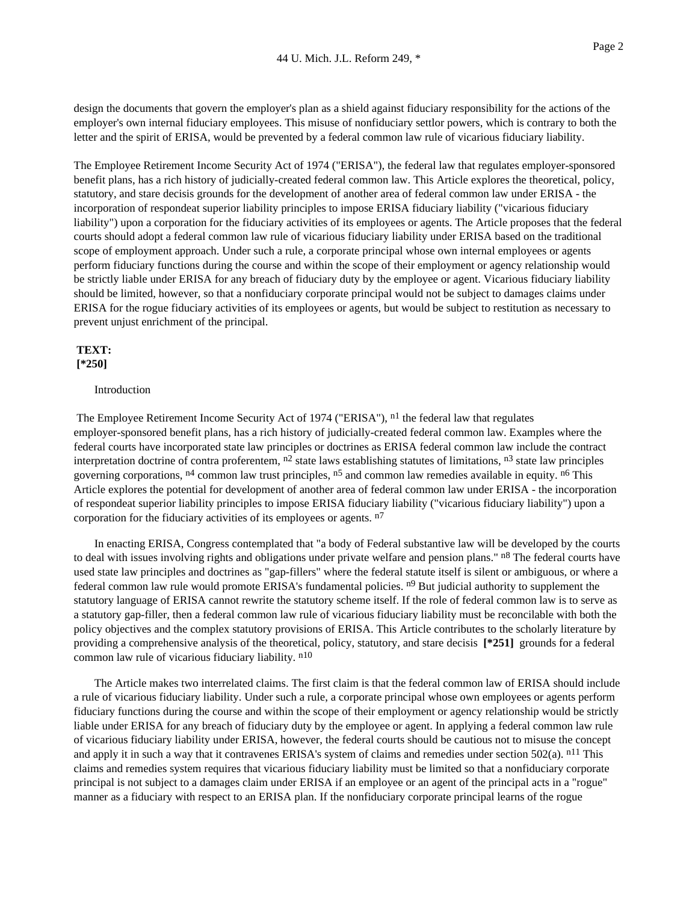design the documents that govern the employer's plan as a shield against fiduciary responsibility for the actions of the employer's own internal fiduciary employees. This misuse of nonfiduciary settlor powers, which is contrary to both the letter and the spirit of ERISA, would be prevented by a federal common law rule of vicarious fiduciary liability.

The Employee Retirement Income Security Act of 1974 ("ERISA"), the federal law that regulates employer-sponsored benefit plans, has a rich history of judicially-created federal common law. This Article explores the theoretical, policy, statutory, and stare decisis grounds for the development of another area of federal common law under ERISA - the incorporation of respondeat superior liability principles to impose ERISA fiduciary liability ("vicarious fiduciary liability") upon a corporation for the fiduciary activities of its employees or agents. The Article proposes that the federal courts should adopt a federal common law rule of vicarious fiduciary liability under ERISA based on the traditional scope of employment approach. Under such a rule, a corporate principal whose own internal employees or agents perform fiduciary functions during the course and within the scope of their employment or agency relationship would be strictly liable under ERISA for any breach of fiduciary duty by the employee or agent. Vicarious fiduciary liability should be limited, however, so that a nonfiduciary corporate principal would not be subject to damages claims under ERISA for the rogue fiduciary activities of its employees or agents, but would be subject to restitution as necessary to prevent unjust enrichment of the principal.

**TEXT:**
**[*250]**

Introduction

The Employee Retirement Income Security Act of 1974 ("ERISA"), n1 the federal law that regulates employer-sponsored benefit plans, has a rich history of judicially-created federal common law. Examples where the federal courts have incorporated state law principles or doctrines as ERISA federal common law include the contract interpretation doctrine of contra proferentem, n2 state laws establishing statutes of limitations, n3 state law principles governing corporations, n4 common law trust principles, n5 and common law remedies available in equity. n6 This Article explores the potential for development of another area of federal common law under ERISA - the incorporation of respondeat superior liability principles to impose ERISA fiduciary liability ("vicarious fiduciary liability") upon a corporation for the fiduciary activities of its employees or agents. n7

In enacting ERISA, Congress contemplated that "a body of Federal substantive law will be developed by the courts to deal with issues involving rights and obligations under private welfare and pension plans." n8 The federal courts have used state law principles and doctrines as "gap-fillers" where the federal statute itself is silent or ambiguous, or where a federal common law rule would promote ERISA's fundamental policies. n9 But judicial authority to supplement the statutory language of ERISA cannot rewrite the statutory scheme itself. If the role of federal common law is to serve as a statutory gap-filler, then a federal common law rule of vicarious fiduciary liability must be reconcilable with both the policy objectives and the complex statutory provisions of ERISA. This Article contributes to the scholarly literature by providing a comprehensive analysis of the theoretical, policy, statutory, and stare decisis **[*251]** grounds for a federal common law rule of vicarious fiduciary liability. n10

The Article makes two interrelated claims. The first claim is that the federal common law of ERISA should include a rule of vicarious fiduciary liability. Under such a rule, a corporate principal whose own employees or agents perform fiduciary functions during the course and within the scope of their employment or agency relationship would be strictly liable under ERISA for any breach of fiduciary duty by the employee or agent. In applying a federal common law rule of vicarious fiduciary liability under ERISA, however, the federal courts should be cautious not to misuse the concept and apply it in such a way that it contravenes ERISA's system of claims and remedies under section 502(a). n11 This claims and remedies system requires that vicarious fiduciary liability must be limited so that a nonfiduciary corporate principal is not subject to a damages claim under ERISA if an employee or an agent of the principal acts in a "rogue" manner as a fiduciary with respect to an ERISA plan. If the nonfiduciary corporate principal learns of the rogue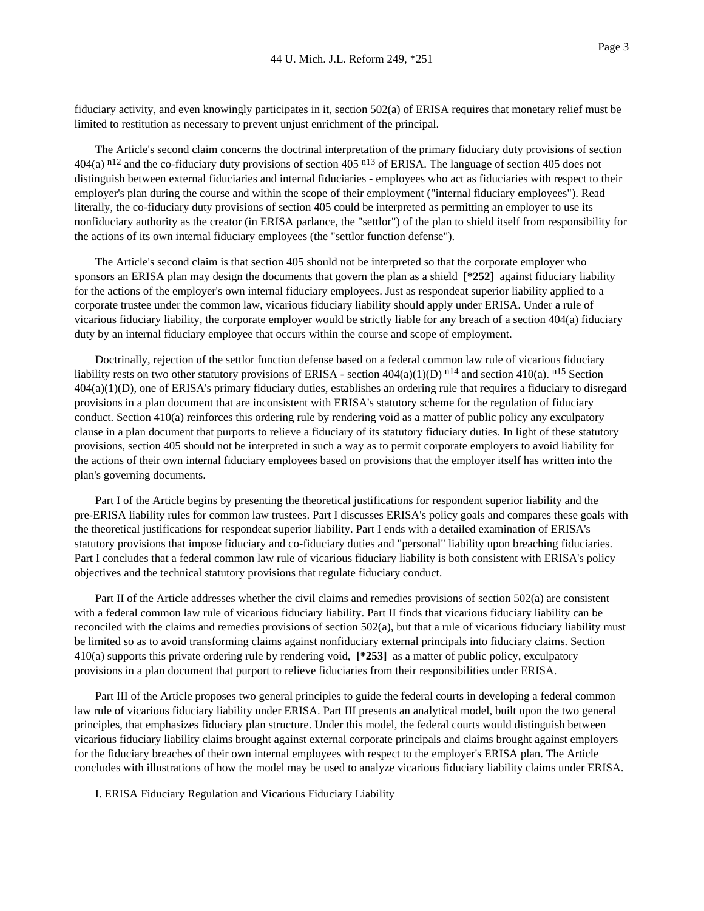fiduciary activity, and even knowingly participates in it, section 502(a) of ERISA requires that monetary relief must be limited to restitution as necessary to prevent unjust enrichment of the principal.

The Article's second claim concerns the doctrinal interpretation of the primary fiduciary duty provisions of section 404(a) [n12] and the co-fiduciary duty provisions of section 405 [n13] of ERISA. The language of section 405 does not distinguish between external fiduciaries and internal fiduciaries - employees who act as fiduciaries with respect to their employer's plan during the course and within the scope of their employment ("internal fiduciary employees"). Read literally, the co-fiduciary duty provisions of section 405 could be interpreted as permitting an employer to use its nonfiduciary authority as the creator (in ERISA parlance, the "settlor") of the plan to shield itself from responsibility for the actions of its own internal fiduciary employees (the "settlor function defense").

The Article's second claim is that section 405 should not be interpreted so that the corporate employer who sponsors an ERISA plan may design the documents that govern the plan as a shield **[*252]** against fiduciary liability for the actions of the employer's own internal fiduciary employees. Just as respondeat superior liability applied to a corporate trustee under the common law, vicarious fiduciary liability should apply under ERISA. Under a rule of vicarious fiduciary liability, the corporate employer would be strictly liable for any breach of a section 404(a) fiduciary duty by an internal fiduciary employee that occurs within the course and scope of employment.

Doctrinally, rejection of the settlor function defense based on a federal common law rule of vicarious fiduciary liability rests on two other statutory provisions of ERISA - section 404(a)(1)(D) [n14] and section 410(a). [n15] Section 404(a)(1)(D), one of ERISA's primary fiduciary duties, establishes an ordering rule that requires a fiduciary to disregard provisions in a plan document that are inconsistent with ERISA's statutory scheme for the regulation of fiduciary conduct. Section 410(a) reinforces this ordering rule by rendering void as a matter of public policy any exculpatory clause in a plan document that purports to relieve a fiduciary of its statutory fiduciary duties. In light of these statutory provisions, section 405 should not be interpreted in such a way as to permit corporate employers to avoid liability for the actions of their own internal fiduciary employees based on provisions that the employer itself has written into the plan's governing documents.

Part I of the Article begins by presenting the theoretical justifications for respondent superior liability and the pre-ERISA liability rules for common law trustees. Part I discusses ERISA's policy goals and compares these goals with the theoretical justifications for respondeat superior liability. Part I ends with a detailed examination of ERISA's statutory provisions that impose fiduciary and co-fiduciary duties and "personal" liability upon breaching fiduciaries. Part I concludes that a federal common law rule of vicarious fiduciary liability is both consistent with ERISA's policy objectives and the technical statutory provisions that regulate fiduciary conduct.

Part II of the Article addresses whether the civil claims and remedies provisions of section 502(a) are consistent with a federal common law rule of vicarious fiduciary liability. Part II finds that vicarious fiduciary liability can be reconciled with the claims and remedies provisions of section 502(a), but that a rule of vicarious fiduciary liability must be limited so as to avoid transforming claims against nonfiduciary external principals into fiduciary claims. Section 410(a) supports this private ordering rule by rendering void, **[*253]** as a matter of public policy, exculpatory provisions in a plan document that purport to relieve fiduciaries from their responsibilities under ERISA.

Part III of the Article proposes two general principles to guide the federal courts in developing a federal common law rule of vicarious fiduciary liability under ERISA. Part III presents an analytical model, built upon the two general principles, that emphasizes fiduciary plan structure. Under this model, the federal courts would distinguish between vicarious fiduciary liability claims brought against external corporate principals and claims brought against employers for the fiduciary breaches of their own internal employees with respect to the employer's ERISA plan. The Article concludes with illustrations of how the model may be used to analyze vicarious fiduciary liability claims under ERISA.

## I. ERISA Fiduciary Regulation and Vicarious Fiduciary Liability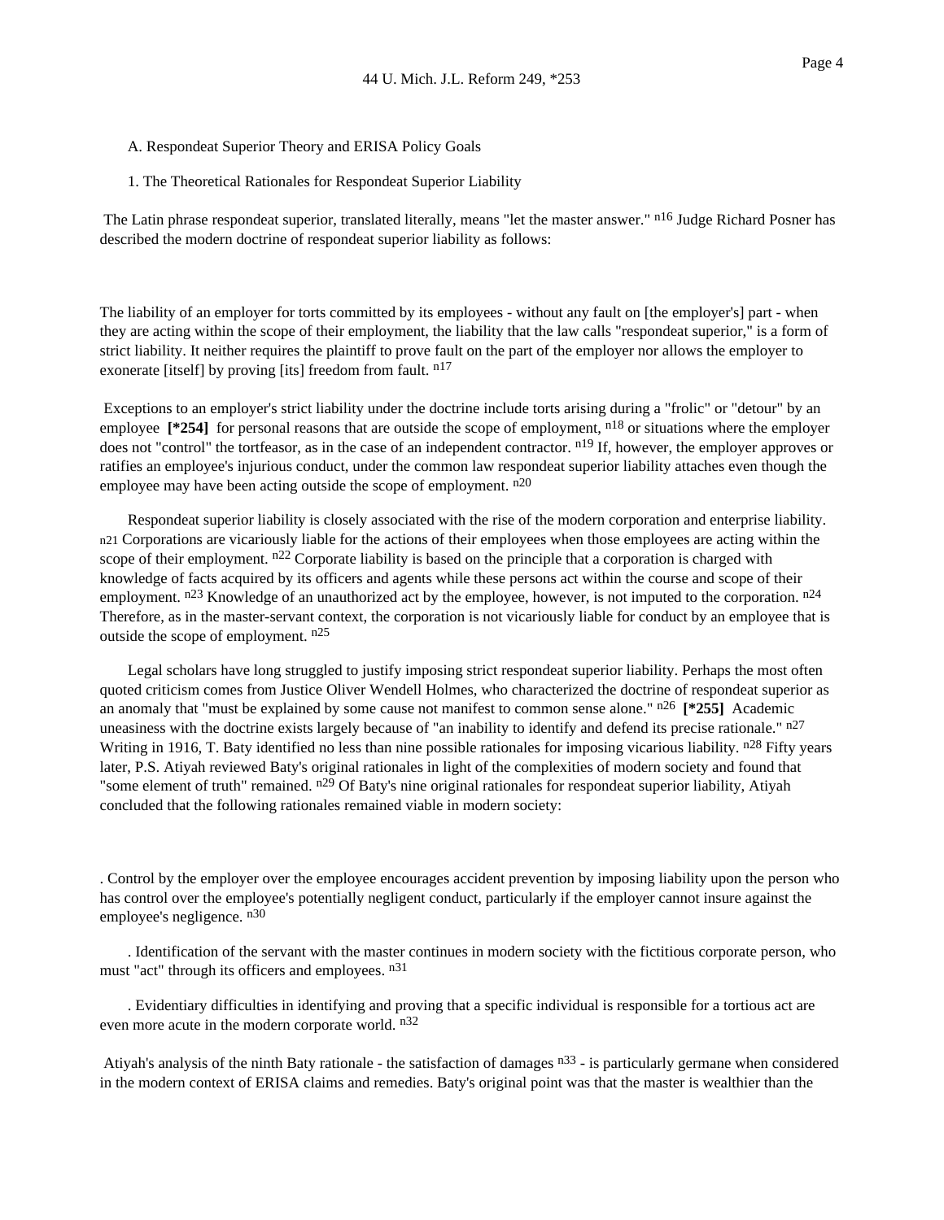A. Respondeat Superior Theory and ERISA Policy Goals

1. The Theoretical Rationales for Respondeat Superior Liability

The Latin phrase respondeat superior, translated literally, means "let the master answer." [n16] Judge Richard Posner has described the modern doctrine of respondeat superior liability as follows:

> The liability of an employer for torts committed by its employees - without any fault on [the employer's] part - when they are acting within the scope of their employment, the liability that the law calls "respondeat superior," is a form of strict liability. It neither requires the plaintiff to prove fault on the part of the employer nor allows the employer to exonerate [itself] by proving [its] freedom from fault. [n17]

Exceptions to an employer's strict liability under the doctrine include torts arising during a "frolic" or "detour" by an employee **[*254]** for personal reasons that are outside the scope of employment, [n18] or situations where the employer does not "control" the tortfeasor, as in the case of an independent contractor. [n19] If, however, the employer approves or ratifies an employee's injurious conduct, under the common law respondeat superior liability attaches even though the employee may have been acting outside the scope of employment. [n20]

Respondeat superior liability is closely associated with the rise of the modern corporation and enterprise liability. [n21] Corporations are vicariously liable for the actions of their employees when those employees are acting within the scope of their employment. [n22] Corporate liability is based on the principle that a corporation is charged with knowledge of facts acquired by its officers and agents while these persons act within the course and scope of their employment. [n23] Knowledge of an unauthorized act by the employee, however, is not imputed to the corporation. [n24] Therefore, as in the master-servant context, the corporation is not vicariously liable for conduct by an employee that is outside the scope of employment. [n25]

Legal scholars have long struggled to justify imposing strict respondeat superior liability. Perhaps the most often quoted criticism comes from Justice Oliver Wendell Holmes, who characterized the doctrine of respondeat superior as an anomaly that "must be explained by some cause not manifest to common sense alone." [n26] **[*255]** Academic uneasiness with the doctrine exists largely because of "an inability to identify and defend its precise rationale." [n27] Writing in 1916, T. Baty identified no less than nine possible rationales for imposing vicarious liability. [n28] Fifty years later, P.S. Atiyah reviewed Baty's original rationales in light of the complexities of modern society and found that "some element of truth" remained. [n29] Of Baty's nine original rationales for respondeat superior liability, Atiyah concluded that the following rationales remained viable in modern society:

. Control by the employer over the employee encourages accident prevention by imposing liability upon the person who has control over the employee's potentially negligent conduct, particularly if the employer cannot insure against the employee's negligence. [n30]

. Identification of the servant with the master continues in modern society with the fictitious corporate person, who must "act" through its officers and employees. [n31]

. Evidentiary difficulties in identifying and proving that a specific individual is responsible for a tortious act are even more acute in the modern corporate world. [n32]

Atiyah's analysis of the ninth Baty rationale - the satisfaction of damages [n33] - is particularly germane when considered in the modern context of ERISA claims and remedies. Baty's original point was that the master is wealthier than the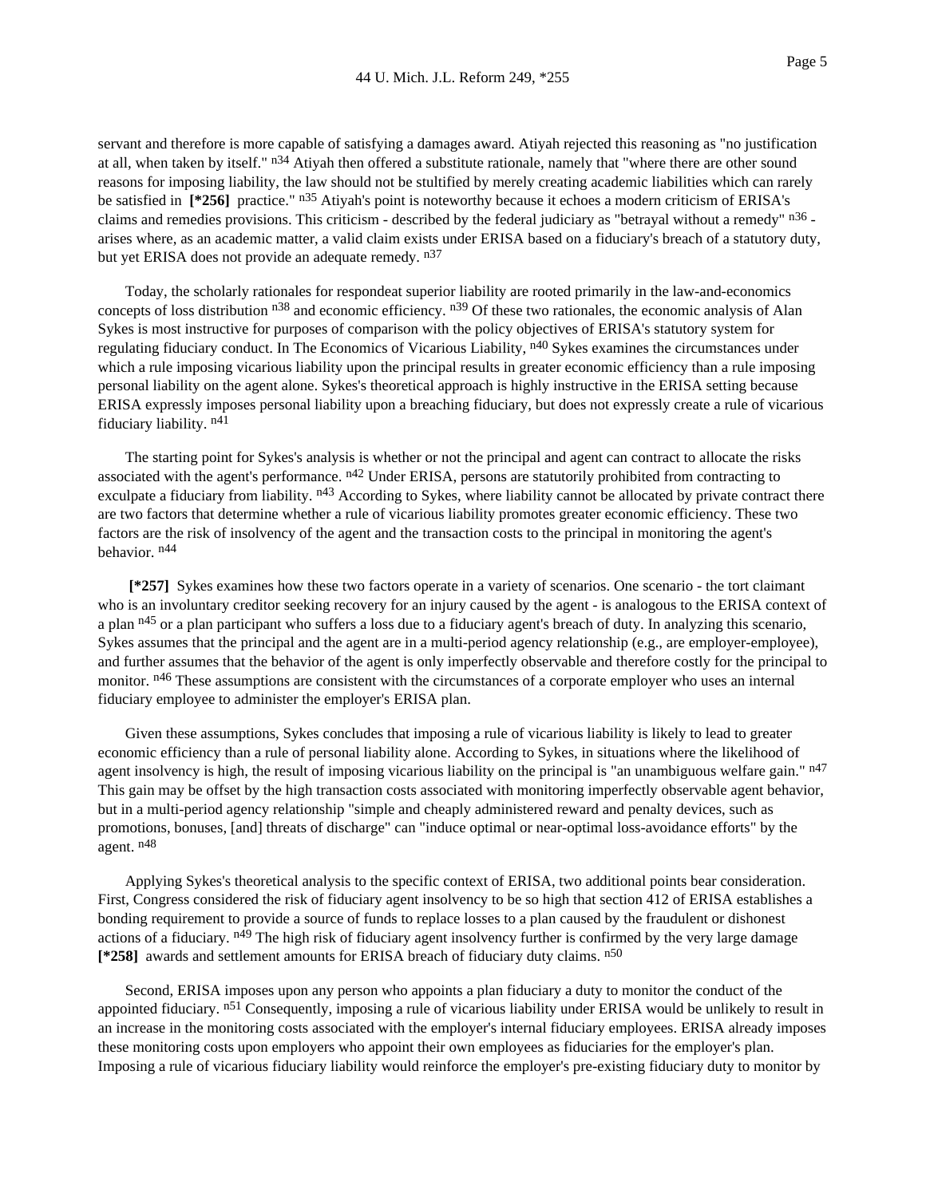servant and therefore is more capable of satisfying a damages award. Atiyah rejected this reasoning as "no justification at all, when taken by itself." n34 Atiyah then offered a substitute rationale, namely that "where there are other sound reasons for imposing liability, the law should not be stultified by merely creating academic liabilities which can rarely be satisfied in **[*256]** practice." n35 Atiyah's point is noteworthy because it echoes a modern criticism of ERISA's claims and remedies provisions. This criticism - described by the federal judiciary as "betrayal without a remedy" n36 - arises where, as an academic matter, a valid claim exists under ERISA based on a fiduciary's breach of a statutory duty, but yet ERISA does not provide an adequate remedy. n37

Today, the scholarly rationales for respondeat superior liability are rooted primarily in the law-and-economics concepts of loss distribution n38 and economic efficiency. n39 Of these two rationales, the economic analysis of Alan Sykes is most instructive for purposes of comparison with the policy objectives of ERISA's statutory system for regulating fiduciary conduct. In The Economics of Vicarious Liability, n40 Sykes examines the circumstances under which a rule imposing vicarious liability upon the principal results in greater economic efficiency than a rule imposing personal liability on the agent alone. Sykes's theoretical approach is highly instructive in the ERISA setting because ERISA expressly imposes personal liability upon a breaching fiduciary, but does not expressly create a rule of vicarious fiduciary liability. n41

The starting point for Sykes's analysis is whether or not the principal and agent can contract to allocate the risks associated with the agent's performance. n42 Under ERISA, persons are statutorily prohibited from contracting to exculpate a fiduciary from liability. n43 According to Sykes, where liability cannot be allocated by private contract there are two factors that determine whether a rule of vicarious liability promotes greater economic efficiency. These two factors are the risk of insolvency of the agent and the transaction costs to the principal in monitoring the agent's behavior. n44

**[*257]** Sykes examines how these two factors operate in a variety of scenarios. One scenario - the tort claimant who is an involuntary creditor seeking recovery for an injury caused by the agent - is analogous to the ERISA context of a plan n45 or a plan participant who suffers a loss due to a fiduciary agent's breach of duty. In analyzing this scenario, Sykes assumes that the principal and the agent are in a multi-period agency relationship (e.g., are employer-employee), and further assumes that the behavior of the agent is only imperfectly observable and therefore costly for the principal to monitor. n46 These assumptions are consistent with the circumstances of a corporate employer who uses an internal fiduciary employee to administer the employer's ERISA plan.

Given these assumptions, Sykes concludes that imposing a rule of vicarious liability is likely to lead to greater economic efficiency than a rule of personal liability alone. According to Sykes, in situations where the likelihood of agent insolvency is high, the result of imposing vicarious liability on the principal is "an unambiguous welfare gain." n47 This gain may be offset by the high transaction costs associated with monitoring imperfectly observable agent behavior, but in a multi-period agency relationship "simple and cheaply administered reward and penalty devices, such as promotions, bonuses, [and] threats of discharge" can "induce optimal or near-optimal loss-avoidance efforts" by the agent. n48

Applying Sykes's theoretical analysis to the specific context of ERISA, two additional points bear consideration. First, Congress considered the risk of fiduciary agent insolvency to be so high that section 412 of ERISA establishes a bonding requirement to provide a source of funds to replace losses to a plan caused by the fraudulent or dishonest actions of a fiduciary. n49 The high risk of fiduciary agent insolvency further is confirmed by the very large damage **[*258]** awards and settlement amounts for ERISA breach of fiduciary duty claims. n50

Second, ERISA imposes upon any person who appoints a plan fiduciary a duty to monitor the conduct of the appointed fiduciary. n51 Consequently, imposing a rule of vicarious liability under ERISA would be unlikely to result in an increase in the monitoring costs associated with the employer's internal fiduciary employees. ERISA already imposes these monitoring costs upon employers who appoint their own employees as fiduciaries for the employer's plan. Imposing a rule of vicarious fiduciary liability would reinforce the employer's pre-existing fiduciary duty to monitor by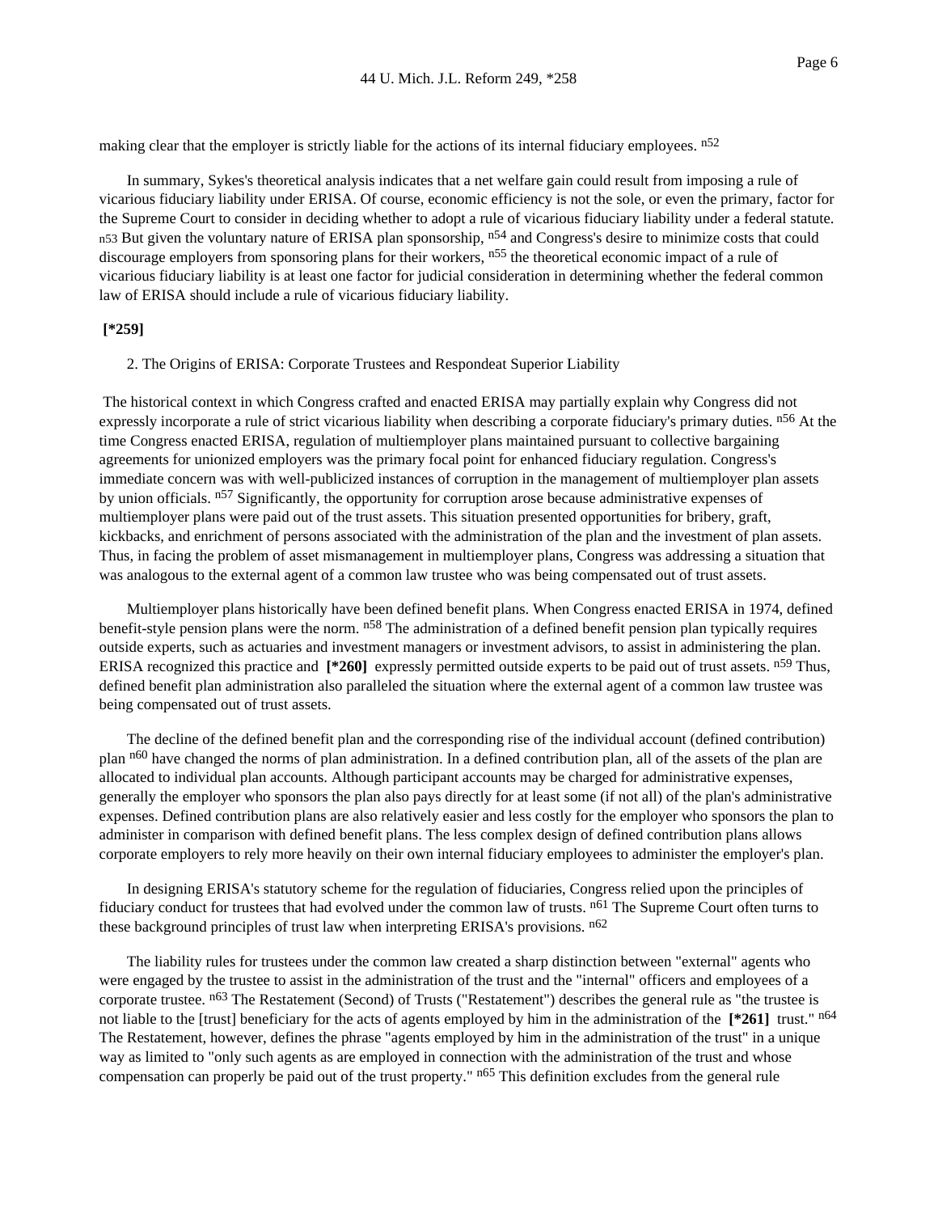making clear that the employer is strictly liable for the actions of its internal fiduciary employees. [n52]

In summary, Sykes's theoretical analysis indicates that a net welfare gain could result from imposing a rule of vicarious fiduciary liability under ERISA. Of course, economic efficiency is not the sole, or even the primary, factor for the Supreme Court to consider in deciding whether to adopt a rule of vicarious fiduciary liability under a federal statute. [n53] But given the voluntary nature of ERISA plan sponsorship, [n54] and Congress's desire to minimize costs that could discourage employers from sponsoring plans for their workers, [n55] the theoretical economic impact of a rule of vicarious fiduciary liability is at least one factor for judicial consideration in determining whether the federal common law of ERISA should include a rule of vicarious fiduciary liability.

**[*259]**

2. The Origins of ERISA: Corporate Trustees and Respondeat Superior Liability

The historical context in which Congress crafted and enacted ERISA may partially explain why Congress did not expressly incorporate a rule of strict vicarious liability when describing a corporate fiduciary's primary duties. [n56] At the time Congress enacted ERISA, regulation of multiemployer plans maintained pursuant to collective bargaining agreements for unionized employers was the primary focal point for enhanced fiduciary regulation. Congress's immediate concern was with well-publicized instances of corruption in the management of multiemployer plan assets by union officials. [n57] Significantly, the opportunity for corruption arose because administrative expenses of multiemployer plans were paid out of the trust assets. This situation presented opportunities for bribery, graft, kickbacks, and enrichment of persons associated with the administration of the plan and the investment of plan assets. Thus, in facing the problem of asset mismanagement in multiemployer plans, Congress was addressing a situation that was analogous to the external agent of a common law trustee who was being compensated out of trust assets.

Multiemployer plans historically have been defined benefit plans. When Congress enacted ERISA in 1974, defined benefit-style pension plans were the norm. [n58] The administration of a defined benefit pension plan typically requires outside experts, such as actuaries and investment managers or investment advisors, to assist in administering the plan. ERISA recognized this practice and **[*260]** expressly permitted outside experts to be paid out of trust assets. [n59] Thus, defined benefit plan administration also paralleled the situation where the external agent of a common law trustee was being compensated out of trust assets.

The decline of the defined benefit plan and the corresponding rise of the individual account (defined contribution) plan [n60] have changed the norms of plan administration. In a defined contribution plan, all of the assets of the plan are allocated to individual plan accounts. Although participant accounts may be charged for administrative expenses, generally the employer who sponsors the plan also pays directly for at least some (if not all) of the plan's administrative expenses. Defined contribution plans are also relatively easier and less costly for the employer who sponsors the plan to administer in comparison with defined benefit plans. The less complex design of defined contribution plans allows corporate employers to rely more heavily on their own internal fiduciary employees to administer the employer's plan.

In designing ERISA's statutory scheme for the regulation of fiduciaries, Congress relied upon the principles of fiduciary conduct for trustees that had evolved under the common law of trusts. [n61] The Supreme Court often turns to these background principles of trust law when interpreting ERISA's provisions. [n62]

The liability rules for trustees under the common law created a sharp distinction between "external" agents who were engaged by the trustee to assist in the administration of the trust and the "internal" officers and employees of a corporate trustee. [n63] The Restatement (Second) of Trusts ("Restatement") describes the general rule as "the trustee is not liable to the [trust] beneficiary for the acts of agents employed by him in the administration of the **[*261]** trust." [n64] The Restatement, however, defines the phrase "agents employed by him in the administration of the trust" in a unique way as limited to "only such agents as are employed in connection with the administration of the trust and whose compensation can properly be paid out of the trust property." [n65] This definition excludes from the general rule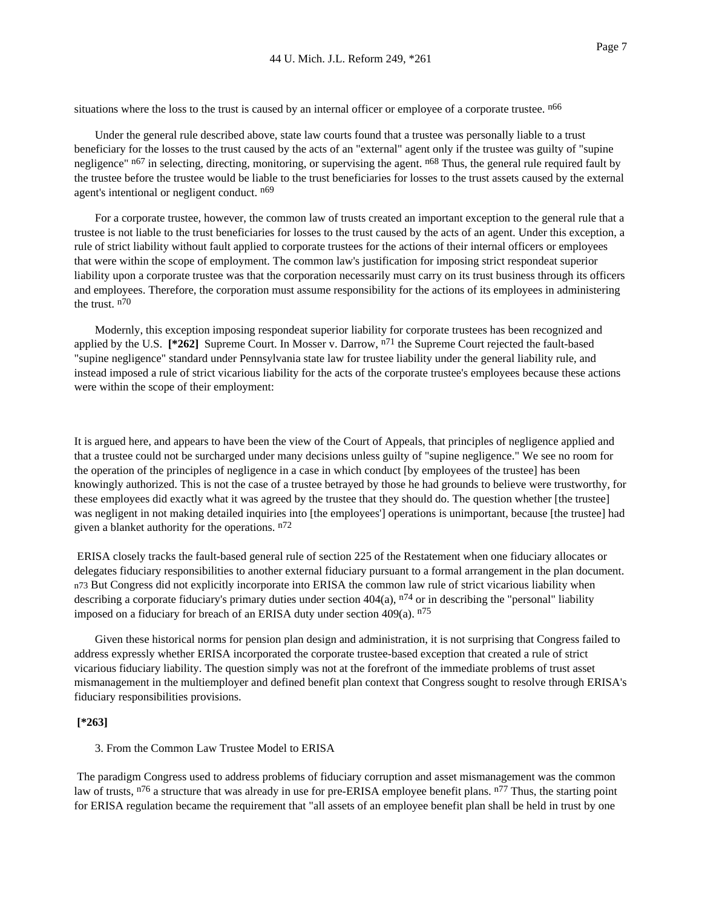situations where the loss to the trust is caused by an internal officer or employee of a corporate trustee. [n66]

Under the general rule described above, state law courts found that a trustee was personally liable to a trust beneficiary for the losses to the trust caused by the acts of an "external" agent only if the trustee was guilty of "supine negligence" [n67] in selecting, directing, monitoring, or supervising the agent. [n68] Thus, the general rule required fault by the trustee before the trustee would be liable to the trust beneficiaries for losses to the trust assets caused by the external agent's intentional or negligent conduct. [n69]

For a corporate trustee, however, the common law of trusts created an important exception to the general rule that a trustee is not liable to the trust beneficiaries for losses to the trust caused by the acts of an agent. Under this exception, a rule of strict liability without fault applied to corporate trustees for the actions of their internal officers or employees that were within the scope of employment. The common law's justification for imposing strict respondeat superior liability upon a corporate trustee was that the corporation necessarily must carry on its trust business through its officers and employees. Therefore, the corporation must assume responsibility for the actions of its employees in administering the trust. [n70]

Modernly, this exception imposing respondeat superior liability for corporate trustees has been recognized and applied by the U.S. **[*262]** Supreme Court. In Mosser v. Darrow, [n71] the Supreme Court rejected the fault-based "supine negligence" standard under Pennsylvania state law for trustee liability under the general liability rule, and instead imposed a rule of strict vicarious liability for the acts of the corporate trustee's employees because these actions were within the scope of their employment:

It is argued here, and appears to have been the view of the Court of Appeals, that principles of negligence applied and that a trustee could not be surcharged under many decisions unless guilty of "supine negligence." We see no room for the operation of the principles of negligence in a case in which conduct [by employees of the trustee] has been knowingly authorized. This is not the case of a trustee betrayed by those he had grounds to believe were trustworthy, for these employees did exactly what it was agreed by the trustee that they should do. The question whether [the trustee] was negligent in not making detailed inquiries into [the employees'] operations is unimportant, because [the trustee] had given a blanket authority for the operations. [n72]

ERISA closely tracks the fault-based general rule of section 225 of the Restatement when one fiduciary allocates or delegates fiduciary responsibilities to another external fiduciary pursuant to a formal arrangement in the plan document. [n73] But Congress did not explicitly incorporate into ERISA the common law rule of strict vicarious liability when describing a corporate fiduciary's primary duties under section 404(a), [n74] or in describing the "personal" liability imposed on a fiduciary for breach of an ERISA duty under section 409(a). [n75]

Given these historical norms for pension plan design and administration, it is not surprising that Congress failed to address expressly whether ERISA incorporated the corporate trustee-based exception that created a rule of strict vicarious fiduciary liability. The question simply was not at the forefront of the immediate problems of trust asset mismanagement in the multiemployer and defined benefit plan context that Congress sought to resolve through ERISA's fiduciary responsibilities provisions.

**[*263]**

### 3. From the Common Law Trustee Model to ERISA

The paradigm Congress used to address problems of fiduciary corruption and asset mismanagement was the common law of trusts, [n76] a structure that was already in use for pre-ERISA employee benefit plans. [n77] Thus, the starting point for ERISA regulation became the requirement that "all assets of an employee benefit plan shall be held in trust by one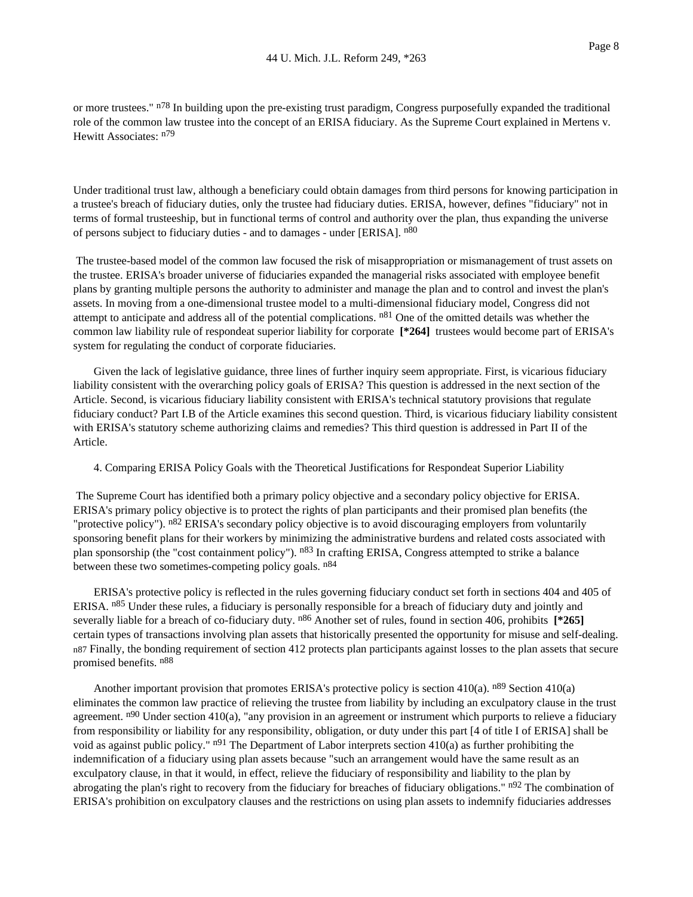or more trustees." [n78] In building upon the pre-existing trust paradigm, Congress purposefully expanded the traditional role of the common law trustee into the concept of an ERISA fiduciary. As the Supreme Court explained in Mertens v. Hewitt Associates: [n79]

> Under traditional trust law, although a beneficiary could obtain damages from third persons for knowing participation in a trustee's breach of fiduciary duties, only the trustee had fiduciary duties. ERISA, however, defines "fiduciary" not in terms of formal trusteeship, but in functional terms of control and authority over the plan, thus expanding the universe of persons subject to fiduciary duties - and to damages - under [ERISA]. [n80]

The trustee-based model of the common law focused the risk of misappropriation or mismanagement of trust assets on the trustee. ERISA's broader universe of fiduciaries expanded the managerial risks associated with employee benefit plans by granting multiple persons the authority to administer and manage the plan and to control and invest the plan's assets. In moving from a one-dimensional trustee model to a multi-dimensional fiduciary model, Congress did not attempt to anticipate and address all of the potential complications. [n81] One of the omitted details was whether the common law liability rule of respondeat superior liability for corporate **[*264]** trustees would become part of ERISA's system for regulating the conduct of corporate fiduciaries.

Given the lack of legislative guidance, three lines of further inquiry seem appropriate. First, is vicarious fiduciary liability consistent with the overarching policy goals of ERISA? This question is addressed in the next section of the Article. Second, is vicarious fiduciary liability consistent with ERISA's technical statutory provisions that regulate fiduciary conduct? Part I.B of the Article examines this second question. Third, is vicarious fiduciary liability consistent with ERISA's statutory scheme authorizing claims and remedies? This third question is addressed in Part II of the Article.

4. Comparing ERISA Policy Goals with the Theoretical Justifications for Respondeat Superior Liability

The Supreme Court has identified both a primary policy objective and a secondary policy objective for ERISA. ERISA's primary policy objective is to protect the rights of plan participants and their promised plan benefits (the "protective policy"). [n82] ERISA's secondary policy objective is to avoid discouraging employers from voluntarily sponsoring benefit plans for their workers by minimizing the administrative burdens and related costs associated with plan sponsorship (the "cost containment policy"). [n83] In crafting ERISA, Congress attempted to strike a balance between these two sometimes-competing policy goals. [n84]

ERISA's protective policy is reflected in the rules governing fiduciary conduct set forth in sections 404 and 405 of ERISA. [n85] Under these rules, a fiduciary is personally responsible for a breach of fiduciary duty and jointly and severally liable for a breach of co-fiduciary duty. [n86] Another set of rules, found in section 406, prohibits **[*265]** certain types of transactions involving plan assets that historically presented the opportunity for misuse and self-dealing. [n87] Finally, the bonding requirement of section 412 protects plan participants against losses to the plan assets that secure promised benefits. [n88]

Another important provision that promotes ERISA's protective policy is section 410(a). [n89] Section 410(a) eliminates the common law practice of relieving the trustee from liability by including an exculpatory clause in the trust agreement. [n90] Under section 410(a), "any provision in an agreement or instrument which purports to relieve a fiduciary from responsibility or liability for any responsibility, obligation, or duty under this part [4 of title I of ERISA] shall be void as against public policy." [n91] The Department of Labor interprets section 410(a) as further prohibiting the indemnification of a fiduciary using plan assets because "such an arrangement would have the same result as an exculpatory clause, in that it would, in effect, relieve the fiduciary of responsibility and liability to the plan by abrogating the plan's right to recovery from the fiduciary for breaches of fiduciary obligations." [n92] The combination of ERISA's prohibition on exculpatory clauses and the restrictions on using plan assets to indemnify fiduciaries addresses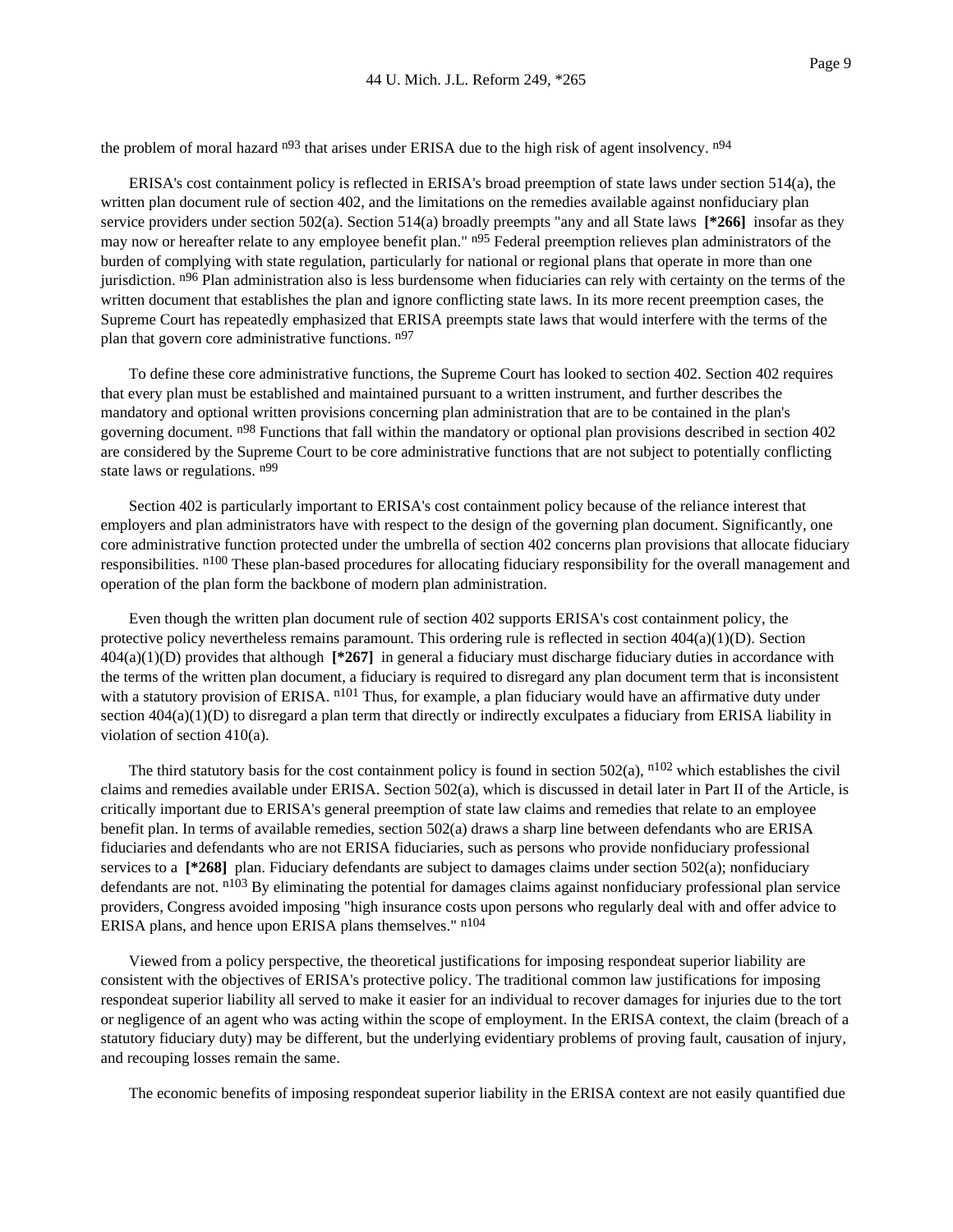the problem of moral hazard [n93] that arises under ERISA due to the high risk of agent insolvency. [n94]

ERISA's cost containment policy is reflected in ERISA's broad preemption of state laws under section 514(a), the written plan document rule of section 402, and the limitations on the remedies available against nonfiduciary plan service providers under section 502(a). Section 514(a) broadly preempts "any and all State laws **[*266]** insofar as they may now or hereafter relate to any employee benefit plan." [n95] Federal preemption relieves plan administrators of the burden of complying with state regulation, particularly for national or regional plans that operate in more than one jurisdiction. [n96] Plan administration also is less burdensome when fiduciaries can rely with certainty on the terms of the written document that establishes the plan and ignore conflicting state laws. In its more recent preemption cases, the Supreme Court has repeatedly emphasized that ERISA preempts state laws that would interfere with the terms of the plan that govern core administrative functions. [n97]

To define these core administrative functions, the Supreme Court has looked to section 402. Section 402 requires that every plan must be established and maintained pursuant to a written instrument, and further describes the mandatory and optional written provisions concerning plan administration that are to be contained in the plan's governing document. [n98] Functions that fall within the mandatory or optional plan provisions described in section 402 are considered by the Supreme Court to be core administrative functions that are not subject to potentially conflicting state laws or regulations. [n99]

Section 402 is particularly important to ERISA's cost containment policy because of the reliance interest that employers and plan administrators have with respect to the design of the governing plan document. Significantly, one core administrative function protected under the umbrella of section 402 concerns plan provisions that allocate fiduciary responsibilities. [n100] These plan-based procedures for allocating fiduciary responsibility for the overall management and operation of the plan form the backbone of modern plan administration.

Even though the written plan document rule of section 402 supports ERISA's cost containment policy, the protective policy nevertheless remains paramount. This ordering rule is reflected in section 404(a)(1)(D). Section 404(a)(1)(D) provides that although **[*267]** in general a fiduciary must discharge fiduciary duties in accordance with the terms of the written plan document, a fiduciary is required to disregard any plan document term that is inconsistent with a statutory provision of ERISA. [n101] Thus, for example, a plan fiduciary would have an affirmative duty under section 404(a)(1)(D) to disregard a plan term that directly or indirectly exculpates a fiduciary from ERISA liability in violation of section 410(a).

The third statutory basis for the cost containment policy is found in section 502(a), [n102] which establishes the civil claims and remedies available under ERISA. Section 502(a), which is discussed in detail later in Part II of the Article, is critically important due to ERISA's general preemption of state law claims and remedies that relate to an employee benefit plan. In terms of available remedies, section 502(a) draws a sharp line between defendants who are ERISA fiduciaries and defendants who are not ERISA fiduciaries, such as persons who provide nonfiduciary professional services to a **[*268]** plan. Fiduciary defendants are subject to damages claims under section 502(a); nonfiduciary defendants are not. [n103] By eliminating the potential for damages claims against nonfiduciary professional plan service providers, Congress avoided imposing "high insurance costs upon persons who regularly deal with and offer advice to ERISA plans, and hence upon ERISA plans themselves." [n104]

Viewed from a policy perspective, the theoretical justifications for imposing respondeat superior liability are consistent with the objectives of ERISA's protective policy. The traditional common law justifications for imposing respondeat superior liability all served to make it easier for an individual to recover damages for injuries due to the tort or negligence of an agent who was acting within the scope of employment. In the ERISA context, the claim (breach of a statutory fiduciary duty) may be different, but the underlying evidentiary problems of proving fault, causation of injury, and recouping losses remain the same.

The economic benefits of imposing respondeat superior liability in the ERISA context are not easily quantified due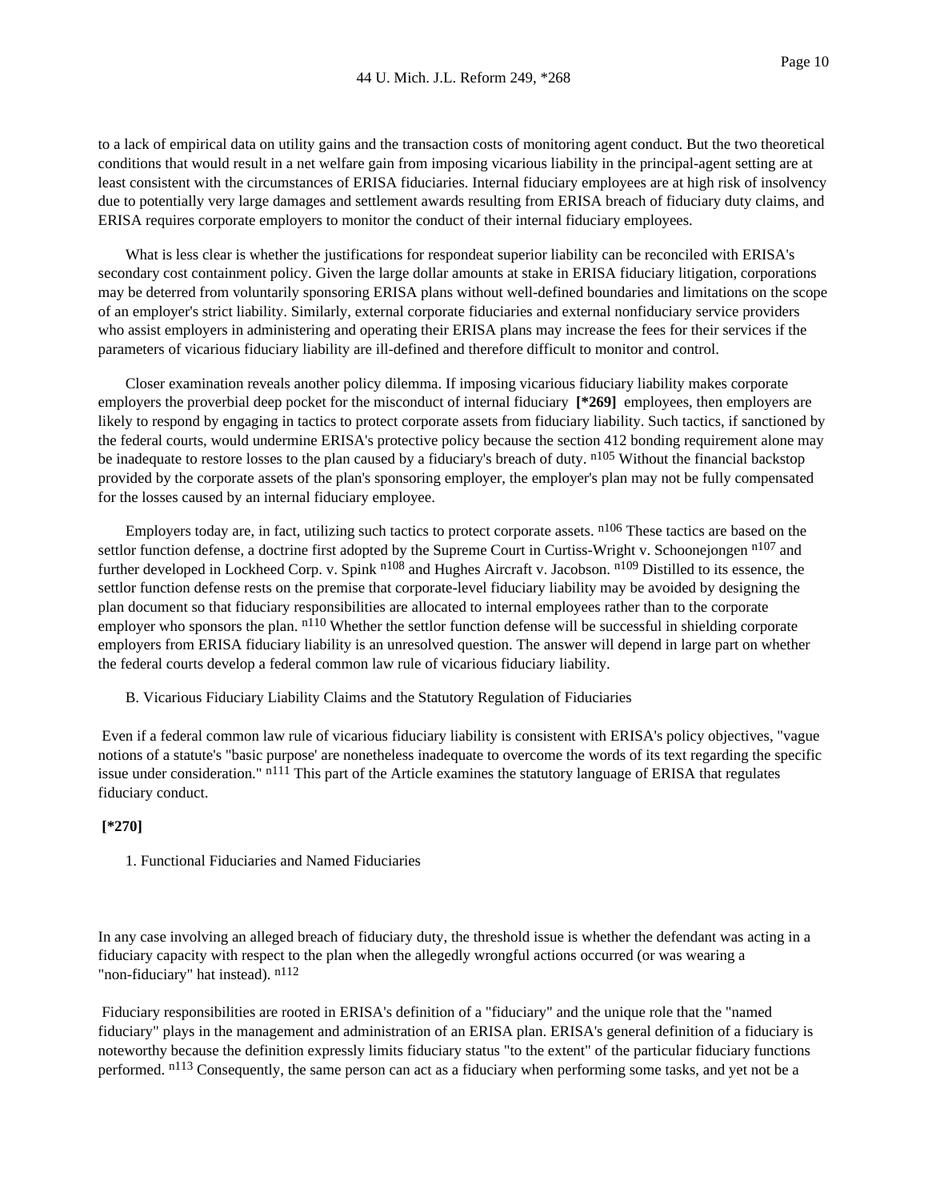to a lack of empirical data on utility gains and the transaction costs of monitoring agent conduct. But the two theoretical conditions that would result in a net welfare gain from imposing vicarious liability in the principal-agent setting are at least consistent with the circumstances of ERISA fiduciaries. Internal fiduciary employees are at high risk of insolvency due to potentially very large damages and settlement awards resulting from ERISA breach of fiduciary duty claims, and ERISA requires corporate employers to monitor the conduct of their internal fiduciary employees.

What is less clear is whether the justifications for respondeat superior liability can be reconciled with ERISA's secondary cost containment policy. Given the large dollar amounts at stake in ERISA fiduciary litigation, corporations may be deterred from voluntarily sponsoring ERISA plans without well-defined boundaries and limitations on the scope of an employer's strict liability. Similarly, external corporate fiduciaries and external nonfiduciary service providers who assist employers in administering and operating their ERISA plans may increase the fees for their services if the parameters of vicarious fiduciary liability are ill-defined and therefore difficult to monitor and control.

Closer examination reveals another policy dilemma. If imposing vicarious fiduciary liability makes corporate employers the proverbial deep pocket for the misconduct of internal fiduciary **[*269]** employees, then employers are likely to respond by engaging in tactics to protect corporate assets from fiduciary liability. Such tactics, if sanctioned by the federal courts, would undermine ERISA's protective policy because the section 412 bonding requirement alone may be inadequate to restore losses to the plan caused by a fiduciary's breach of duty. [n105] Without the financial backstop provided by the corporate assets of the plan's sponsoring employer, the employer's plan may not be fully compensated for the losses caused by an internal fiduciary employee.

Employers today are, in fact, utilizing such tactics to protect corporate assets. [n106] These tactics are based on the settlor function defense, a doctrine first adopted by the Supreme Court in Curtiss-Wright v. Schoonejongen [n107] and further developed in Lockheed Corp. v. Spink [n108] and Hughes Aircraft v. Jacobson. [n109] Distilled to its essence, the settlor function defense rests on the premise that corporate-level fiduciary liability may be avoided by designing the plan document so that fiduciary responsibilities are allocated to internal employees rather than to the corporate employer who sponsors the plan. [n110] Whether the settlor function defense will be successful in shielding corporate employers from ERISA fiduciary liability is an unresolved question. The answer will depend in large part on whether the federal courts develop a federal common law rule of vicarious fiduciary liability.

B. Vicarious Fiduciary Liability Claims and the Statutory Regulation of Fiduciaries

Even if a federal common law rule of vicarious fiduciary liability is consistent with ERISA's policy objectives, "vague notions of a statute's "basic purpose' are nonetheless inadequate to overcome the words of its text regarding the specific issue under consideration." [n111] This part of the Article examines the statutory language of ERISA that regulates fiduciary conduct.

**[*270]**

1. Functional Fiduciaries and Named Fiduciaries

In any case involving an alleged breach of fiduciary duty, the threshold issue is whether the defendant was acting in a fiduciary capacity with respect to the plan when the allegedly wrongful actions occurred (or was wearing a "non-fiduciary" hat instead). [n112]

Fiduciary responsibilities are rooted in ERISA's definition of a "fiduciary" and the unique role that the "named fiduciary" plays in the management and administration of an ERISA plan. ERISA's general definition of a fiduciary is noteworthy because the definition expressly limits fiduciary status "to the extent" of the particular fiduciary functions performed. [n113] Consequently, the same person can act as a fiduciary when performing some tasks, and yet not be a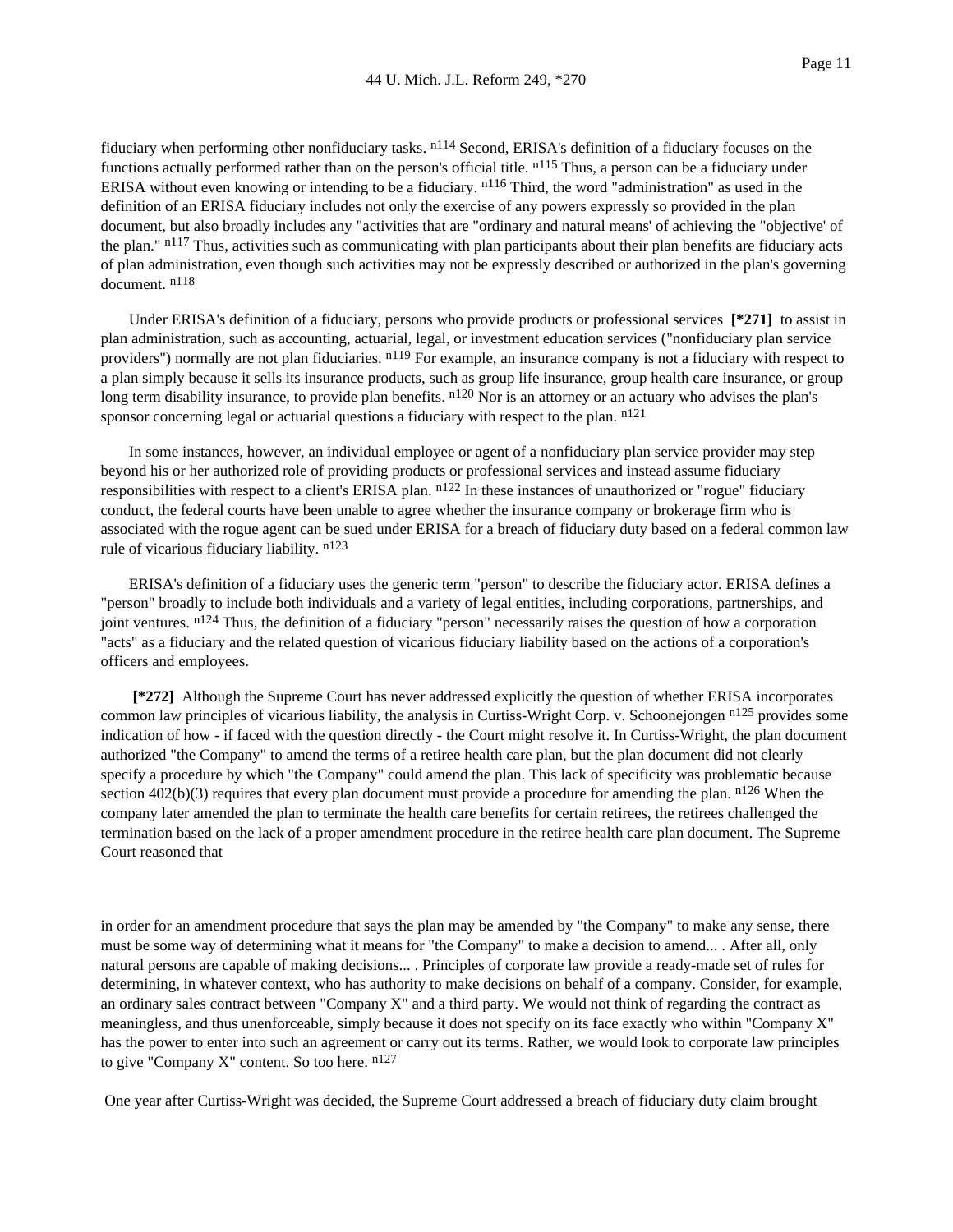fiduciary when performing other nonfiduciary tasks. [n114] Second, ERISA's definition of a fiduciary focuses on the functions actually performed rather than on the person's official title. [n115] Thus, a person can be a fiduciary under ERISA without even knowing or intending to be a fiduciary. [n116] Third, the word "administration" as used in the definition of an ERISA fiduciary includes not only the exercise of any powers expressly so provided in the plan document, but also broadly includes any "activities that are "ordinary and natural means' of achieving the "objective' of the plan." [n117] Thus, activities such as communicating with plan participants about their plan benefits are fiduciary acts of plan administration, even though such activities may not be expressly described or authorized in the plan's governing document. [n118]

Under ERISA's definition of a fiduciary, persons who provide products or professional services **[*271]** to assist in plan administration, such as accounting, actuarial, legal, or investment education services ("nonfiduciary plan service providers") normally are not plan fiduciaries. [n119] For example, an insurance company is not a fiduciary with respect to a plan simply because it sells its insurance products, such as group life insurance, group health care insurance, or group long term disability insurance, to provide plan benefits. [n120] Nor is an attorney or an actuary who advises the plan's sponsor concerning legal or actuarial questions a fiduciary with respect to the plan. [n121]

In some instances, however, an individual employee or agent of a nonfiduciary plan service provider may step beyond his or her authorized role of providing products or professional services and instead assume fiduciary responsibilities with respect to a client's ERISA plan. [n122] In these instances of unauthorized or "rogue" fiduciary conduct, the federal courts have been unable to agree whether the insurance company or brokerage firm who is associated with the rogue agent can be sued under ERISA for a breach of fiduciary duty based on a federal common law rule of vicarious fiduciary liability. [n123]

ERISA's definition of a fiduciary uses the generic term "person" to describe the fiduciary actor. ERISA defines a "person" broadly to include both individuals and a variety of legal entities, including corporations, partnerships, and joint ventures. [n124] Thus, the definition of a fiduciary "person" necessarily raises the question of how a corporation "acts" as a fiduciary and the related question of vicarious fiduciary liability based on the actions of a corporation's officers and employees.

**[*272]** Although the Supreme Court has never addressed explicitly the question of whether ERISA incorporates common law principles of vicarious liability, the analysis in Curtiss-Wright Corp. v. Schoonejongen [n125] provides some indication of how - if faced with the question directly - the Court might resolve it. In Curtiss-Wright, the plan document authorized "the Company" to amend the terms of a retiree health care plan, but the plan document did not clearly specify a procedure by which "the Company" could amend the plan. This lack of specificity was problematic because section 402(b)(3) requires that every plan document must provide a procedure for amending the plan. [n126] When the company later amended the plan to terminate the health care benefits for certain retirees, the retirees challenged the termination based on the lack of a proper amendment procedure in the retiree health care plan document. The Supreme Court reasoned that

in order for an amendment procedure that says the plan may be amended by "the Company" to make any sense, there must be some way of determining what it means for "the Company" to make a decision to amend... . After all, only natural persons are capable of making decisions... . Principles of corporate law provide a ready-made set of rules for determining, in whatever context, who has authority to make decisions on behalf of a company. Consider, for example, an ordinary sales contract between "Company X" and a third party. We would not think of regarding the contract as meaningless, and thus unenforceable, simply because it does not specify on its face exactly who within "Company X" has the power to enter into such an agreement or carry out its terms. Rather, we would look to corporate law principles to give "Company X" content. So too here. [n127]

One year after Curtiss-Wright was decided, the Supreme Court addressed a breach of fiduciary duty claim brought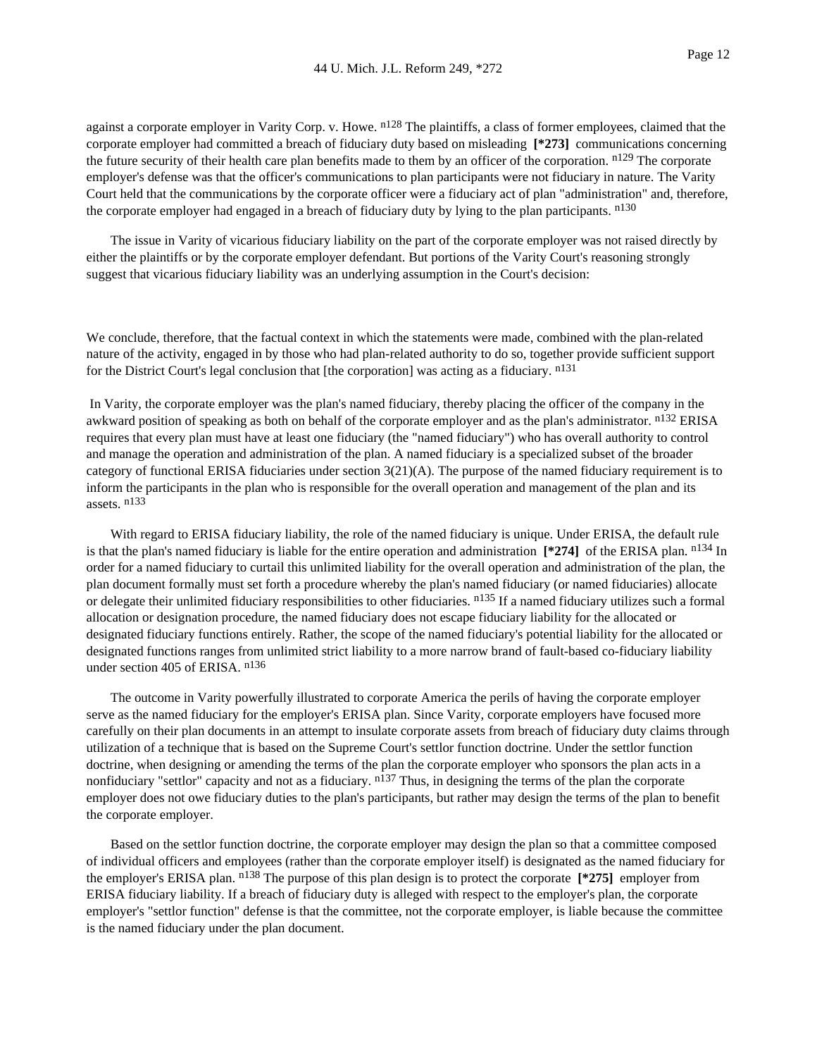against a corporate employer in Varity Corp. v. Howe. [n128] The plaintiffs, a class of former employees, claimed that the corporate employer had committed a breach of fiduciary duty based on misleading **[*273]** communications concerning the future security of their health care plan benefits made to them by an officer of the corporation. [n129] The corporate employer's defense was that the officer's communications to plan participants were not fiduciary in nature. The Varity Court held that the communications by the corporate officer were a fiduciary act of plan "administration" and, therefore, the corporate employer had engaged in a breach of fiduciary duty by lying to the plan participants. [n130]

The issue in Varity of vicarious fiduciary liability on the part of the corporate employer was not raised directly by either the plaintiffs or by the corporate employer defendant. But portions of the Varity Court's reasoning strongly suggest that vicarious fiduciary liability was an underlying assumption in the Court's decision:

We conclude, therefore, that the factual context in which the statements were made, combined with the plan-related nature of the activity, engaged in by those who had plan-related authority to do so, together provide sufficient support for the District Court's legal conclusion that [the corporation] was acting as a fiduciary. [n131]

In Varity, the corporate employer was the plan's named fiduciary, thereby placing the officer of the company in the awkward position of speaking as both on behalf of the corporate employer and as the plan's administrator. [n132] ERISA requires that every plan must have at least one fiduciary (the "named fiduciary") who has overall authority to control and manage the operation and administration of the plan. A named fiduciary is a specialized subset of the broader category of functional ERISA fiduciaries under section 3(21)(A). The purpose of the named fiduciary requirement is to inform the participants in the plan who is responsible for the overall operation and management of the plan and its assets. [n133]

With regard to ERISA fiduciary liability, the role of the named fiduciary is unique. Under ERISA, the default rule is that the plan's named fiduciary is liable for the entire operation and administration **[*274]** of the ERISA plan. [n134] In order for a named fiduciary to curtail this unlimited liability for the overall operation and administration of the plan, the plan document formally must set forth a procedure whereby the plan's named fiduciary (or named fiduciaries) allocate or delegate their unlimited fiduciary responsibilities to other fiduciaries. [n135] If a named fiduciary utilizes such a formal allocation or designation procedure, the named fiduciary does not escape fiduciary liability for the allocated or designated fiduciary functions entirely. Rather, the scope of the named fiduciary's potential liability for the allocated or designated functions ranges from unlimited strict liability to a more narrow brand of fault-based co-fiduciary liability under section 405 of ERISA. [n136]

The outcome in Varity powerfully illustrated to corporate America the perils of having the corporate employer serve as the named fiduciary for the employer's ERISA plan. Since Varity, corporate employers have focused more carefully on their plan documents in an attempt to insulate corporate assets from breach of fiduciary duty claims through utilization of a technique that is based on the Supreme Court's settlor function doctrine. Under the settlor function doctrine, when designing or amending the terms of the plan the corporate employer who sponsors the plan acts in a nonfiduciary "settlor" capacity and not as a fiduciary. [n137] Thus, in designing the terms of the plan the corporate employer does not owe fiduciary duties to the plan's participants, but rather may design the terms of the plan to benefit the corporate employer.

Based on the settlor function doctrine, the corporate employer may design the plan so that a committee composed of individual officers and employees (rather than the corporate employer itself) is designated as the named fiduciary for the employer's ERISA plan. [n138] The purpose of this plan design is to protect the corporate **[*275]** employer from ERISA fiduciary liability. If a breach of fiduciary duty is alleged with respect to the employer's plan, the corporate employer's "settlor function" defense is that the committee, not the corporate employer, is liable because the committee is the named fiduciary under the plan document.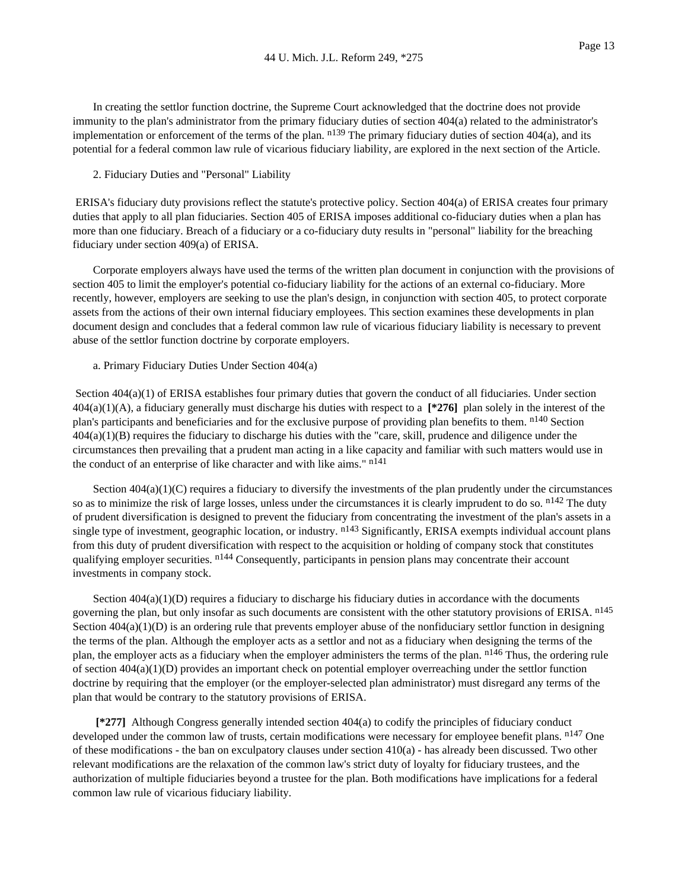In creating the settlor function doctrine, the Supreme Court acknowledged that the doctrine does not provide immunity to the plan's administrator from the primary fiduciary duties of section 404(a) related to the administrator's implementation or enforcement of the terms of the plan. [n139] The primary fiduciary duties of section 404(a), and its potential for a federal common law rule of vicarious fiduciary liability, are explored in the next section of the Article.

2. Fiduciary Duties and "Personal" Liability

ERISA's fiduciary duty provisions reflect the statute's protective policy. Section 404(a) of ERISA creates four primary duties that apply to all plan fiduciaries. Section 405 of ERISA imposes additional co-fiduciary duties when a plan has more than one fiduciary. Breach of a fiduciary or a co-fiduciary duty results in "personal" liability for the breaching fiduciary under section 409(a) of ERISA.

Corporate employers always have used the terms of the written plan document in conjunction with the provisions of section 405 to limit the employer's potential co-fiduciary liability for the actions of an external co-fiduciary. More recently, however, employers are seeking to use the plan's design, in conjunction with section 405, to protect corporate assets from the actions of their own internal fiduciary employees. This section examines these developments in plan document design and concludes that a federal common law rule of vicarious fiduciary liability is necessary to prevent abuse of the settlor function doctrine by corporate employers.

a. Primary Fiduciary Duties Under Section 404(a)

Section 404(a)(1) of ERISA establishes four primary duties that govern the conduct of all fiduciaries. Under section 404(a)(1)(A), a fiduciary generally must discharge his duties with respect to a **[*276]** plan solely in the interest of the plan's participants and beneficiaries and for the exclusive purpose of providing plan benefits to them. [n140] Section 404(a)(1)(B) requires the fiduciary to discharge his duties with the "care, skill, prudence and diligence under the circumstances then prevailing that a prudent man acting in a like capacity and familiar with such matters would use in the conduct of an enterprise of like character and with like aims." [n141]

Section 404(a)(1)(C) requires a fiduciary to diversify the investments of the plan prudently under the circumstances so as to minimize the risk of large losses, unless under the circumstances it is clearly imprudent to do so. [n142] The duty of prudent diversification is designed to prevent the fiduciary from concentrating the investment of the plan's assets in a single type of investment, geographic location, or industry. [n143] Significantly, ERISA exempts individual account plans from this duty of prudent diversification with respect to the acquisition or holding of company stock that constitutes qualifying employer securities. [n144] Consequently, participants in pension plans may concentrate their account investments in company stock.

Section 404(a)(1)(D) requires a fiduciary to discharge his fiduciary duties in accordance with the documents governing the plan, but only insofar as such documents are consistent with the other statutory provisions of ERISA. [n145] Section 404(a)(1)(D) is an ordering rule that prevents employer abuse of the nonfiduciary settlor function in designing the terms of the plan. Although the employer acts as a settlor and not as a fiduciary when designing the terms of the plan, the employer acts as a fiduciary when the employer administers the terms of the plan. [n146] Thus, the ordering rule of section 404(a)(1)(D) provides an important check on potential employer overreaching under the settlor function doctrine by requiring that the employer (or the employer-selected plan administrator) must disregard any terms of the plan that would be contrary to the statutory provisions of ERISA.

**[*277]** Although Congress generally intended section 404(a) to codify the principles of fiduciary conduct developed under the common law of trusts, certain modifications were necessary for employee benefit plans. [n147] One of these modifications - the ban on exculpatory clauses under section 410(a) - has already been discussed. Two other relevant modifications are the relaxation of the common law's strict duty of loyalty for fiduciary trustees, and the authorization of multiple fiduciaries beyond a trustee for the plan. Both modifications have implications for a federal common law rule of vicarious fiduciary liability.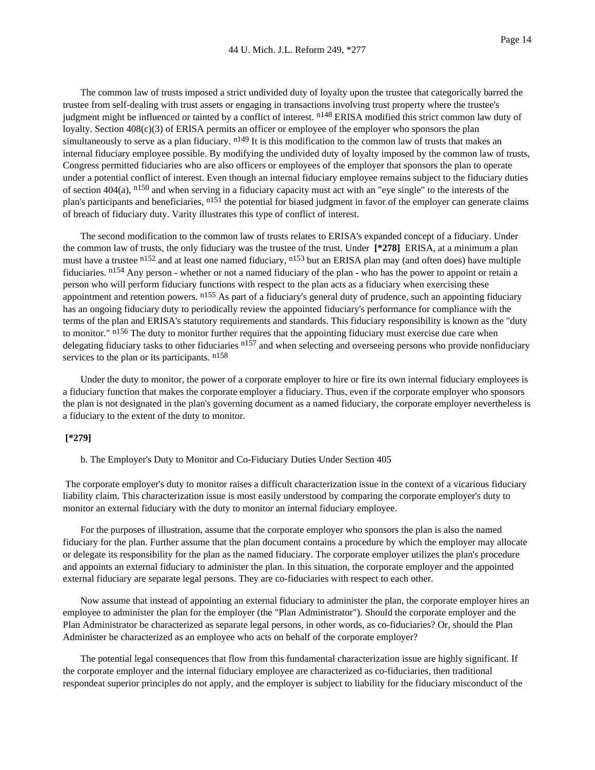The common law of trusts imposed a strict undivided duty of loyalty upon the trustee that categorically barred the trustee from self-dealing with trust assets or engaging in transactions involving trust property where the trustee's judgment might be influenced or tainted by a conflict of interest. n148 ERISA modified this strict common law duty of loyalty. Section 408(c)(3) of ERISA permits an officer or employee of the employer who sponsors the plan simultaneously to serve as a plan fiduciary. n149 It is this modification to the common law of trusts that makes an internal fiduciary employee possible. By modifying the undivided duty of loyalty imposed by the common law of trusts, Congress permitted fiduciaries who are also officers or employees of the employer that sponsors the plan to operate under a potential conflict of interest. Even though an internal fiduciary employee remains subject to the fiduciary duties of section 404(a), n150 and when serving in a fiduciary capacity must act with an "eye single" to the interests of the plan's participants and beneficiaries, n151 the potential for biased judgment in favor of the employer can generate claims of breach of fiduciary duty. Varity illustrates this type of conflict of interest.

The second modification to the common law of trusts relates to ERISA's expanded concept of a fiduciary. Under the common law of trusts, the only fiduciary was the trustee of the trust. Under **[*278]** ERISA, at a minimum a plan must have a trustee n152 and at least one named fiduciary, n153 but an ERISA plan may (and often does) have multiple fiduciaries. n154 Any person - whether or not a named fiduciary of the plan - who has the power to appoint or retain a person who will perform fiduciary functions with respect to the plan acts as a fiduciary when exercising these appointment and retention powers. n155 As part of a fiduciary's general duty of prudence, such an appointing fiduciary has an ongoing fiduciary duty to periodically review the appointed fiduciary's performance for compliance with the terms of the plan and ERISA's statutory requirements and standards. This fiduciary responsibility is known as the "duty to monitor." n156 The duty to monitor further requires that the appointing fiduciary must exercise due care when delegating fiduciary tasks to other fiduciaries n157 and when selecting and overseeing persons who provide nonfiduciary services to the plan or its participants. n158

Under the duty to monitor, the power of a corporate employer to hire or fire its own internal fiduciary employees is a fiduciary function that makes the corporate employer a fiduciary. Thus, even if the corporate employer who sponsors the plan is not designated in the plan's governing document as a named fiduciary, the corporate employer nevertheless is a fiduciary to the extent of the duty to monitor.

**[*279]**

b. The Employer's Duty to Monitor and Co-Fiduciary Duties Under Section 405

The corporate employer's duty to monitor raises a difficult characterization issue in the context of a vicarious fiduciary liability claim. This characterization issue is most easily understood by comparing the corporate employer's duty to monitor an external fiduciary with the duty to monitor an internal fiduciary employee.

For the purposes of illustration, assume that the corporate employer who sponsors the plan is also the named fiduciary for the plan. Further assume that the plan document contains a procedure by which the employer may allocate or delegate its responsibility for the plan as the named fiduciary. The corporate employer utilizes the plan's procedure and appoints an external fiduciary to administer the plan. In this situation, the corporate employer and the appointed external fiduciary are separate legal persons. They are co-fiduciaries with respect to each other.

Now assume that instead of appointing an external fiduciary to administer the plan, the corporate employer hires an employee to administer the plan for the employer (the "Plan Administrator"). Should the corporate employer and the Plan Administrator be characterized as separate legal persons, in other words, as co-fiduciaries? Or, should the Plan Administer be characterized as an employee who acts on behalf of the corporate employer?

The potential legal consequences that flow from this fundamental characterization issue are highly significant. If the corporate employer and the internal fiduciary employee are characterized as co-fiduciaries, then traditional respondeat superior principles do not apply, and the employer is subject to liability for the fiduciary misconduct of the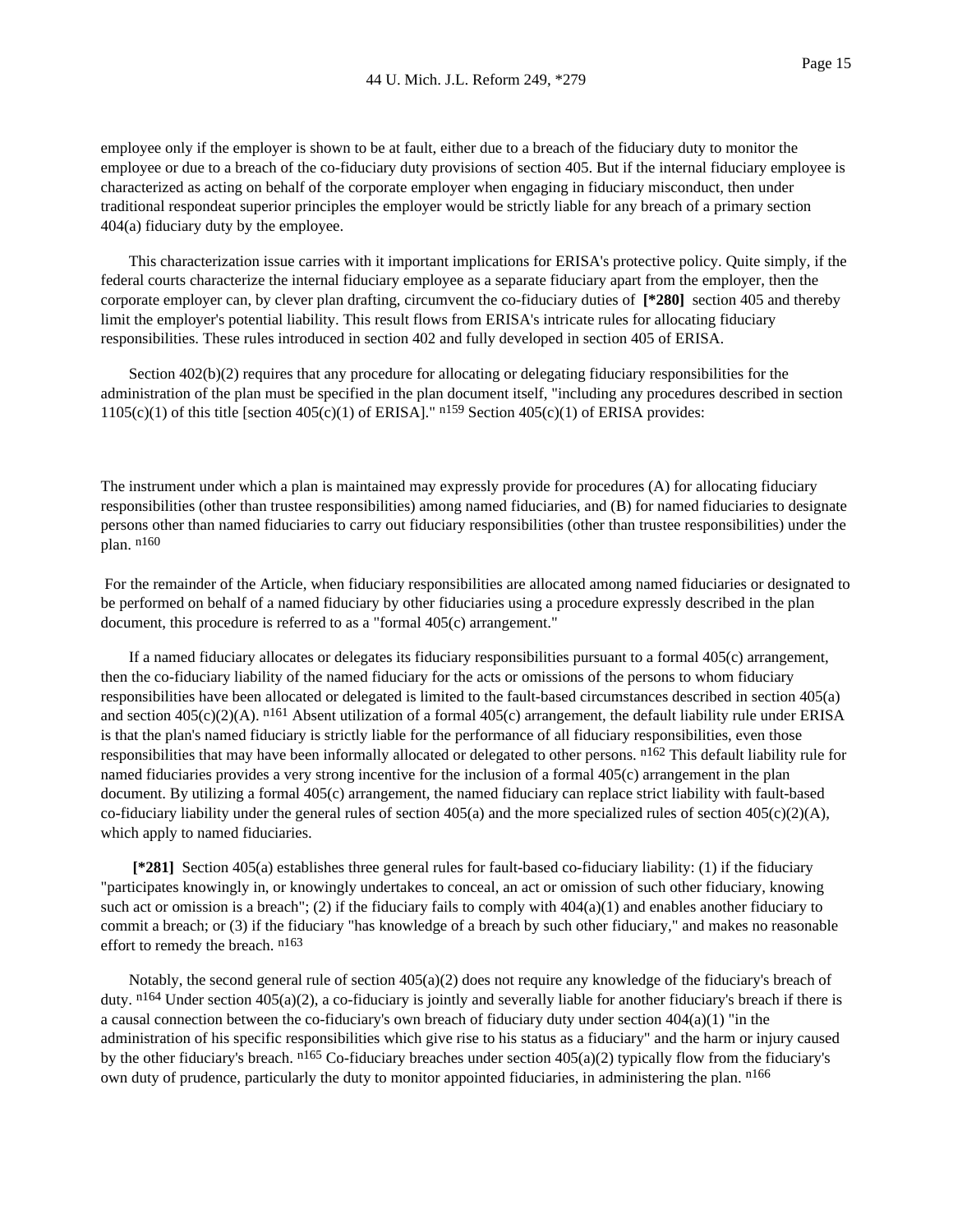employee only if the employer is shown to be at fault, either due to a breach of the fiduciary duty to monitor the employee or due to a breach of the co-fiduciary duty provisions of section 405. But if the internal fiduciary employee is characterized as acting on behalf of the corporate employer when engaging in fiduciary misconduct, then under traditional respondeat superior principles the employer would be strictly liable for any breach of a primary section 404(a) fiduciary duty by the employee.

This characterization issue carries with it important implications for ERISA's protective policy. Quite simply, if the federal courts characterize the internal fiduciary employee as a separate fiduciary apart from the employer, then the corporate employer can, by clever plan drafting, circumvent the co-fiduciary duties of **[*280]** section 405 and thereby limit the employer's potential liability. This result flows from ERISA's intricate rules for allocating fiduciary responsibilities. These rules introduced in section 402 and fully developed in section 405 of ERISA.

Section 402(b)(2) requires that any procedure for allocating or delegating fiduciary responsibilities for the administration of the plan must be specified in the plan document itself, "including any procedures described in section 1105(c)(1) of this title [section 405(c)(1) of ERISA]." n159 Section 405(c)(1) of ERISA provides:

> The instrument under which a plan is maintained may expressly provide for procedures (A) for allocating fiduciary responsibilities (other than trustee responsibilities) among named fiduciaries, and (B) for named fiduciaries to designate persons other than named fiduciaries to carry out fiduciary responsibilities (other than trustee responsibilities) under the plan. n160

For the remainder of the Article, when fiduciary responsibilities are allocated among named fiduciaries or designated to be performed on behalf of a named fiduciary by other fiduciaries using a procedure expressly described in the plan document, this procedure is referred to as a "formal 405(c) arrangement."

If a named fiduciary allocates or delegates its fiduciary responsibilities pursuant to a formal 405(c) arrangement, then the co-fiduciary liability of the named fiduciary for the acts or omissions of the persons to whom fiduciary responsibilities have been allocated or delegated is limited to the fault-based circumstances described in section 405(a) and section 405(c)(2)(A). n161 Absent utilization of a formal 405(c) arrangement, the default liability rule under ERISA is that the plan's named fiduciary is strictly liable for the performance of all fiduciary responsibilities, even those responsibilities that may have been informally allocated or delegated to other persons. n162 This default liability rule for named fiduciaries provides a very strong incentive for the inclusion of a formal 405(c) arrangement in the plan document. By utilizing a formal 405(c) arrangement, the named fiduciary can replace strict liability with fault-based co-fiduciary liability under the general rules of section 405(a) and the more specialized rules of section 405(c)(2)(A), which apply to named fiduciaries.

**[*281]** Section 405(a) establishes three general rules for fault-based co-fiduciary liability: (1) if the fiduciary "participates knowingly in, or knowingly undertakes to conceal, an act or omission of such other fiduciary, knowing such act or omission is a breach"; (2) if the fiduciary fails to comply with 404(a)(1) and enables another fiduciary to commit a breach; or (3) if the fiduciary "has knowledge of a breach by such other fiduciary," and makes no reasonable effort to remedy the breach. n163

Notably, the second general rule of section 405(a)(2) does not require any knowledge of the fiduciary's breach of duty. n164 Under section 405(a)(2), a co-fiduciary is jointly and severally liable for another fiduciary's breach if there is a causal connection between the co-fiduciary's own breach of fiduciary duty under section 404(a)(1) "in the administration of his specific responsibilities which give rise to his status as a fiduciary" and the harm or injury caused by the other fiduciary's breach. n165 Co-fiduciary breaches under section 405(a)(2) typically flow from the fiduciary's own duty of prudence, particularly the duty to monitor appointed fiduciaries, in administering the plan. n166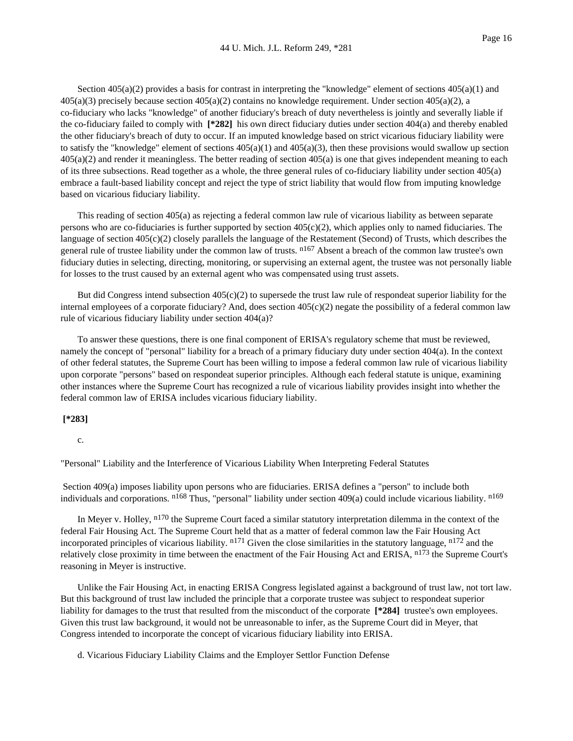Section 405(a)(2) provides a basis for contrast in interpreting the "knowledge" element of sections 405(a)(1) and 405(a)(3) precisely because section 405(a)(2) contains no knowledge requirement. Under section 405(a)(2), a co-fiduciary who lacks "knowledge" of another fiduciary's breach of duty nevertheless is jointly and severally liable if the co-fiduciary failed to comply with **[*282]** his own direct fiduciary duties under section 404(a) and thereby enabled the other fiduciary's breach of duty to occur. If an imputed knowledge based on strict vicarious fiduciary liability were to satisfy the "knowledge" element of sections 405(a)(1) and 405(a)(3), then these provisions would swallow up section 405(a)(2) and render it meaningless. The better reading of section 405(a) is one that gives independent meaning to each of its three subsections. Read together as a whole, the three general rules of co-fiduciary liability under section 405(a) embrace a fault-based liability concept and reject the type of strict liability that would flow from imputing knowledge based on vicarious fiduciary liability.

This reading of section 405(a) as rejecting a federal common law rule of vicarious liability as between separate persons who are co-fiduciaries is further supported by section 405(c)(2), which applies only to named fiduciaries. The language of section 405(c)(2) closely parallels the language of the Restatement (Second) of Trusts, which describes the general rule of trustee liability under the common law of trusts. [n167] Absent a breach of the common law trustee's own fiduciary duties in selecting, directing, monitoring, or supervising an external agent, the trustee was not personally liable for losses to the trust caused by an external agent who was compensated using trust assets.

But did Congress intend subsection 405(c)(2) to supersede the trust law rule of respondeat superior liability for the internal employees of a corporate fiduciary? And, does section 405(c)(2) negate the possibility of a federal common law rule of vicarious fiduciary liability under section 404(a)?

To answer these questions, there is one final component of ERISA's regulatory scheme that must be reviewed, namely the concept of "personal" liability for a breach of a primary fiduciary duty under section 404(a). In the context of other federal statutes, the Supreme Court has been willing to impose a federal common law rule of vicarious liability upon corporate "persons" based on respondeat superior principles. Although each federal statute is unique, examining other instances where the Supreme Court has recognized a rule of vicarious liability provides insight into whether the federal common law of ERISA includes vicarious fiduciary liability.

**[*283]**

c.

"Personal" Liability and the Interference of Vicarious Liability When Interpreting Federal Statutes

Section 409(a) imposes liability upon persons who are fiduciaries. ERISA defines a "person" to include both individuals and corporations. [n168] Thus, "personal" liability under section 409(a) could include vicarious liability. [n169]

In Meyer v. Holley, [n170] the Supreme Court faced a similar statutory interpretation dilemma in the context of the federal Fair Housing Act. The Supreme Court held that as a matter of federal common law the Fair Housing Act incorporated principles of vicarious liability. [n171] Given the close similarities in the statutory language, [n172] and the relatively close proximity in time between the enactment of the Fair Housing Act and ERISA, [n173] the Supreme Court's reasoning in Meyer is instructive.

Unlike the Fair Housing Act, in enacting ERISA Congress legislated against a background of trust law, not tort law. But this background of trust law included the principle that a corporate trustee was subject to respondeat superior liability for damages to the trust that resulted from the misconduct of the corporate **[*284]** trustee's own employees. Given this trust law background, it would not be unreasonable to infer, as the Supreme Court did in Meyer, that Congress intended to incorporate the concept of vicarious fiduciary liability into ERISA.

d. Vicarious Fiduciary Liability Claims and the Employer Settlor Function Defense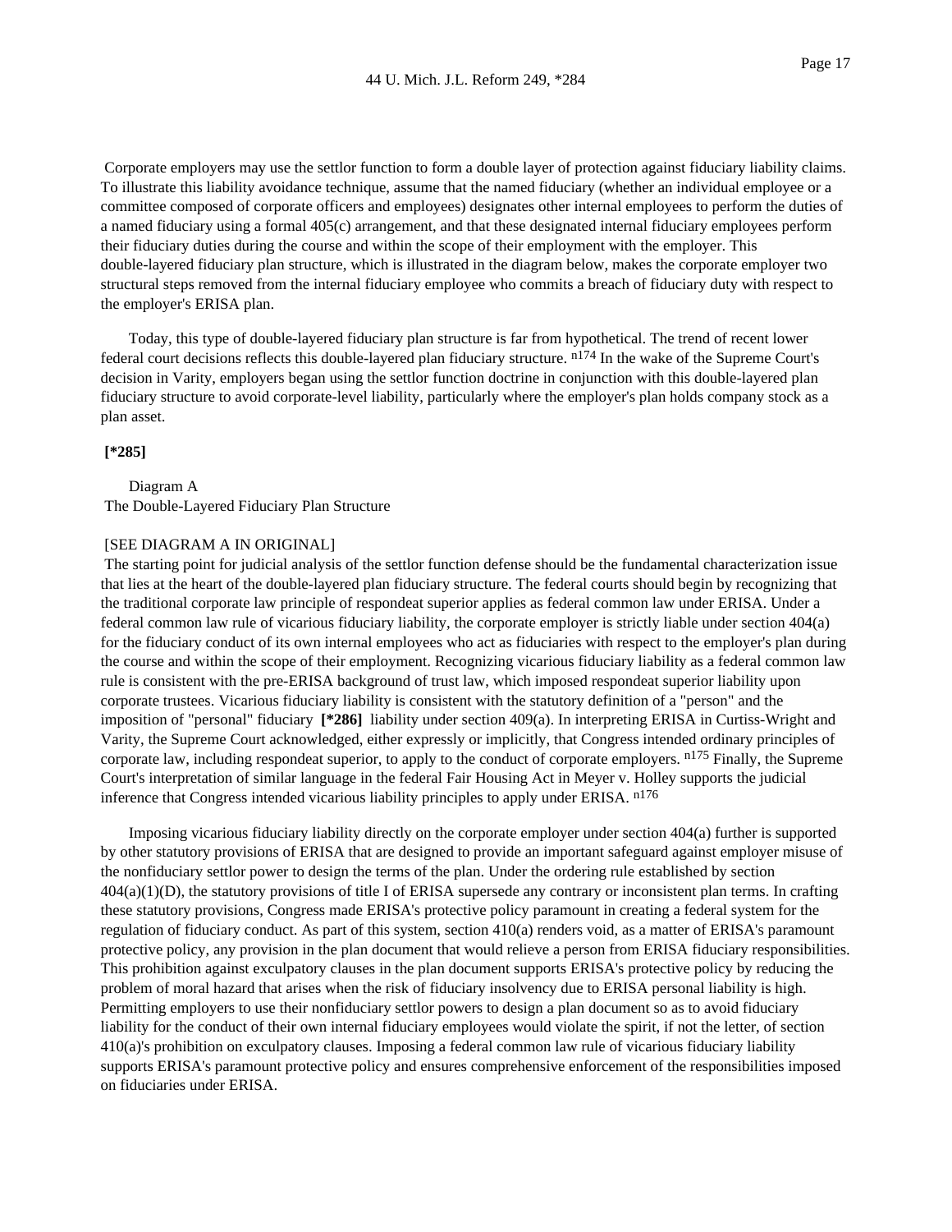Corporate employers may use the settlor function to form a double layer of protection against fiduciary liability claims. To illustrate this liability avoidance technique, assume that the named fiduciary (whether an individual employee or a committee composed of corporate officers and employees) designates other internal employees to perform the duties of a named fiduciary using a formal 405(c) arrangement, and that these designated internal fiduciary employees perform their fiduciary duties during the course and within the scope of their employment with the employer. This double-layered fiduciary plan structure, which is illustrated in the diagram below, makes the corporate employer two structural steps removed from the internal fiduciary employee who commits a breach of fiduciary duty with respect to the employer's ERISA plan.

Today, this type of double-layered fiduciary plan structure is far from hypothetical. The trend of recent lower federal court decisions reflects this double-layered plan fiduciary structure. [n174] In the wake of the Supreme Court's decision in Varity, employers began using the settlor function doctrine in conjunction with this double-layered plan fiduciary structure to avoid corporate-level liability, particularly where the employer's plan holds company stock as a plan asset.

**[*285]**

Diagram A
The Double-Layered Fiduciary Plan Structure

[SEE DIAGRAM A IN ORIGINAL]

The starting point for judicial analysis of the settlor function defense should be the fundamental characterization issue that lies at the heart of the double-layered plan fiduciary structure. The federal courts should begin by recognizing that the traditional corporate law principle of respondeat superior applies as federal common law under ERISA. Under a federal common law rule of vicarious fiduciary liability, the corporate employer is strictly liable under section 404(a) for the fiduciary conduct of its own internal employees who act as fiduciaries with respect to the employer's plan during the course and within the scope of their employment. Recognizing vicarious fiduciary liability as a federal common law rule is consistent with the pre-ERISA background of trust law, which imposed respondeat superior liability upon corporate trustees. Vicarious fiduciary liability is consistent with the statutory definition of a "person" and the imposition of "personal" fiduciary **[*286]** liability under section 409(a). In interpreting ERISA in Curtiss-Wright and Varity, the Supreme Court acknowledged, either expressly or implicitly, that Congress intended ordinary principles of corporate law, including respondeat superior, to apply to the conduct of corporate employers. [n175] Finally, the Supreme Court's interpretation of similar language in the federal Fair Housing Act in Meyer v. Holley supports the judicial inference that Congress intended vicarious liability principles to apply under ERISA. [n176]

Imposing vicarious fiduciary liability directly on the corporate employer under section 404(a) further is supported by other statutory provisions of ERISA that are designed to provide an important safeguard against employer misuse of the nonfiduciary settlor power to design the terms of the plan. Under the ordering rule established by section 404(a)(1)(D), the statutory provisions of title I of ERISA supersede any contrary or inconsistent plan terms. In crafting these statutory provisions, Congress made ERISA's protective policy paramount in creating a federal system for the regulation of fiduciary conduct. As part of this system, section 410(a) renders void, as a matter of ERISA's paramount protective policy, any provision in the plan document that would relieve a person from ERISA fiduciary responsibilities. This prohibition against exculpatory clauses in the plan document supports ERISA's protective policy by reducing the problem of moral hazard that arises when the risk of fiduciary insolvency due to ERISA personal liability is high. Permitting employers to use their nonfiduciary settlor powers to design a plan document so as to avoid fiduciary liability for the conduct of their own internal fiduciary employees would violate the spirit, if not the letter, of section 410(a)'s prohibition on exculpatory clauses. Imposing a federal common law rule of vicarious fiduciary liability supports ERISA's paramount protective policy and ensures comprehensive enforcement of the responsibilities imposed on fiduciaries under ERISA.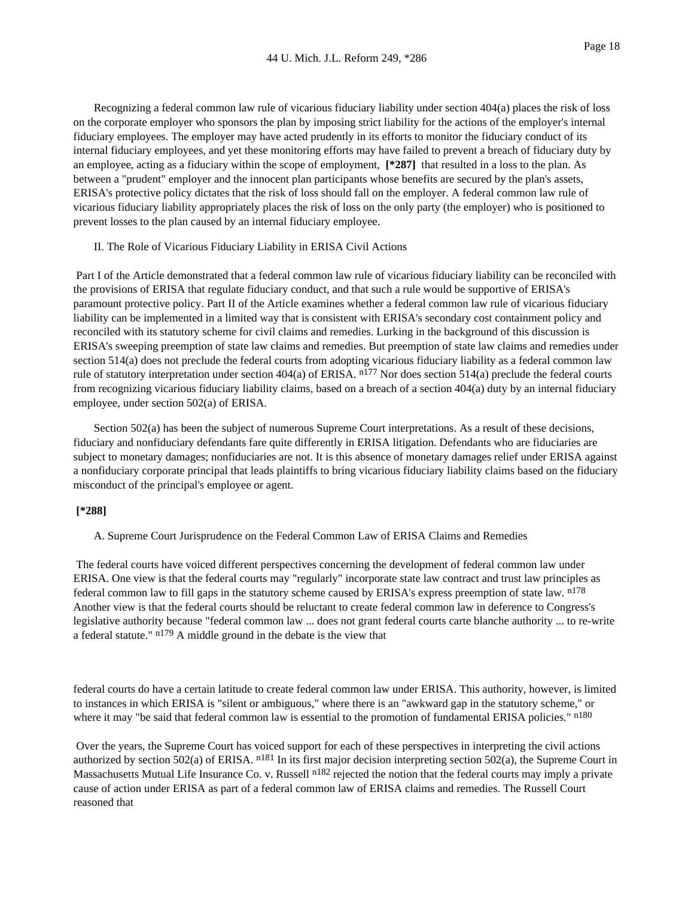Recognizing a federal common law rule of vicarious fiduciary liability under section 404(a) places the risk of loss on the corporate employer who sponsors the plan by imposing strict liability for the actions of the employer's internal fiduciary employees. The employer may have acted prudently in its efforts to monitor the fiduciary conduct of its internal fiduciary employees, and yet these monitoring efforts may have failed to prevent a breach of fiduciary duty by an employee, acting as a fiduciary within the scope of employment, **[*287]** that resulted in a loss to the plan. As between a "prudent" employer and the innocent plan participants whose benefits are secured by the plan's assets, ERISA's protective policy dictates that the risk of loss should fall on the employer. A federal common law rule of vicarious fiduciary liability appropriately places the risk of loss on the only party (the employer) who is positioned to prevent losses to the plan caused by an internal fiduciary employee.

## II. The Role of Vicarious Fiduciary Liability in ERISA Civil Actions

Part I of the Article demonstrated that a federal common law rule of vicarious fiduciary liability can be reconciled with the provisions of ERISA that regulate fiduciary conduct, and that such a rule would be supportive of ERISA's paramount protective policy. Part II of the Article examines whether a federal common law rule of vicarious fiduciary liability can be implemented in a limited way that is consistent with ERISA's secondary cost containment policy and reconciled with its statutory scheme for civil claims and remedies. Lurking in the background of this discussion is ERISA's sweeping preemption of state law claims and remedies. But preemption of state law claims and remedies under section 514(a) does not preclude the federal courts from adopting vicarious fiduciary liability as a federal common law rule of statutory interpretation under section 404(a) of ERISA. [n177] Nor does section 514(a) preclude the federal courts from recognizing vicarious fiduciary liability claims, based on a breach of a section 404(a) duty by an internal fiduciary employee, under section 502(a) of ERISA.

Section 502(a) has been the subject of numerous Supreme Court interpretations. As a result of these decisions, fiduciary and nonfiduciary defendants fare quite differently in ERISA litigation. Defendants who are fiduciaries are subject to monetary damages; nonfiduciaries are not. It is this absence of monetary damages relief under ERISA against a nonfiduciary corporate principal that leads plaintiffs to bring vicarious fiduciary liability claims based on the fiduciary misconduct of the principal's employee or agent.

**[*288]**

### A. Supreme Court Jurisprudence on the Federal Common Law of ERISA Claims and Remedies

The federal courts have voiced different perspectives concerning the development of federal common law under ERISA. One view is that the federal courts may "regularly" incorporate state law contract and trust law principles as federal common law to fill gaps in the statutory scheme caused by ERISA's express preemption of state law. [n178] Another view is that the federal courts should be reluctant to create federal common law in deference to Congress's legislative authority because "federal common law ... does not grant federal courts carte blanche authority ... to re-write a federal statute." [n179] A middle ground in the debate is the view that

federal courts do have a certain latitude to create federal common law under ERISA. This authority, however, is limited to instances in which ERISA is "silent or ambiguous," where there is an "awkward gap in the statutory scheme," or where it may "be said that federal common law is essential to the promotion of fundamental ERISA policies." [n180]

Over the years, the Supreme Court has voiced support for each of these perspectives in interpreting the civil actions authorized by section 502(a) of ERISA. [n181] In its first major decision interpreting section 502(a), the Supreme Court in Massachusetts Mutual Life Insurance Co. v. Russell [n182] rejected the notion that the federal courts may imply a private cause of action under ERISA as part of a federal common law of ERISA claims and remedies. The Russell Court reasoned that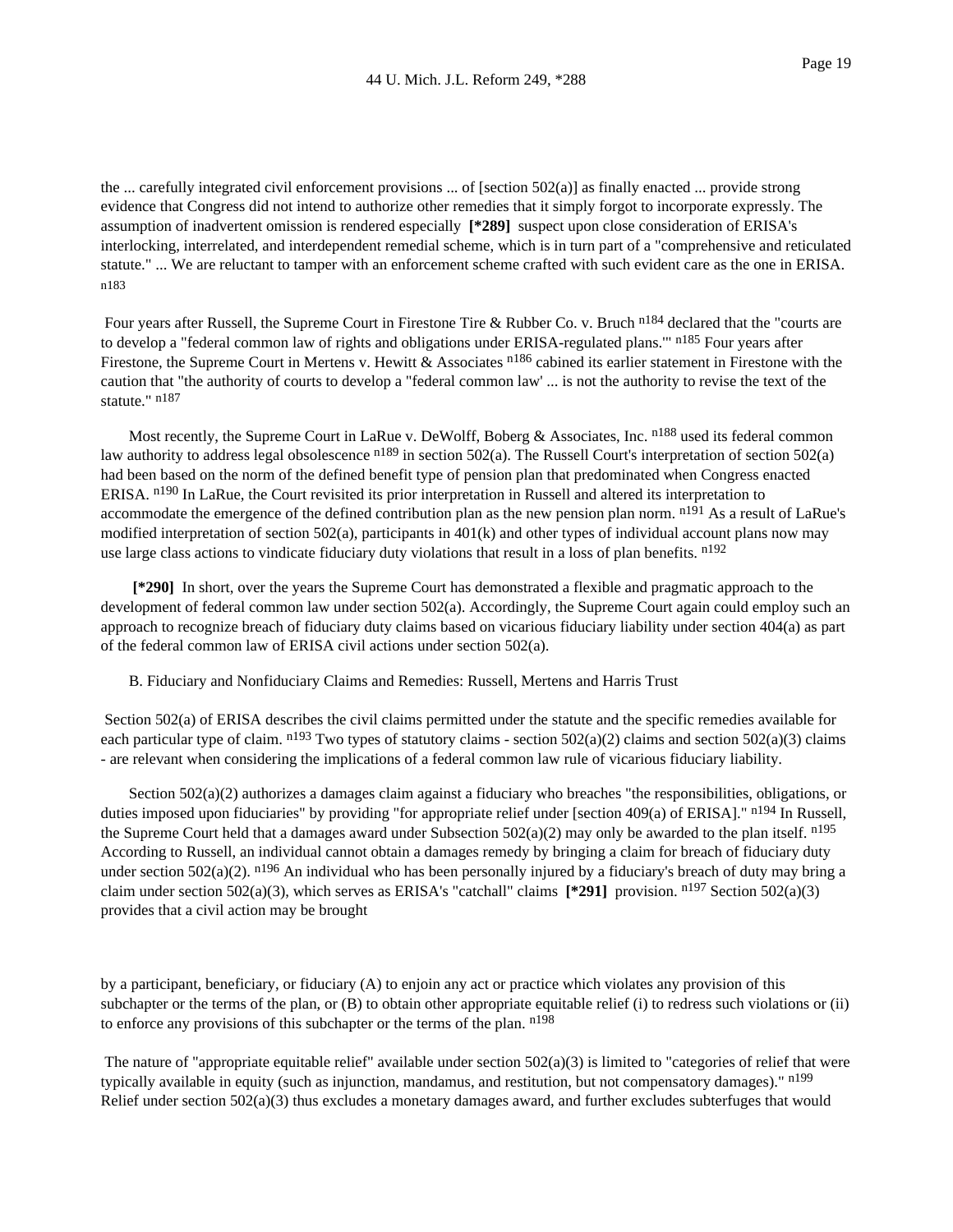the ... carefully integrated civil enforcement provisions ... of [section 502(a)] as finally enacted ... provide strong evidence that Congress did not intend to authorize other remedies that it simply forgot to incorporate expressly. The assumption of inadvertent omission is rendered especially **[*289]** suspect upon close consideration of ERISA's interlocking, interrelated, and interdependent remedial scheme, which is in turn part of a "comprehensive and reticulated statute." ... We are reluctant to tamper with an enforcement scheme crafted with such evident care as the one in ERISA. n183

Four years after Russell, the Supreme Court in Firestone Tire & Rubber Co. v. Bruch n184 declared that the "courts are to develop a "federal common law of rights and obligations under ERISA-regulated plans.'" n185 Four years after Firestone, the Supreme Court in Mertens v. Hewitt & Associates n186 cabined its earlier statement in Firestone with the caution that "the authority of courts to develop a "federal common law' ... is not the authority to revise the text of the statute." n187

Most recently, the Supreme Court in LaRue v. DeWolff, Boberg & Associates, Inc. n188 used its federal common law authority to address legal obsolescence n189 in section 502(a). The Russell Court's interpretation of section 502(a) had been based on the norm of the defined benefit type of pension plan that predominated when Congress enacted ERISA. n190 In LaRue, the Court revisited its prior interpretation in Russell and altered its interpretation to accommodate the emergence of the defined contribution plan as the new pension plan norm. n191 As a result of LaRue's modified interpretation of section 502(a), participants in 401(k) and other types of individual account plans now may use large class actions to vindicate fiduciary duty violations that result in a loss of plan benefits. n192

**[*290]** In short, over the years the Supreme Court has demonstrated a flexible and pragmatic approach to the development of federal common law under section 502(a). Accordingly, the Supreme Court again could employ such an approach to recognize breach of fiduciary duty claims based on vicarious fiduciary liability under section 404(a) as part of the federal common law of ERISA civil actions under section 502(a).

B. Fiduciary and Nonfiduciary Claims and Remedies: Russell, Mertens and Harris Trust

Section 502(a) of ERISA describes the civil claims permitted under the statute and the specific remedies available for each particular type of claim. n193 Two types of statutory claims - section 502(a)(2) claims and section 502(a)(3) claims - are relevant when considering the implications of a federal common law rule of vicarious fiduciary liability.

Section 502(a)(2) authorizes a damages claim against a fiduciary who breaches "the responsibilities, obligations, or duties imposed upon fiduciaries" by providing "for appropriate relief under [section 409(a) of ERISA]." n194 In Russell, the Supreme Court held that a damages award under Subsection 502(a)(2) may only be awarded to the plan itself. n195 According to Russell, an individual cannot obtain a damages remedy by bringing a claim for breach of fiduciary duty under section 502(a)(2). n196 An individual who has been personally injured by a fiduciary's breach of duty may bring a claim under section 502(a)(3), which serves as ERISA's "catchall" claims **[*291]** provision. n197 Section 502(a)(3) provides that a civil action may be brought

by a participant, beneficiary, or fiduciary (A) to enjoin any act or practice which violates any provision of this subchapter or the terms of the plan, or (B) to obtain other appropriate equitable relief (i) to redress such violations or (ii) to enforce any provisions of this subchapter or the terms of the plan. n198

The nature of "appropriate equitable relief" available under section 502(a)(3) is limited to "categories of relief that were typically available in equity (such as injunction, mandamus, and restitution, but not compensatory damages)." n199 Relief under section 502(a)(3) thus excludes a monetary damages award, and further excludes subterfuges that would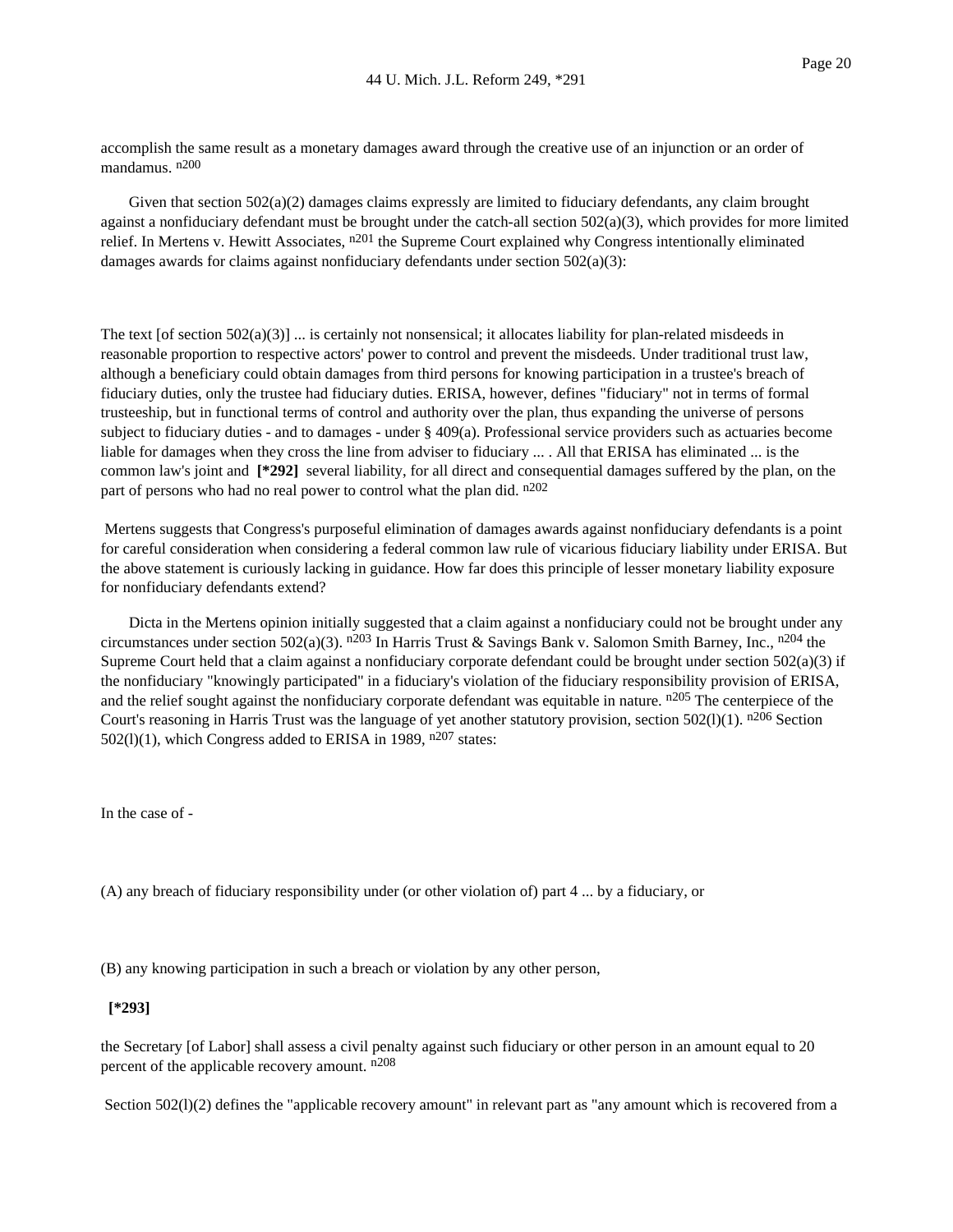accomplish the same result as a monetary damages award through the creative use of an injunction or an order of mandamus. [n200]

Given that section 502(a)(2) damages claims expressly are limited to fiduciary defendants, any claim brought against a nonfiduciary defendant must be brought under the catch-all section 502(a)(3), which provides for more limited relief. In Mertens v. Hewitt Associates, [n201] the Supreme Court explained why Congress intentionally eliminated damages awards for claims against nonfiduciary defendants under section 502(a)(3):

The text [of section 502(a)(3)] ... is certainly not nonsensical; it allocates liability for plan-related misdeeds in reasonable proportion to respective actors' power to control and prevent the misdeeds. Under traditional trust law, although a beneficiary could obtain damages from third persons for knowing participation in a trustee's breach of fiduciary duties, only the trustee had fiduciary duties. ERISA, however, defines "fiduciary" not in terms of formal trusteeship, but in functional terms of control and authority over the plan, thus expanding the universe of persons subject to fiduciary duties - and to damages - under § 409(a). Professional service providers such as actuaries become liable for damages when they cross the line from adviser to fiduciary ... . All that ERISA has eliminated ... is the common law's joint and **[*292]** several liability, for all direct and consequential damages suffered by the plan, on the part of persons who had no real power to control what the plan did. [n202]

Mertens suggests that Congress's purposeful elimination of damages awards against nonfiduciary defendants is a point for careful consideration when considering a federal common law rule of vicarious fiduciary liability under ERISA. But the above statement is curiously lacking in guidance. How far does this principle of lesser monetary liability exposure for nonfiduciary defendants extend?

Dicta in the Mertens opinion initially suggested that a claim against a nonfiduciary could not be brought under any circumstances under section 502(a)(3). [n203] In Harris Trust & Savings Bank v. Salomon Smith Barney, Inc., [n204] the Supreme Court held that a claim against a nonfiduciary corporate defendant could be brought under section 502(a)(3) if the nonfiduciary "knowingly participated" in a fiduciary's violation of the fiduciary responsibility provision of ERISA, and the relief sought against the nonfiduciary corporate defendant was equitable in nature. [n205] The centerpiece of the Court's reasoning in Harris Trust was the language of yet another statutory provision, section 502(l)(1). [n206] Section 502(l)(1), which Congress added to ERISA in 1989, [n207] states:

In the case of -

(A) any breach of fiduciary responsibility under (or other violation of) part 4 ... by a fiduciary, or

(B) any knowing participation in such a breach or violation by any other person,

**[*293]**

the Secretary [of Labor] shall assess a civil penalty against such fiduciary or other person in an amount equal to 20 percent of the applicable recovery amount. [n208]

Section 502(l)(2) defines the "applicable recovery amount" in relevant part as "any amount which is recovered from a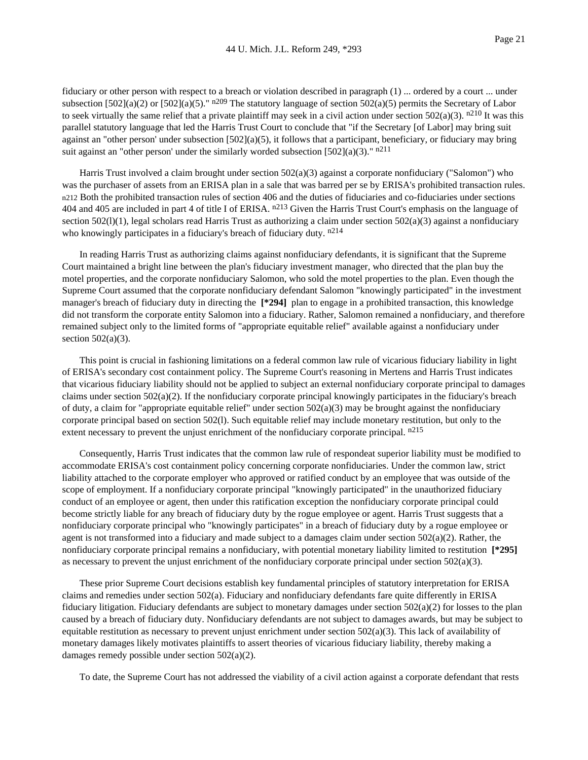fiduciary or other person with respect to a breach or violation described in paragraph (1) ... ordered by a court ... under subsection [502](a)(2) or [502](a)(5)." n209 The statutory language of section 502(a)(5) permits the Secretary of Labor to seek virtually the same relief that a private plaintiff may seek in a civil action under section 502(a)(3). n210 It was this parallel statutory language that led the Harris Trust Court to conclude that "if the Secretary [of Labor] may bring suit against an "other person' under subsection [502](a)(5), it follows that a participant, beneficiary, or fiduciary may bring suit against an "other person' under the similarly worded subsection [502](a)(3)." n211

Harris Trust involved a claim brought under section 502(a)(3) against a corporate nonfiduciary ("Salomon") who was the purchaser of assets from an ERISA plan in a sale that was barred per se by ERISA's prohibited transaction rules. n212 Both the prohibited transaction rules of section 406 and the duties of fiduciaries and co-fiduciaries under sections 404 and 405 are included in part 4 of title I of ERISA. n213 Given the Harris Trust Court's emphasis on the language of section 502(l)(1), legal scholars read Harris Trust as authorizing a claim under section 502(a)(3) against a nonfiduciary who knowingly participates in a fiduciary's breach of fiduciary duty. n214

In reading Harris Trust as authorizing claims against nonfiduciary defendants, it is significant that the Supreme Court maintained a bright line between the plan's fiduciary investment manager, who directed that the plan buy the motel properties, and the corporate nonfiduciary Salomon, who sold the motel properties to the plan. Even though the Supreme Court assumed that the corporate nonfiduciary defendant Salomon "knowingly participated" in the investment manager's breach of fiduciary duty in directing the **[*294]** plan to engage in a prohibited transaction, this knowledge did not transform the corporate entity Salomon into a fiduciary. Rather, Salomon remained a nonfiduciary, and therefore remained subject only to the limited forms of "appropriate equitable relief" available against a nonfiduciary under section 502(a)(3).

This point is crucial in fashioning limitations on a federal common law rule of vicarious fiduciary liability in light of ERISA's secondary cost containment policy. The Supreme Court's reasoning in Mertens and Harris Trust indicates that vicarious fiduciary liability should not be applied to subject an external nonfiduciary corporate principal to damages claims under section 502(a)(2). If the nonfiduciary corporate principal knowingly participates in the fiduciary's breach of duty, a claim for "appropriate equitable relief" under section 502(a)(3) may be brought against the nonfiduciary corporate principal based on section 502(l). Such equitable relief may include monetary restitution, but only to the extent necessary to prevent the unjust enrichment of the nonfiduciary corporate principal. n215

Consequently, Harris Trust indicates that the common law rule of respondeat superior liability must be modified to accommodate ERISA's cost containment policy concerning corporate nonfiduciaries. Under the common law, strict liability attached to the corporate employer who approved or ratified conduct by an employee that was outside of the scope of employment. If a nonfiduciary corporate principal "knowingly participated" in the unauthorized fiduciary conduct of an employee or agent, then under this ratification exception the nonfiduciary corporate principal could become strictly liable for any breach of fiduciary duty by the rogue employee or agent. Harris Trust suggests that a nonfiduciary corporate principal who "knowingly participates" in a breach of fiduciary duty by a rogue employee or agent is not transformed into a fiduciary and made subject to a damages claim under section 502(a)(2). Rather, the nonfiduciary corporate principal remains a nonfiduciary, with potential monetary liability limited to restitution **[*295]** as necessary to prevent the unjust enrichment of the nonfiduciary corporate principal under section 502(a)(3).

These prior Supreme Court decisions establish key fundamental principles of statutory interpretation for ERISA claims and remedies under section 502(a). Fiduciary and nonfiduciary defendants fare quite differently in ERISA fiduciary litigation. Fiduciary defendants are subject to monetary damages under section 502(a)(2) for losses to the plan caused by a breach of fiduciary duty. Nonfiduciary defendants are not subject to damages awards, but may be subject to equitable restitution as necessary to prevent unjust enrichment under section 502(a)(3). This lack of availability of monetary damages likely motivates plaintiffs to assert theories of vicarious fiduciary liability, thereby making a damages remedy possible under section 502(a)(2).

To date, the Supreme Court has not addressed the viability of a civil action against a corporate defendant that rests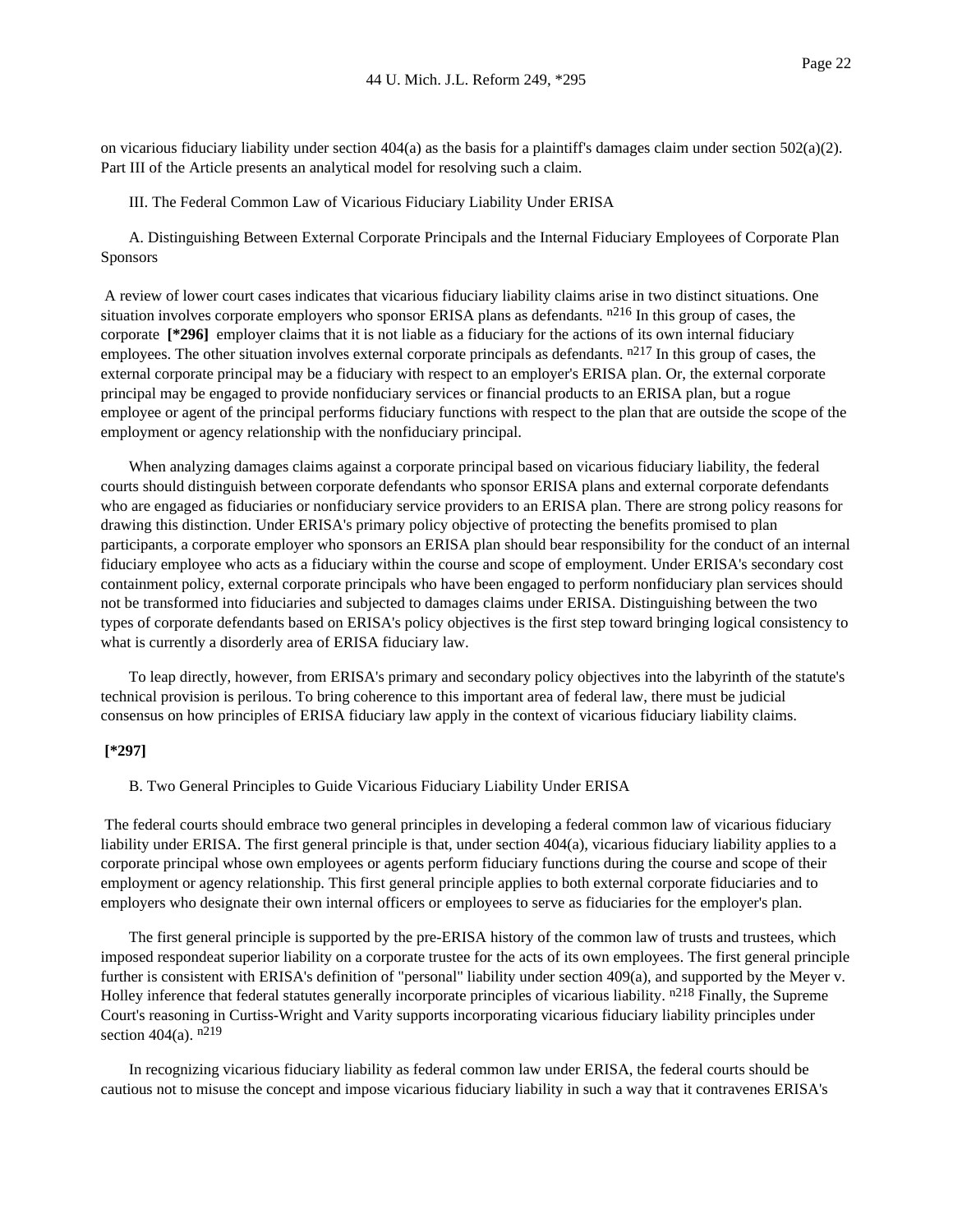on vicarious fiduciary liability under section 404(a) as the basis for a plaintiff's damages claim under section 502(a)(2). Part III of the Article presents an analytical model for resolving such a claim.

## III. The Federal Common Law of Vicarious Fiduciary Liability Under ERISA

### A. Distinguishing Between External Corporate Principals and the Internal Fiduciary Employees of Corporate Plan Sponsors

A review of lower court cases indicates that vicarious fiduciary liability claims arise in two distinct situations. One situation involves corporate employers who sponsor ERISA plans as defendants. n216 In this group of cases, the corporate **[*296]** employer claims that it is not liable as a fiduciary for the actions of its own internal fiduciary employees. The other situation involves external corporate principals as defendants. n217 In this group of cases, the external corporate principal may be a fiduciary with respect to an employer's ERISA plan. Or, the external corporate principal may be engaged to provide nonfiduciary services or financial products to an ERISA plan, but a rogue employee or agent of the principal performs fiduciary functions with respect to the plan that are outside the scope of the employment or agency relationship with the nonfiduciary principal.

When analyzing damages claims against a corporate principal based on vicarious fiduciary liability, the federal courts should distinguish between corporate defendants who sponsor ERISA plans and external corporate defendants who are engaged as fiduciaries or nonfiduciary service providers to an ERISA plan. There are strong policy reasons for drawing this distinction. Under ERISA's primary policy objective of protecting the benefits promised to plan participants, a corporate employer who sponsors an ERISA plan should bear responsibility for the conduct of an internal fiduciary employee who acts as a fiduciary within the course and scope of employment. Under ERISA's secondary cost containment policy, external corporate principals who have been engaged to perform nonfiduciary plan services should not be transformed into fiduciaries and subjected to damages claims under ERISA. Distinguishing between the two types of corporate defendants based on ERISA's policy objectives is the first step toward bringing logical consistency to what is currently a disorderly area of ERISA fiduciary law.

To leap directly, however, from ERISA's primary and secondary policy objectives into the labyrinth of the statute's technical provision is perilous. To bring coherence to this important area of federal law, there must be judicial consensus on how principles of ERISA fiduciary law apply in the context of vicarious fiduciary liability claims.

**[*297]**

### B. Two General Principles to Guide Vicarious Fiduciary Liability Under ERISA

The federal courts should embrace two general principles in developing a federal common law of vicarious fiduciary liability under ERISA. The first general principle is that, under section 404(a), vicarious fiduciary liability applies to a corporate principal whose own employees or agents perform fiduciary functions during the course and scope of their employment or agency relationship. This first general principle applies to both external corporate fiduciaries and to employers who designate their own internal officers or employees to serve as fiduciaries for the employer's plan.

The first general principle is supported by the pre-ERISA history of the common law of trusts and trustees, which imposed respondeat superior liability on a corporate trustee for the acts of its own employees. The first general principle further is consistent with ERISA's definition of "personal" liability under section 409(a), and supported by the Meyer v. Holley inference that federal statutes generally incorporate principles of vicarious liability. n218 Finally, the Supreme Court's reasoning in Curtiss-Wright and Varity supports incorporating vicarious fiduciary liability principles under section 404(a). n219

In recognizing vicarious fiduciary liability as federal common law under ERISA, the federal courts should be cautious not to misuse the concept and impose vicarious fiduciary liability in such a way that it contravenes ERISA's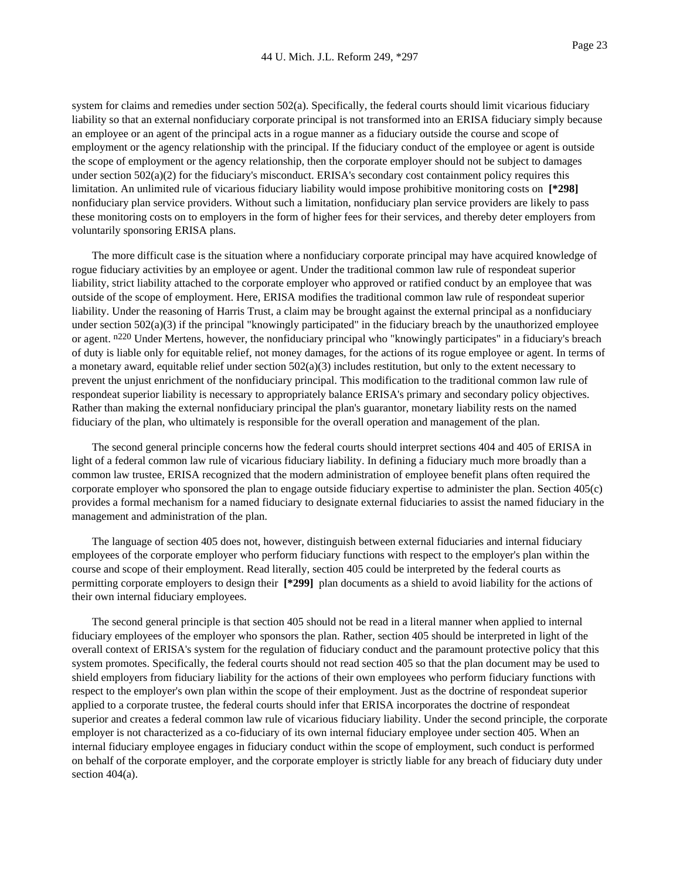system for claims and remedies under section 502(a). Specifically, the federal courts should limit vicarious fiduciary liability so that an external nonfiduciary corporate principal is not transformed into an ERISA fiduciary simply because an employee or an agent of the principal acts in a rogue manner as a fiduciary outside the course and scope of employment or the agency relationship with the principal. If the fiduciary conduct of the employee or agent is outside the scope of employment or the agency relationship, then the corporate employer should not be subject to damages under section 502(a)(2) for the fiduciary's misconduct. ERISA's secondary cost containment policy requires this limitation. An unlimited rule of vicarious fiduciary liability would impose prohibitive monitoring costs on **[*298]** nonfiduciary plan service providers. Without such a limitation, nonfiduciary plan service providers are likely to pass these monitoring costs on to employers in the form of higher fees for their services, and thereby deter employers from voluntarily sponsoring ERISA plans.

The more difficult case is the situation where a nonfiduciary corporate principal may have acquired knowledge of rogue fiduciary activities by an employee or agent. Under the traditional common law rule of respondeat superior liability, strict liability attached to the corporate employer who approved or ratified conduct by an employee that was outside of the scope of employment. Here, ERISA modifies the traditional common law rule of respondeat superior liability. Under the reasoning of Harris Trust, a claim may be brought against the external principal as a nonfiduciary under section 502(a)(3) if the principal "knowingly participated" in the fiduciary breach by the unauthorized employee or agent. [n220] Under Mertens, however, the nonfiduciary principal who "knowingly participates" in a fiduciary's breach of duty is liable only for equitable relief, not money damages, for the actions of its rogue employee or agent. In terms of a monetary award, equitable relief under section 502(a)(3) includes restitution, but only to the extent necessary to prevent the unjust enrichment of the nonfiduciary principal. This modification to the traditional common law rule of respondeat superior liability is necessary to appropriately balance ERISA's primary and secondary policy objectives. Rather than making the external nonfiduciary principal the plan's guarantor, monetary liability rests on the named fiduciary of the plan, who ultimately is responsible for the overall operation and management of the plan.

The second general principle concerns how the federal courts should interpret sections 404 and 405 of ERISA in light of a federal common law rule of vicarious fiduciary liability. In defining a fiduciary much more broadly than a common law trustee, ERISA recognized that the modern administration of employee benefit plans often required the corporate employer who sponsored the plan to engage outside fiduciary expertise to administer the plan. Section 405(c) provides a formal mechanism for a named fiduciary to designate external fiduciaries to assist the named fiduciary in the management and administration of the plan.

The language of section 405 does not, however, distinguish between external fiduciaries and internal fiduciary employees of the corporate employer who perform fiduciary functions with respect to the employer's plan within the course and scope of their employment. Read literally, section 405 could be interpreted by the federal courts as permitting corporate employers to design their **[*299]** plan documents as a shield to avoid liability for the actions of their own internal fiduciary employees.

The second general principle is that section 405 should not be read in a literal manner when applied to internal fiduciary employees of the employer who sponsors the plan. Rather, section 405 should be interpreted in light of the overall context of ERISA's system for the regulation of fiduciary conduct and the paramount protective policy that this system promotes. Specifically, the federal courts should not read section 405 so that the plan document may be used to shield employers from fiduciary liability for the actions of their own employees who perform fiduciary functions with respect to the employer's own plan within the scope of their employment. Just as the doctrine of respondeat superior applied to a corporate trustee, the federal courts should infer that ERISA incorporates the doctrine of respondeat superior and creates a federal common law rule of vicarious fiduciary liability. Under the second principle, the corporate employer is not characterized as a co-fiduciary of its own internal fiduciary employee under section 405. When an internal fiduciary employee engages in fiduciary conduct within the scope of employment, such conduct is performed on behalf of the corporate employer, and the corporate employer is strictly liable for any breach of fiduciary duty under section 404(a).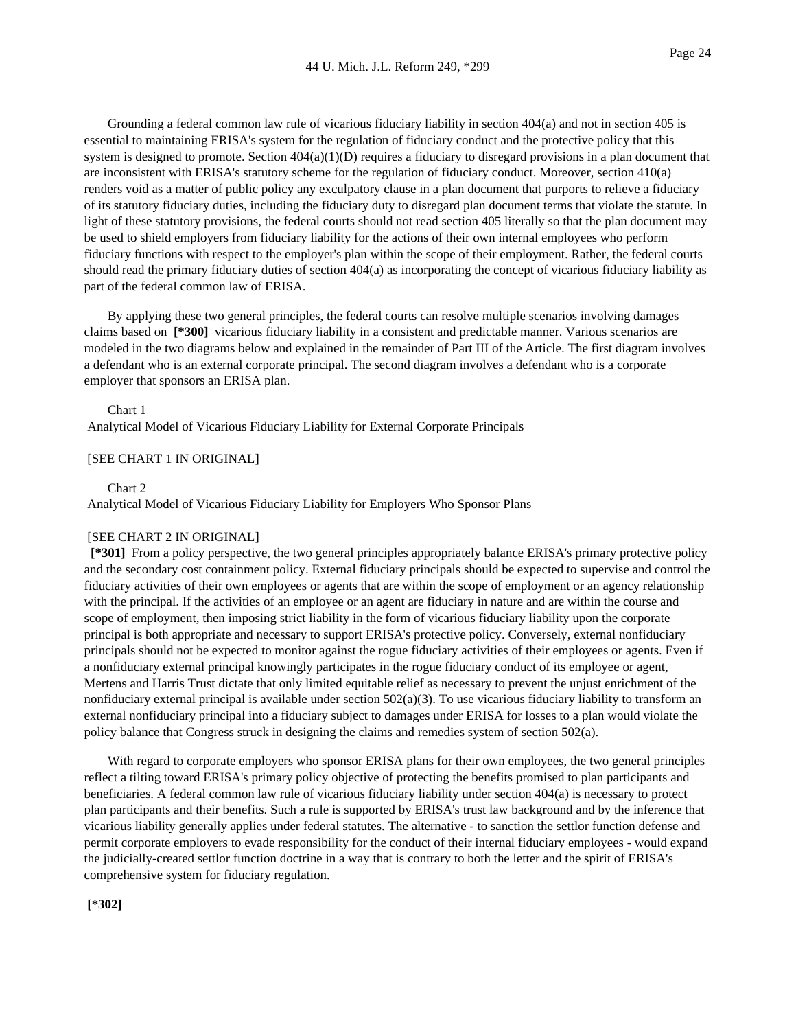Grounding a federal common law rule of vicarious fiduciary liability in section 404(a) and not in section 405 is essential to maintaining ERISA's system for the regulation of fiduciary conduct and the protective policy that this system is designed to promote. Section 404(a)(1)(D) requires a fiduciary to disregard provisions in a plan document that are inconsistent with ERISA's statutory scheme for the regulation of fiduciary conduct. Moreover, section 410(a) renders void as a matter of public policy any exculpatory clause in a plan document that purports to relieve a fiduciary of its statutory fiduciary duties, including the fiduciary duty to disregard plan document terms that violate the statute. In light of these statutory provisions, the federal courts should not read section 405 literally so that the plan document may be used to shield employers from fiduciary liability for the actions of their own internal employees who perform fiduciary functions with respect to the employer's plan within the scope of their employment. Rather, the federal courts should read the primary fiduciary duties of section 404(a) as incorporating the concept of vicarious fiduciary liability as part of the federal common law of ERISA.

By applying these two general principles, the federal courts can resolve multiple scenarios involving damages claims based on **[*300]** vicarious fiduciary liability in a consistent and predictable manner. Various scenarios are modeled in the two diagrams below and explained in the remainder of Part III of the Article. The first diagram involves a defendant who is an external corporate principal. The second diagram involves a defendant who is a corporate employer that sponsors an ERISA plan.

Chart 1
Analytical Model of Vicarious Fiduciary Liability for External Corporate Principals

[SEE CHART 1 IN ORIGINAL]

Chart 2
Analytical Model of Vicarious Fiduciary Liability for Employers Who Sponsor Plans

[SEE CHART 2 IN ORIGINAL]

**[*301]** From a policy perspective, the two general principles appropriately balance ERISA's primary protective policy and the secondary cost containment policy. External fiduciary principals should be expected to supervise and control the fiduciary activities of their own employees or agents that are within the scope of employment or an agency relationship with the principal. If the activities of an employee or an agent are fiduciary in nature and are within the course and scope of employment, then imposing strict liability in the form of vicarious fiduciary liability upon the corporate principal is both appropriate and necessary to support ERISA's protective policy. Conversely, external nonfiduciary principals should not be expected to monitor against the rogue fiduciary activities of their employees or agents. Even if a nonfiduciary external principal knowingly participates in the rogue fiduciary conduct of its employee or agent, Mertens and Harris Trust dictate that only limited equitable relief as necessary to prevent the unjust enrichment of the nonfiduciary external principal is available under section 502(a)(3). To use vicarious fiduciary liability to transform an external nonfiduciary principal into a fiduciary subject to damages under ERISA for losses to a plan would violate the policy balance that Congress struck in designing the claims and remedies system of section 502(a).

With regard to corporate employers who sponsor ERISA plans for their own employees, the two general principles reflect a tilting toward ERISA's primary policy objective of protecting the benefits promised to plan participants and beneficiaries. A federal common law rule of vicarious fiduciary liability under section 404(a) is necessary to protect plan participants and their benefits. Such a rule is supported by ERISA's trust law background and by the inference that vicarious liability generally applies under federal statutes. The alternative - to sanction the settlor function defense and permit corporate employers to evade responsibility for the conduct of their internal fiduciary employees - would expand the judicially-created settlor function doctrine in a way that is contrary to both the letter and the spirit of ERISA's comprehensive system for fiduciary regulation.

**[*302]**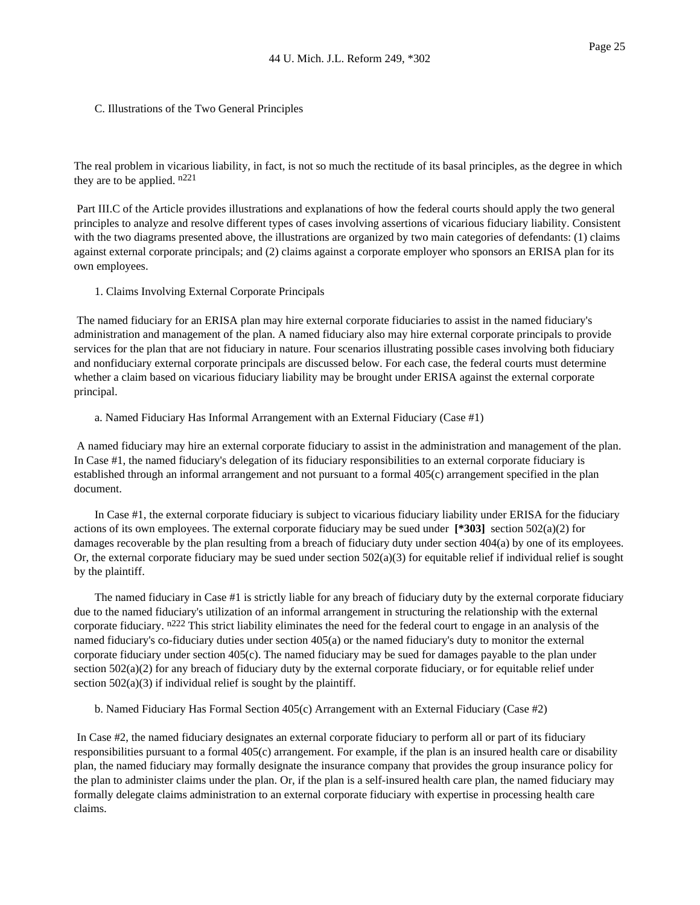### C. Illustrations of the Two General Principles

The real problem in vicarious liability, in fact, is not so much the rectitude of its basal principles, as the degree in which they are to be applied. [n221]

Part III.C of the Article provides illustrations and explanations of how the federal courts should apply the two general principles to analyze and resolve different types of cases involving assertions of vicarious fiduciary liability. Consistent with the two diagrams presented above, the illustrations are organized by two main categories of defendants: (1) claims against external corporate principals; and (2) claims against a corporate employer who sponsors an ERISA plan for its own employees.

#### 1. Claims Involving External Corporate Principals

The named fiduciary for an ERISA plan may hire external corporate fiduciaries to assist in the named fiduciary's administration and management of the plan. A named fiduciary also may hire external corporate principals to provide services for the plan that are not fiduciary in nature. Four scenarios illustrating possible cases involving both fiduciary and nonfiduciary external corporate principals are discussed below. For each case, the federal courts must determine whether a claim based on vicarious fiduciary liability may be brought under ERISA against the external corporate principal.

##### a. Named Fiduciary Has Informal Arrangement with an External Fiduciary (Case #1)

A named fiduciary may hire an external corporate fiduciary to assist in the administration and management of the plan. In Case #1, the named fiduciary's delegation of its fiduciary responsibilities to an external corporate fiduciary is established through an informal arrangement and not pursuant to a formal 405(c) arrangement specified in the plan document.

In Case #1, the external corporate fiduciary is subject to vicarious fiduciary liability under ERISA for the fiduciary actions of its own employees. The external corporate fiduciary may be sued under **[*303]** section 502(a)(2) for damages recoverable by the plan resulting from a breach of fiduciary duty under section 404(a) by one of its employees. Or, the external corporate fiduciary may be sued under section 502(a)(3) for equitable relief if individual relief is sought by the plaintiff.

The named fiduciary in Case #1 is strictly liable for any breach of fiduciary duty by the external corporate fiduciary due to the named fiduciary's utilization of an informal arrangement in structuring the relationship with the external corporate fiduciary. [n222] This strict liability eliminates the need for the federal court to engage in an analysis of the named fiduciary's co-fiduciary duties under section 405(a) or the named fiduciary's duty to monitor the external corporate fiduciary under section 405(c). The named fiduciary may be sued for damages payable to the plan under section 502(a)(2) for any breach of fiduciary duty by the external corporate fiduciary, or for equitable relief under section 502(a)(3) if individual relief is sought by the plaintiff.

##### b. Named Fiduciary Has Formal Section 405(c) Arrangement with an External Fiduciary (Case #2)

In Case #2, the named fiduciary designates an external corporate fiduciary to perform all or part of its fiduciary responsibilities pursuant to a formal 405(c) arrangement. For example, if the plan is an insured health care or disability plan, the named fiduciary may formally designate the insurance company that provides the group insurance policy for the plan to administer claims under the plan. Or, if the plan is a self-insured health care plan, the named fiduciary may formally delegate claims administration to an external corporate fiduciary with expertise in processing health care claims.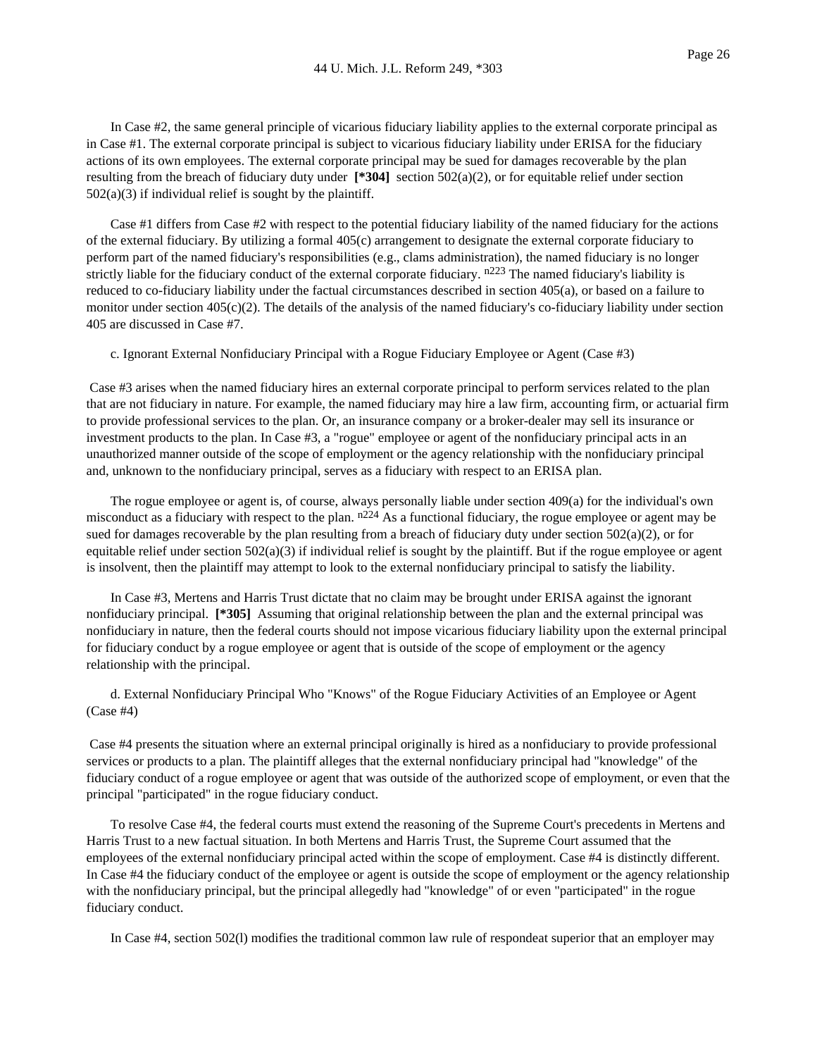In Case #2, the same general principle of vicarious fiduciary liability applies to the external corporate principal as in Case #1. The external corporate principal is subject to vicarious fiduciary liability under ERISA for the fiduciary actions of its own employees. The external corporate principal may be sued for damages recoverable by the plan resulting from the breach of fiduciary duty under **[*304]** section 502(a)(2), or for equitable relief under section 502(a)(3) if individual relief is sought by the plaintiff.

Case #1 differs from Case #2 with respect to the potential fiduciary liability of the named fiduciary for the actions of the external fiduciary. By utilizing a formal 405(c) arrangement to designate the external corporate fiduciary to perform part of the named fiduciary's responsibilities (e.g., clams administration), the named fiduciary is no longer strictly liable for the fiduciary conduct of the external corporate fiduciary. [n223] The named fiduciary's liability is reduced to co-fiduciary liability under the factual circumstances described in section 405(a), or based on a failure to monitor under section 405(c)(2). The details of the analysis of the named fiduciary's co-fiduciary liability under section 405 are discussed in Case #7.

c. Ignorant External Nonfiduciary Principal with a Rogue Fiduciary Employee or Agent (Case #3)

Case #3 arises when the named fiduciary hires an external corporate principal to perform services related to the plan that are not fiduciary in nature. For example, the named fiduciary may hire a law firm, accounting firm, or actuarial firm to provide professional services to the plan. Or, an insurance company or a broker-dealer may sell its insurance or investment products to the plan. In Case #3, a "rogue" employee or agent of the nonfiduciary principal acts in an unauthorized manner outside of the scope of employment or the agency relationship with the nonfiduciary principal and, unknown to the nonfiduciary principal, serves as a fiduciary with respect to an ERISA plan.

The rogue employee or agent is, of course, always personally liable under section 409(a) for the individual's own misconduct as a fiduciary with respect to the plan. [n224] As a functional fiduciary, the rogue employee or agent may be sued for damages recoverable by the plan resulting from a breach of fiduciary duty under section 502(a)(2), or for equitable relief under section 502(a)(3) if individual relief is sought by the plaintiff. But if the rogue employee or agent is insolvent, then the plaintiff may attempt to look to the external nonfiduciary principal to satisfy the liability.

In Case #3, Mertens and Harris Trust dictate that no claim may be brought under ERISA against the ignorant nonfiduciary principal. **[*305]** Assuming that original relationship between the plan and the external principal was nonfiduciary in nature, then the federal courts should not impose vicarious fiduciary liability upon the external principal for fiduciary conduct by a rogue employee or agent that is outside of the scope of employment or the agency relationship with the principal.

d. External Nonfiduciary Principal Who "Knows" of the Rogue Fiduciary Activities of an Employee or Agent (Case #4)

Case #4 presents the situation where an external principal originally is hired as a nonfiduciary to provide professional services or products to a plan. The plaintiff alleges that the external nonfiduciary principal had "knowledge" of the fiduciary conduct of a rogue employee or agent that was outside of the authorized scope of employment, or even that the principal "participated" in the rogue fiduciary conduct.

To resolve Case #4, the federal courts must extend the reasoning of the Supreme Court's precedents in Mertens and Harris Trust to a new factual situation. In both Mertens and Harris Trust, the Supreme Court assumed that the employees of the external nonfiduciary principal acted within the scope of employment. Case #4 is distinctly different. In Case #4 the fiduciary conduct of the employee or agent is outside the scope of employment or the agency relationship with the nonfiduciary principal, but the principal allegedly had "knowledge" of or even "participated" in the rogue fiduciary conduct.

In Case #4, section 502(l) modifies the traditional common law rule of respondeat superior that an employer may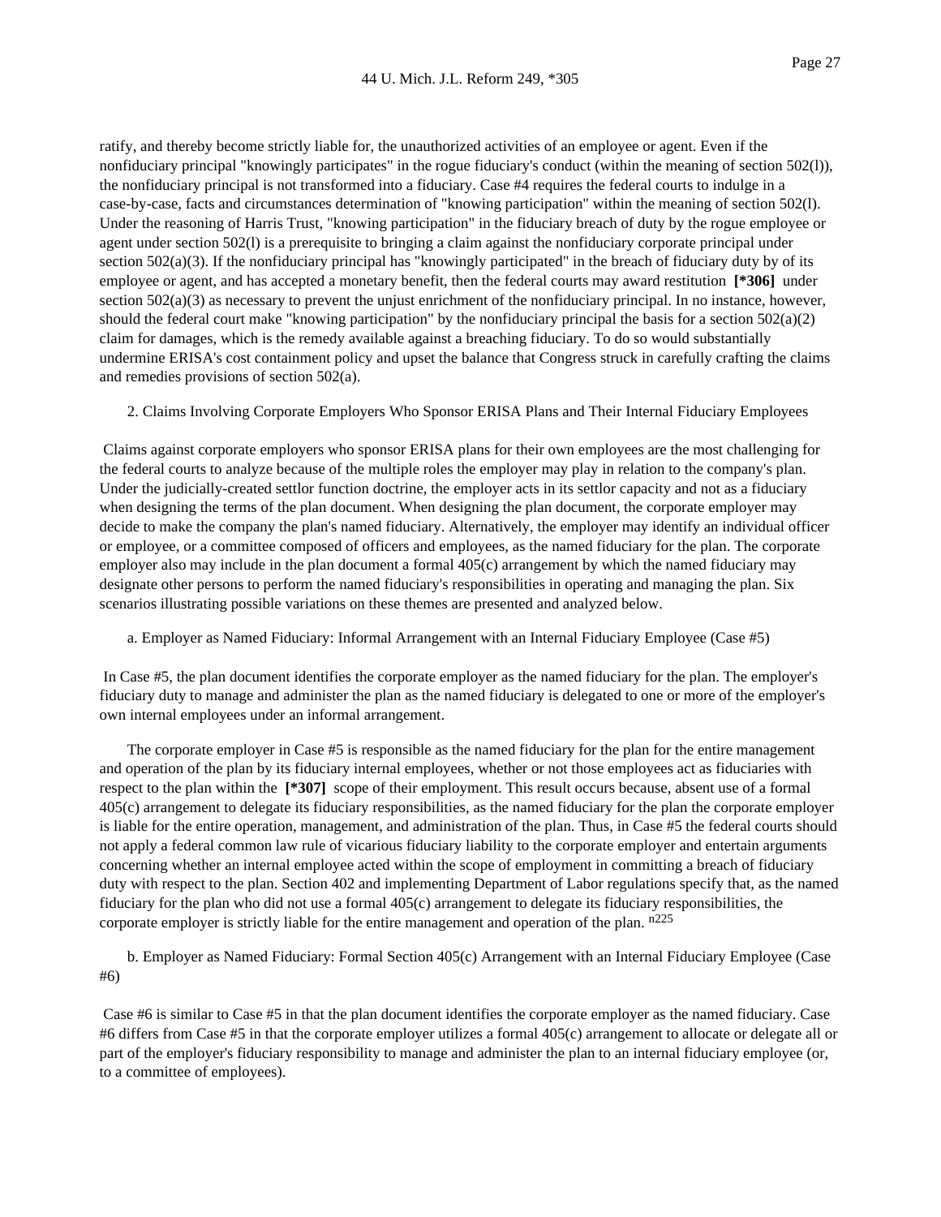ratify, and thereby become strictly liable for, the unauthorized activities of an employee or agent. Even if the nonfiduciary principal "knowingly participates" in the rogue fiduciary's conduct (within the meaning of section 502(l)), the nonfiduciary principal is not transformed into a fiduciary. Case #4 requires the federal courts to indulge in a case-by-case, facts and circumstances determination of "knowing participation" within the meaning of section 502(l). Under the reasoning of Harris Trust, "knowing participation" in the fiduciary breach of duty by the rogue employee or agent under section 502(l) is a prerequisite to bringing a claim against the nonfiduciary corporate principal under section 502(a)(3). If the nonfiduciary principal has "knowingly participated" in the breach of fiduciary duty by of its employee or agent, and has accepted a monetary benefit, then the federal courts may award restitution **[*306]** under section 502(a)(3) as necessary to prevent the unjust enrichment of the nonfiduciary principal. In no instance, however, should the federal court make "knowing participation" by the nonfiduciary principal the basis for a section 502(a)(2) claim for damages, which is the remedy available against a breaching fiduciary. To do so would substantially undermine ERISA's cost containment policy and upset the balance that Congress struck in carefully crafting the claims and remedies provisions of section 502(a).

2. Claims Involving Corporate Employers Who Sponsor ERISA Plans and Their Internal Fiduciary Employees

Claims against corporate employers who sponsor ERISA plans for their own employees are the most challenging for the federal courts to analyze because of the multiple roles the employer may play in relation to the company's plan. Under the judicially-created settlor function doctrine, the employer acts in its settlor capacity and not as a fiduciary when designing the terms of the plan document. When designing the plan document, the corporate employer may decide to make the company the plan's named fiduciary. Alternatively, the employer may identify an individual officer or employee, or a committee composed of officers and employees, as the named fiduciary for the plan. The corporate employer also may include in the plan document a formal 405(c) arrangement by which the named fiduciary may designate other persons to perform the named fiduciary's responsibilities in operating and managing the plan. Six scenarios illustrating possible variations on these themes are presented and analyzed below.

a. Employer as Named Fiduciary: Informal Arrangement with an Internal Fiduciary Employee (Case #5)

In Case #5, the plan document identifies the corporate employer as the named fiduciary for the plan. The employer's fiduciary duty to manage and administer the plan as the named fiduciary is delegated to one or more of the employer's own internal employees under an informal arrangement.

The corporate employer in Case #5 is responsible as the named fiduciary for the plan for the entire management and operation of the plan by its fiduciary internal employees, whether or not those employees act as fiduciaries with respect to the plan within the **[*307]** scope of their employment. This result occurs because, absent use of a formal 405(c) arrangement to delegate its fiduciary responsibilities, as the named fiduciary for the plan the corporate employer is liable for the entire operation, management, and administration of the plan. Thus, in Case #5 the federal courts should not apply a federal common law rule of vicarious fiduciary liability to the corporate employer and entertain arguments concerning whether an internal employee acted within the scope of employment in committing a breach of fiduciary duty with respect to the plan. Section 402 and implementing Department of Labor regulations specify that, as the named fiduciary for the plan who did not use a formal 405(c) arrangement to delegate its fiduciary responsibilities, the corporate employer is strictly liable for the entire management and operation of the plan. [n225]

b. Employer as Named Fiduciary: Formal Section 405(c) Arrangement with an Internal Fiduciary Employee (Case #6)

Case #6 is similar to Case #5 in that the plan document identifies the corporate employer as the named fiduciary. Case #6 differs from Case #5 in that the corporate employer utilizes a formal 405(c) arrangement to allocate or delegate all or part of the employer's fiduciary responsibility to manage and administer the plan to an internal fiduciary employee (or, to a committee of employees).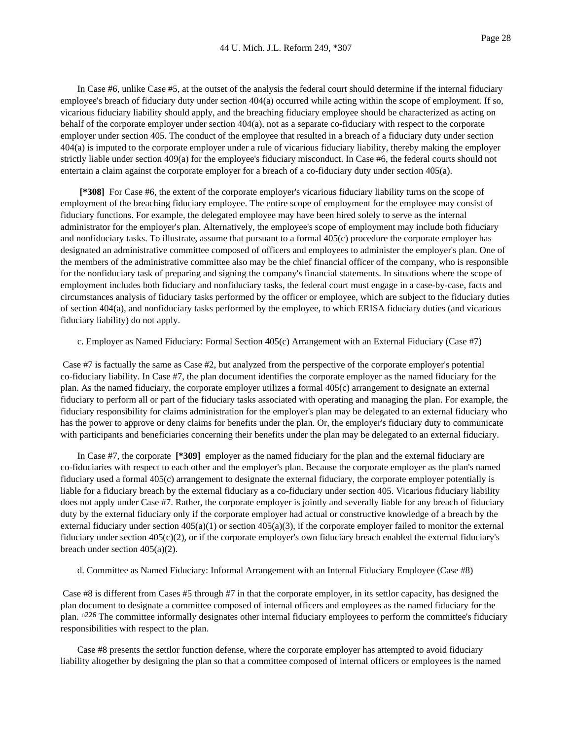In Case #6, unlike Case #5, at the outset of the analysis the federal court should determine if the internal fiduciary employee's breach of fiduciary duty under section 404(a) occurred while acting within the scope of employment. If so, vicarious fiduciary liability should apply, and the breaching fiduciary employee should be characterized as acting on behalf of the corporate employer under section 404(a), not as a separate co-fiduciary with respect to the corporate employer under section 405. The conduct of the employee that resulted in a breach of a fiduciary duty under section 404(a) is imputed to the corporate employer under a rule of vicarious fiduciary liability, thereby making the employer strictly liable under section 409(a) for the employee's fiduciary misconduct. In Case #6, the federal courts should not entertain a claim against the corporate employer for a breach of a co-fiduciary duty under section 405(a).

**[*308]** For Case #6, the extent of the corporate employer's vicarious fiduciary liability turns on the scope of employment of the breaching fiduciary employee. The entire scope of employment for the employee may consist of fiduciary functions. For example, the delegated employee may have been hired solely to serve as the internal administrator for the employer's plan. Alternatively, the employee's scope of employment may include both fiduciary and nonfiduciary tasks. To illustrate, assume that pursuant to a formal 405(c) procedure the corporate employer has designated an administrative committee composed of officers and employees to administer the employer's plan. One of the members of the administrative committee also may be the chief financial officer of the company, who is responsible for the nonfiduciary task of preparing and signing the company's financial statements. In situations where the scope of employment includes both fiduciary and nonfiduciary tasks, the federal court must engage in a case-by-case, facts and circumstances analysis of fiduciary tasks performed by the officer or employee, which are subject to the fiduciary duties of section 404(a), and nonfiduciary tasks performed by the employee, to which ERISA fiduciary duties (and vicarious fiduciary liability) do not apply.

c. Employer as Named Fiduciary: Formal Section 405(c) Arrangement with an External Fiduciary (Case #7)

Case #7 is factually the same as Case #2, but analyzed from the perspective of the corporate employer's potential co-fiduciary liability. In Case #7, the plan document identifies the corporate employer as the named fiduciary for the plan. As the named fiduciary, the corporate employer utilizes a formal 405(c) arrangement to designate an external fiduciary to perform all or part of the fiduciary tasks associated with operating and managing the plan. For example, the fiduciary responsibility for claims administration for the employer's plan may be delegated to an external fiduciary who has the power to approve or deny claims for benefits under the plan. Or, the employer's fiduciary duty to communicate with participants and beneficiaries concerning their benefits under the plan may be delegated to an external fiduciary.

In Case #7, the corporate **[*309]** employer as the named fiduciary for the plan and the external fiduciary are co-fiduciaries with respect to each other and the employer's plan. Because the corporate employer as the plan's named fiduciary used a formal 405(c) arrangement to designate the external fiduciary, the corporate employer potentially is liable for a fiduciary breach by the external fiduciary as a co-fiduciary under section 405. Vicarious fiduciary liability does not apply under Case #7. Rather, the corporate employer is jointly and severally liable for any breach of fiduciary duty by the external fiduciary only if the corporate employer had actual or constructive knowledge of a breach by the external fiduciary under section 405(a)(1) or section 405(a)(3), if the corporate employer failed to monitor the external fiduciary under section 405(c)(2), or if the corporate employer's own fiduciary breach enabled the external fiduciary's breach under section 405(a)(2).

d. Committee as Named Fiduciary: Informal Arrangement with an Internal Fiduciary Employee (Case #8)

Case #8 is different from Cases #5 through #7 in that the corporate employer, in its settlor capacity, has designed the plan document to designate a committee composed of internal officers and employees as the named fiduciary for the plan. [n226] The committee informally designates other internal fiduciary employees to perform the committee's fiduciary responsibilities with respect to the plan.

Case #8 presents the settlor function defense, where the corporate employer has attempted to avoid fiduciary liability altogether by designing the plan so that a committee composed of internal officers or employees is the named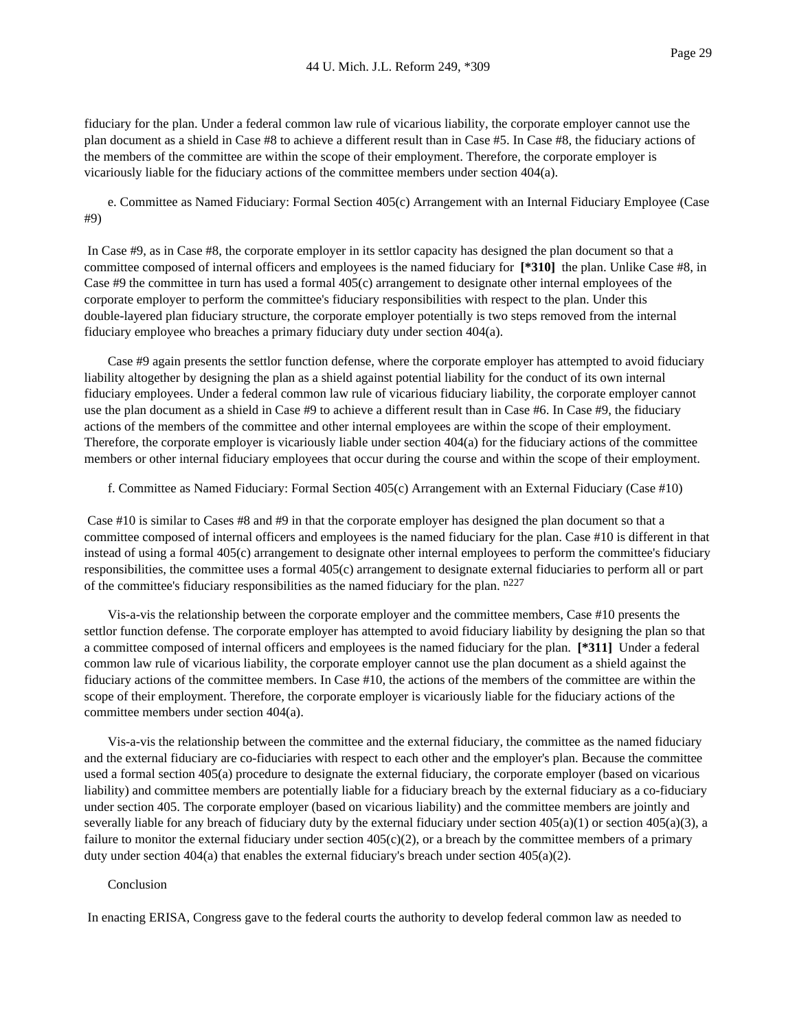fiduciary for the plan. Under a federal common law rule of vicarious liability, the corporate employer cannot use the plan document as a shield in Case #8 to achieve a different result than in Case #5. In Case #8, the fiduciary actions of the members of the committee are within the scope of their employment. Therefore, the corporate employer is vicariously liable for the fiduciary actions of the committee members under section 404(a).

e. Committee as Named Fiduciary: Formal Section 405(c) Arrangement with an Internal Fiduciary Employee (Case #9)

In Case #9, as in Case #8, the corporate employer in its settlor capacity has designed the plan document so that a committee composed of internal officers and employees is the named fiduciary for **[*310]** the plan. Unlike Case #8, in Case #9 the committee in turn has used a formal 405(c) arrangement to designate other internal employees of the corporate employer to perform the committee's fiduciary responsibilities with respect to the plan. Under this double-layered plan fiduciary structure, the corporate employer potentially is two steps removed from the internal fiduciary employee who breaches a primary fiduciary duty under section 404(a).

Case #9 again presents the settlor function defense, where the corporate employer has attempted to avoid fiduciary liability altogether by designing the plan as a shield against potential liability for the conduct of its own internal fiduciary employees. Under a federal common law rule of vicarious fiduciary liability, the corporate employer cannot use the plan document as a shield in Case #9 to achieve a different result than in Case #6. In Case #9, the fiduciary actions of the members of the committee and other internal employees are within the scope of their employment. Therefore, the corporate employer is vicariously liable under section 404(a) for the fiduciary actions of the committee members or other internal fiduciary employees that occur during the course and within the scope of their employment.

f. Committee as Named Fiduciary: Formal Section 405(c) Arrangement with an External Fiduciary (Case #10)

Case #10 is similar to Cases #8 and #9 in that the corporate employer has designed the plan document so that a committee composed of internal officers and employees is the named fiduciary for the plan. Case #10 is different in that instead of using a formal 405(c) arrangement to designate other internal employees to perform the committee's fiduciary responsibilities, the committee uses a formal 405(c) arrangement to designate external fiduciaries to perform all or part of the committee's fiduciary responsibilities as the named fiduciary for the plan. [n227]

Vis-a-vis the relationship between the corporate employer and the committee members, Case #10 presents the settlor function defense. The corporate employer has attempted to avoid fiduciary liability by designing the plan so that a committee composed of internal officers and employees is the named fiduciary for the plan. **[*311]** Under a federal common law rule of vicarious liability, the corporate employer cannot use the plan document as a shield against the fiduciary actions of the committee members. In Case #10, the actions of the members of the committee are within the scope of their employment. Therefore, the corporate employer is vicariously liable for the fiduciary actions of the committee members under section 404(a).

Vis-a-vis the relationship between the committee and the external fiduciary, the committee as the named fiduciary and the external fiduciary are co-fiduciaries with respect to each other and the employer's plan. Because the committee used a formal section 405(a) procedure to designate the external fiduciary, the corporate employer (based on vicarious liability) and committee members are potentially liable for a fiduciary breach by the external fiduciary as a co-fiduciary under section 405. The corporate employer (based on vicarious liability) and the committee members are jointly and severally liable for any breach of fiduciary duty by the external fiduciary under section 405(a)(1) or section 405(a)(3), a failure to monitor the external fiduciary under section 405(c)(2), or a breach by the committee members of a primary duty under section 404(a) that enables the external fiduciary's breach under section 405(a)(2).

Conclusion

In enacting ERISA, Congress gave to the federal courts the authority to develop federal common law as needed to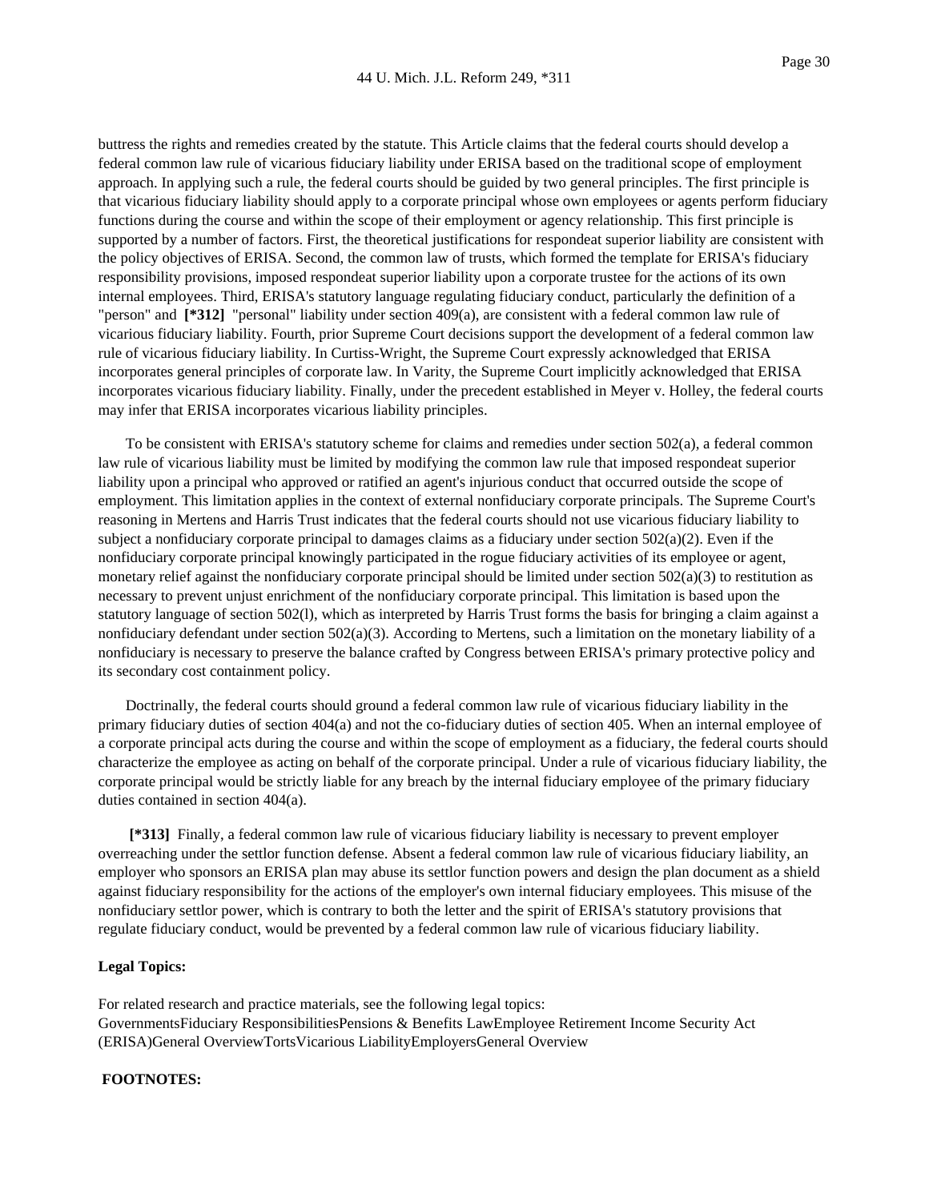buttress the rights and remedies created by the statute. This Article claims that the federal courts should develop a federal common law rule of vicarious fiduciary liability under ERISA based on the traditional scope of employment approach. In applying such a rule, the federal courts should be guided by two general principles. The first principle is that vicarious fiduciary liability should apply to a corporate principal whose own employees or agents perform fiduciary functions during the course and within the scope of their employment or agency relationship. This first principle is supported by a number of factors. First, the theoretical justifications for respondeat superior liability are consistent with the policy objectives of ERISA. Second, the common law of trusts, which formed the template for ERISA's fiduciary responsibility provisions, imposed respondeat superior liability upon a corporate trustee for the actions of its own internal employees. Third, ERISA's statutory language regulating fiduciary conduct, particularly the definition of a "person" and **[*312]** "personal" liability under section 409(a), are consistent with a federal common law rule of vicarious fiduciary liability. Fourth, prior Supreme Court decisions support the development of a federal common law rule of vicarious fiduciary liability. In Curtiss-Wright, the Supreme Court expressly acknowledged that ERISA incorporates general principles of corporate law. In Varity, the Supreme Court implicitly acknowledged that ERISA incorporates vicarious fiduciary liability. Finally, under the precedent established in Meyer v. Holley, the federal courts may infer that ERISA incorporates vicarious liability principles.

To be consistent with ERISA's statutory scheme for claims and remedies under section 502(a), a federal common law rule of vicarious liability must be limited by modifying the common law rule that imposed respondeat superior liability upon a principal who approved or ratified an agent's injurious conduct that occurred outside the scope of employment. This limitation applies in the context of external nonfiduciary corporate principals. The Supreme Court's reasoning in Mertens and Harris Trust indicates that the federal courts should not use vicarious fiduciary liability to subject a nonfiduciary corporate principal to damages claims as a fiduciary under section 502(a)(2). Even if the nonfiduciary corporate principal knowingly participated in the rogue fiduciary activities of its employee or agent, monetary relief against the nonfiduciary corporate principal should be limited under section 502(a)(3) to restitution as necessary to prevent unjust enrichment of the nonfiduciary corporate principal. This limitation is based upon the statutory language of section 502(l), which as interpreted by Harris Trust forms the basis for bringing a claim against a nonfiduciary defendant under section 502(a)(3). According to Mertens, such a limitation on the monetary liability of a nonfiduciary is necessary to preserve the balance crafted by Congress between ERISA's primary protective policy and its secondary cost containment policy.

Doctrinally, the federal courts should ground a federal common law rule of vicarious fiduciary liability in the primary fiduciary duties of section 404(a) and not the co-fiduciary duties of section 405. When an internal employee of a corporate principal acts during the course and within the scope of employment as a fiduciary, the federal courts should characterize the employee as acting on behalf of the corporate principal. Under a rule of vicarious fiduciary liability, the corporate principal would be strictly liable for any breach by the internal fiduciary employee of the primary fiduciary duties contained in section 404(a).

**[*313]** Finally, a federal common law rule of vicarious fiduciary liability is necessary to prevent employer overreaching under the settlor function defense. Absent a federal common law rule of vicarious fiduciary liability, an employer who sponsors an ERISA plan may abuse its settlor function powers and design the plan document as a shield against fiduciary responsibility for the actions of the employer's own internal fiduciary employees. This misuse of the nonfiduciary settlor power, which is contrary to both the letter and the spirit of ERISA's statutory provisions that regulate fiduciary conduct, would be prevented by a federal common law rule of vicarious fiduciary liability.

**Legal Topics:**

For related research and practice materials, see the following legal topics:
GovernmentsFiduciary ResponsibilitiesPensions & Benefits LawEmployee Retirement Income Security Act (ERISA)General OverviewTortsVicarious LiabilityEmployersGeneral Overview

**FOOTNOTES:**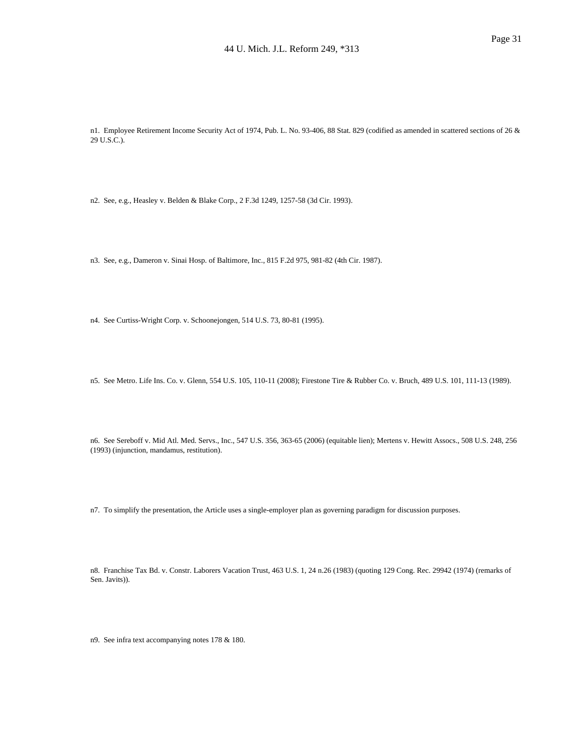n1. Employee Retirement Income Security Act of 1974, Pub. L. No. 93-406, 88 Stat. 829 (codified as amended in scattered sections of 26 & 29 U.S.C.).

n2. See, e.g., Heasley v. Belden & Blake Corp., 2 F.3d 1249, 1257-58 (3d Cir. 1993).

n3. See, e.g., Dameron v. Sinai Hosp. of Baltimore, Inc., 815 F.2d 975, 981-82 (4th Cir. 1987).

n4. See Curtiss-Wright Corp. v. Schoonejongen, 514 U.S. 73, 80-81 (1995).

n5. See Metro. Life Ins. Co. v. Glenn, 554 U.S. 105, 110-11 (2008); Firestone Tire & Rubber Co. v. Bruch, 489 U.S. 101, 111-13 (1989).

n6. See Sereboff v. Mid Atl. Med. Servs., Inc., 547 U.S. 356, 363-65 (2006) (equitable lien); Mertens v. Hewitt Assocs., 508 U.S. 248, 256 (1993) (injunction, mandamus, restitution).

n7. To simplify the presentation, the Article uses a single-employer plan as governing paradigm for discussion purposes.

n8. Franchise Tax Bd. v. Constr. Laborers Vacation Trust, 463 U.S. 1, 24 n.26 (1983) (quoting 129 Cong. Rec. 29942 (1974) (remarks of Sen. Javits)).

n9. See infra text accompanying notes 178 & 180.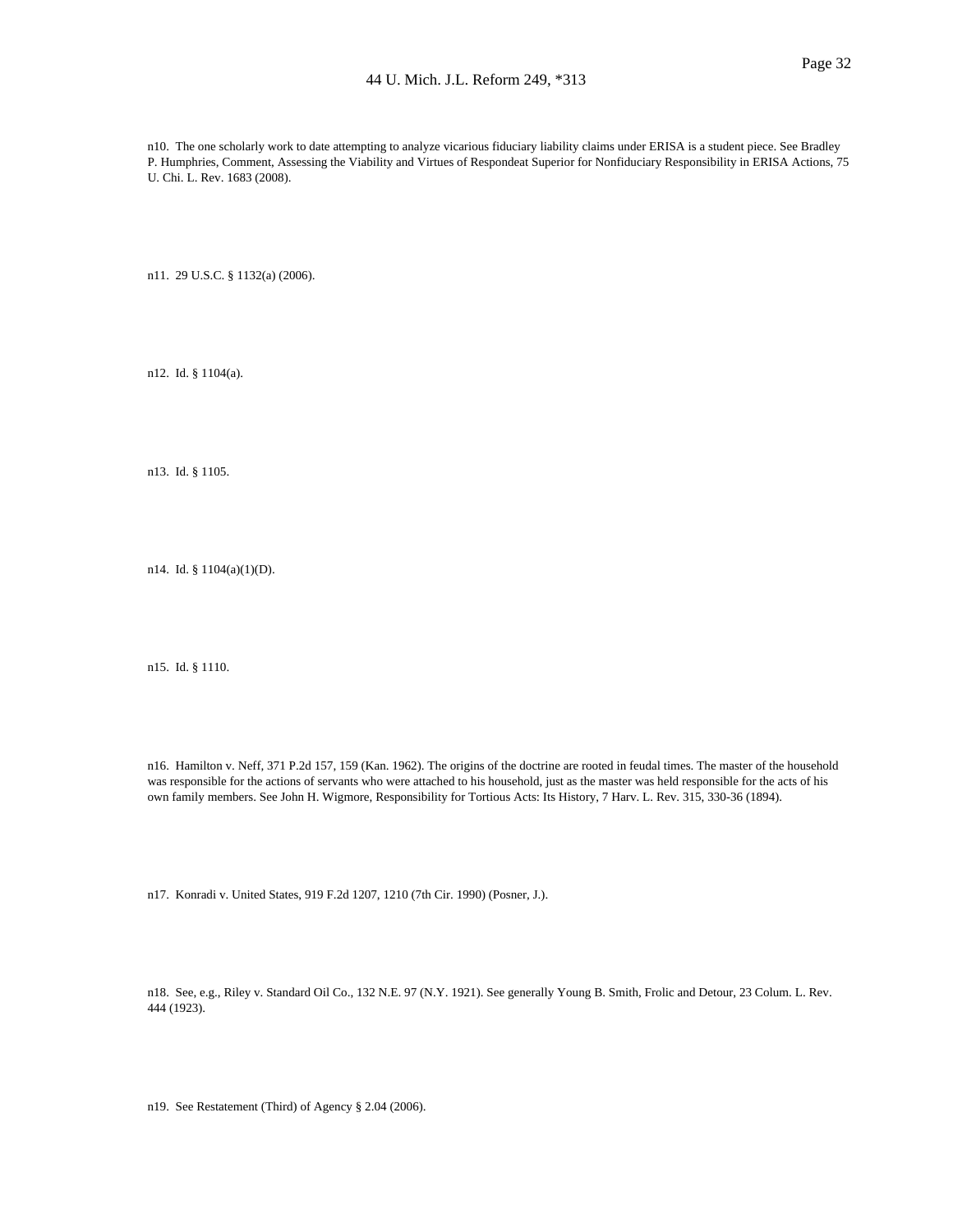n10. The one scholarly work to date attempting to analyze vicarious fiduciary liability claims under ERISA is a student piece. See Bradley P. Humphries, Comment, Assessing the Viability and Virtues of Respondeat Superior for Nonfiduciary Responsibility in ERISA Actions, 75 U. Chi. L. Rev. 1683 (2008).

n11. 29 U.S.C. § 1132(a) (2006).

n12. Id. § 1104(a).

n13. Id. § 1105.

n14. Id. § 1104(a)(1)(D).

n15. Id. § 1110.

n16. Hamilton v. Neff, 371 P.2d 157, 159 (Kan. 1962). The origins of the doctrine are rooted in feudal times. The master of the household was responsible for the actions of servants who were attached to his household, just as the master was held responsible for the acts of his own family members. See John H. Wigmore, Responsibility for Tortious Acts: Its History, 7 Harv. L. Rev. 315, 330-36 (1894).

n17. Konradi v. United States, 919 F.2d 1207, 1210 (7th Cir. 1990) (Posner, J.).

n18. See, e.g., Riley v. Standard Oil Co., 132 N.E. 97 (N.Y. 1921). See generally Young B. Smith, Frolic and Detour, 23 Colum. L. Rev. 444 (1923).

n19. See Restatement (Third) of Agency § 2.04 (2006).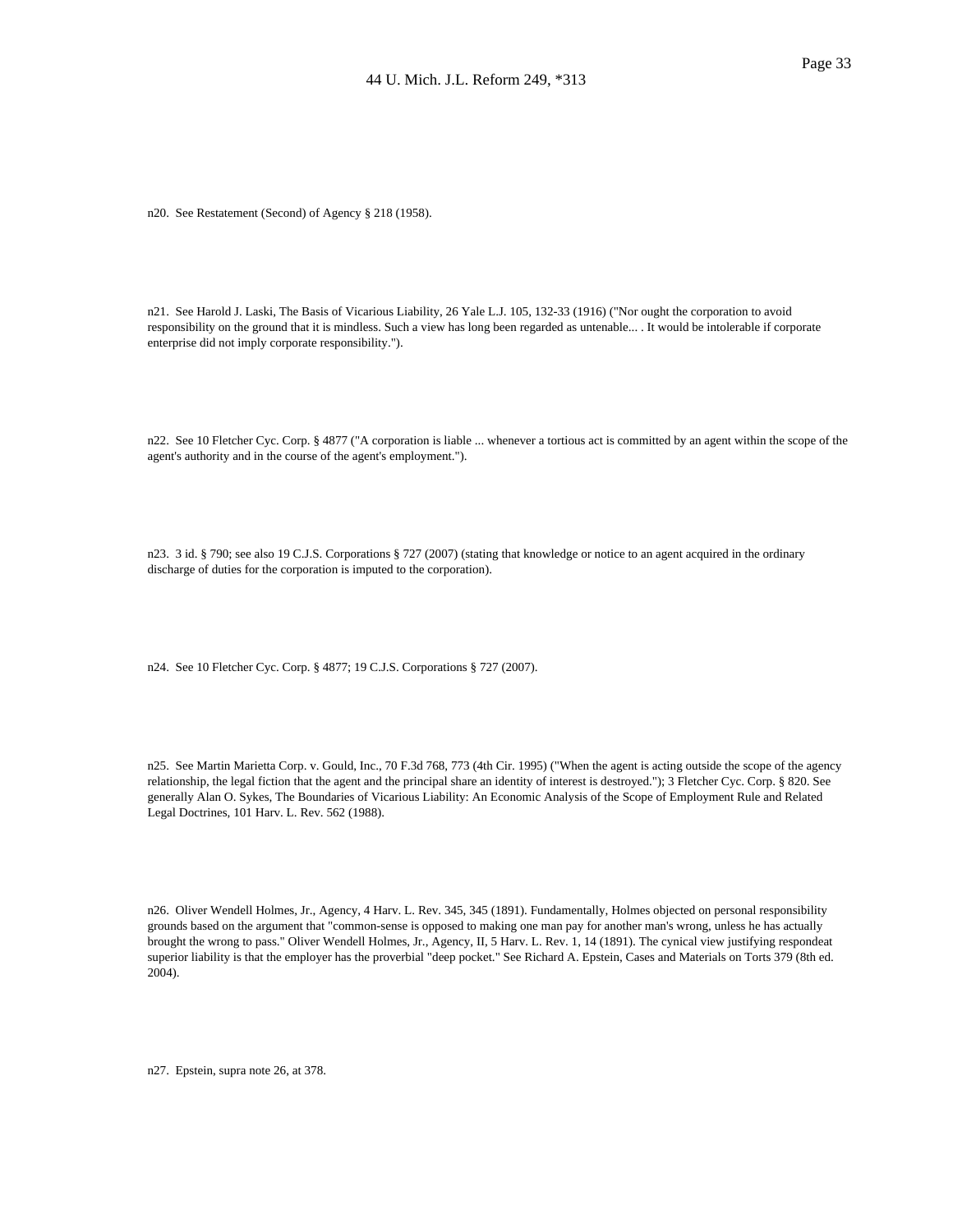n20. See Restatement (Second) of Agency § 218 (1958).

n21. See Harold J. Laski, The Basis of Vicarious Liability, 26 Yale L.J. 105, 132-33 (1916) ("Nor ought the corporation to avoid responsibility on the ground that it is mindless. Such a view has long been regarded as untenable... . It would be intolerable if corporate enterprise did not imply corporate responsibility.").

n22. See 10 Fletcher Cyc. Corp. § 4877 ("A corporation is liable ... whenever a tortious act is committed by an agent within the scope of the agent's authority and in the course of the agent's employment.").

n23. 3 id. § 790; see also 19 C.J.S. Corporations § 727 (2007) (stating that knowledge or notice to an agent acquired in the ordinary discharge of duties for the corporation is imputed to the corporation).

n24. See 10 Fletcher Cyc. Corp. § 4877; 19 C.J.S. Corporations § 727 (2007).

n25. See Martin Marietta Corp. v. Gould, Inc., 70 F.3d 768, 773 (4th Cir. 1995) ("When the agent is acting outside the scope of the agency relationship, the legal fiction that the agent and the principal share an identity of interest is destroyed."); 3 Fletcher Cyc. Corp. § 820. See generally Alan O. Sykes, The Boundaries of Vicarious Liability: An Economic Analysis of the Scope of Employment Rule and Related Legal Doctrines, 101 Harv. L. Rev. 562 (1988).

n26. Oliver Wendell Holmes, Jr., Agency, 4 Harv. L. Rev. 345, 345 (1891). Fundamentally, Holmes objected on personal responsibility grounds based on the argument that "common-sense is opposed to making one man pay for another man's wrong, unless he has actually brought the wrong to pass." Oliver Wendell Holmes, Jr., Agency, II, 5 Harv. L. Rev. 1, 14 (1891). The cynical view justifying respondeat superior liability is that the employer has the proverbial "deep pocket." See Richard A. Epstein, Cases and Materials on Torts 379 (8th ed. 2004).

n27. Epstein, supra note 26, at 378.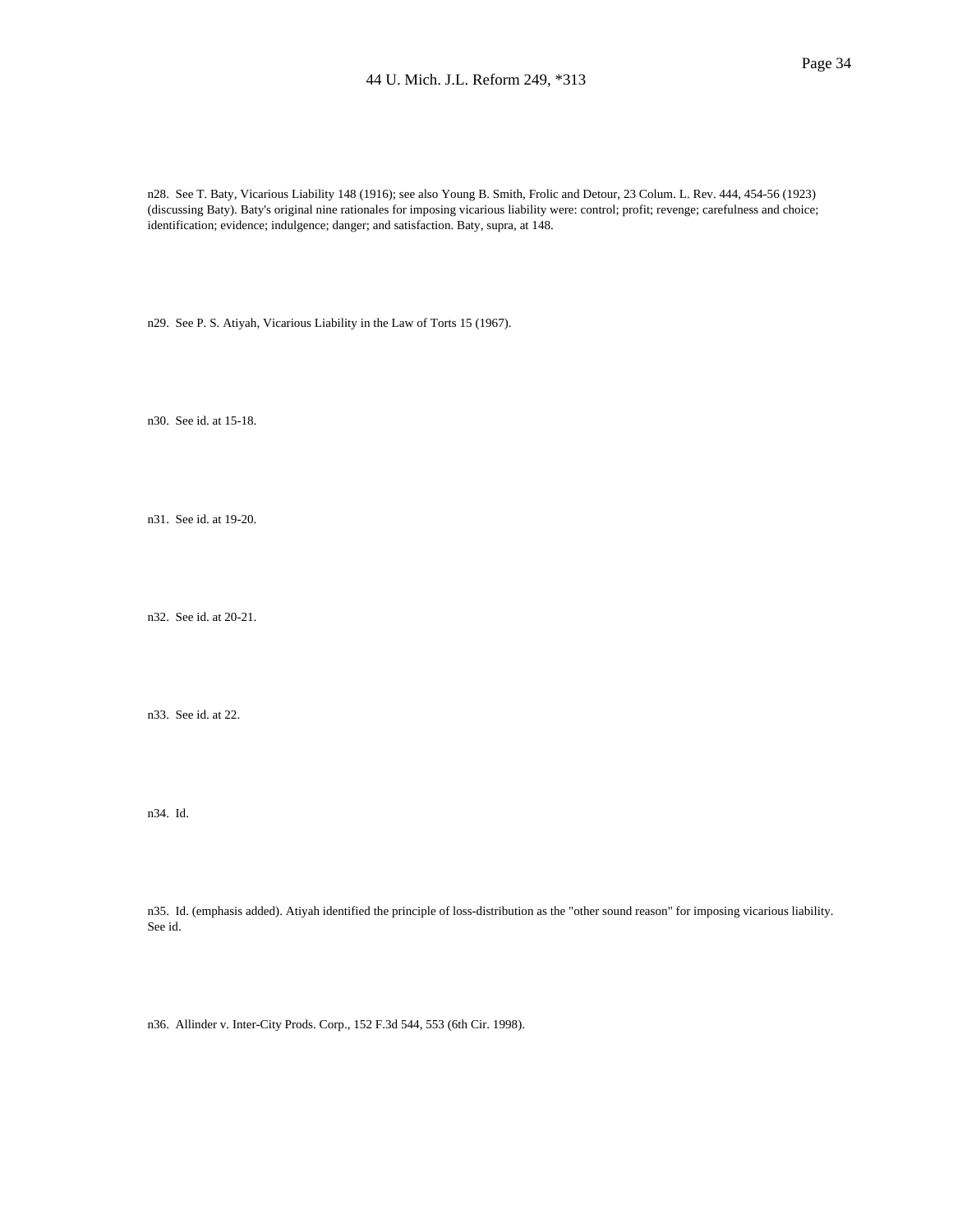n28. See T. Baty, Vicarious Liability 148 (1916); see also Young B. Smith, Frolic and Detour, 23 Colum. L. Rev. 444, 454-56 (1923) (discussing Baty). Baty's original nine rationales for imposing vicarious liability were: control; profit; revenge; carefulness and choice; identification; evidence; indulgence; danger; and satisfaction. Baty, supra, at 148.

n29. See P. S. Atiyah, Vicarious Liability in the Law of Torts 15 (1967).

n30. See id. at 15-18.

n31. See id. at 19-20.

n32. See id. at 20-21.

n33. See id. at 22.

n34. Id.

n35. Id. (emphasis added). Atiyah identified the principle of loss-distribution as the "other sound reason" for imposing vicarious liability. See id.

n36. Allinder v. Inter-City Prods. Corp., 152 F.3d 544, 553 (6th Cir. 1998).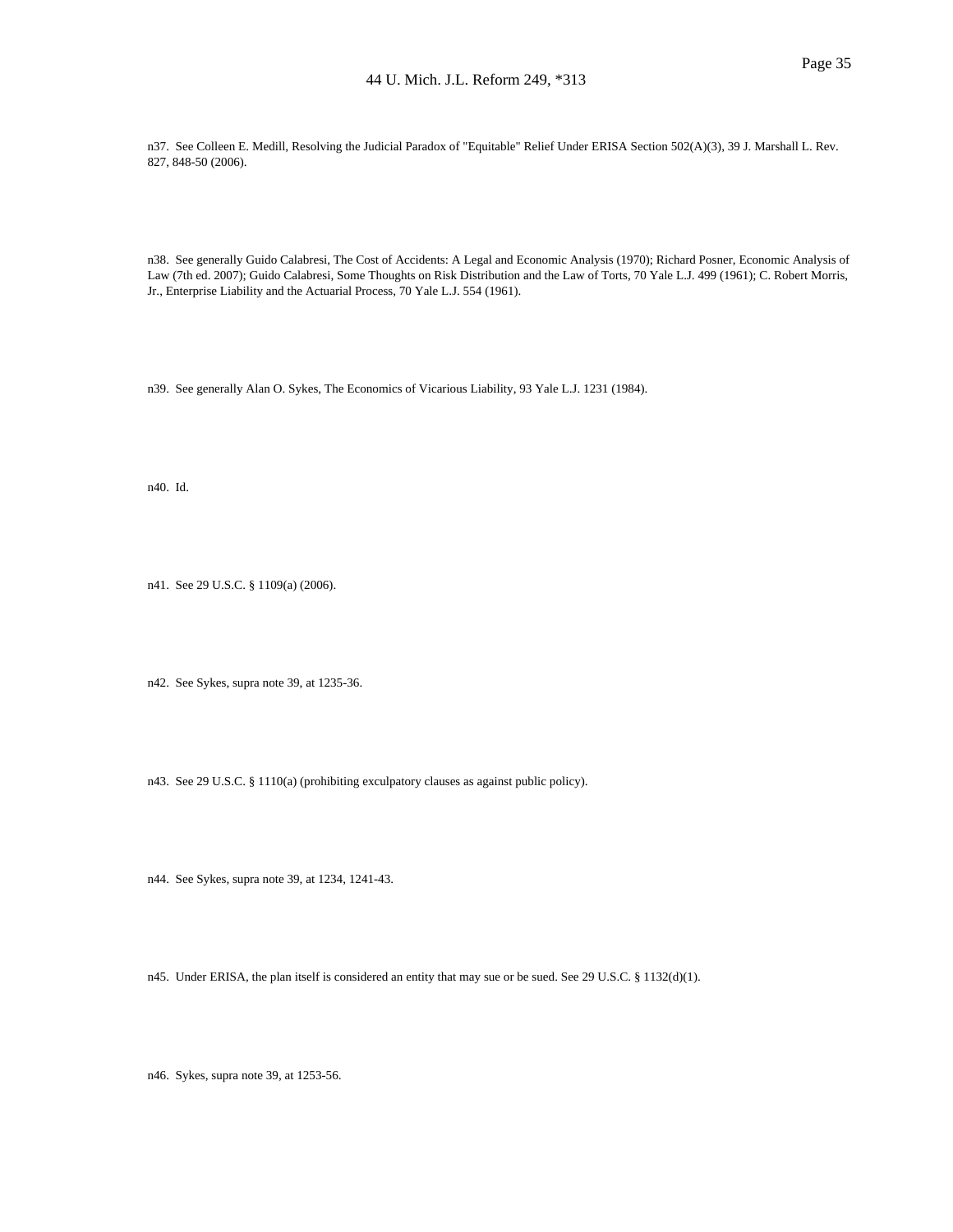n37. See Colleen E. Medill, Resolving the Judicial Paradox of "Equitable" Relief Under ERISA Section 502(A)(3), 39 J. Marshall L. Rev. 827, 848-50 (2006).

n38. See generally Guido Calabresi, The Cost of Accidents: A Legal and Economic Analysis (1970); Richard Posner, Economic Analysis of Law (7th ed. 2007); Guido Calabresi, Some Thoughts on Risk Distribution and the Law of Torts, 70 Yale L.J. 499 (1961); C. Robert Morris, Jr., Enterprise Liability and the Actuarial Process, 70 Yale L.J. 554 (1961).

n39. See generally Alan O. Sykes, The Economics of Vicarious Liability, 93 Yale L.J. 1231 (1984).

n40. Id.

n41. See 29 U.S.C. § 1109(a) (2006).

n42. See Sykes, supra note 39, at 1235-36.

n43. See 29 U.S.C. § 1110(a) (prohibiting exculpatory clauses as against public policy).

n44. See Sykes, supra note 39, at 1234, 1241-43.

n45. Under ERISA, the plan itself is considered an entity that may sue or be sued. See 29 U.S.C. § 1132(d)(1).

n46. Sykes, supra note 39, at 1253-56.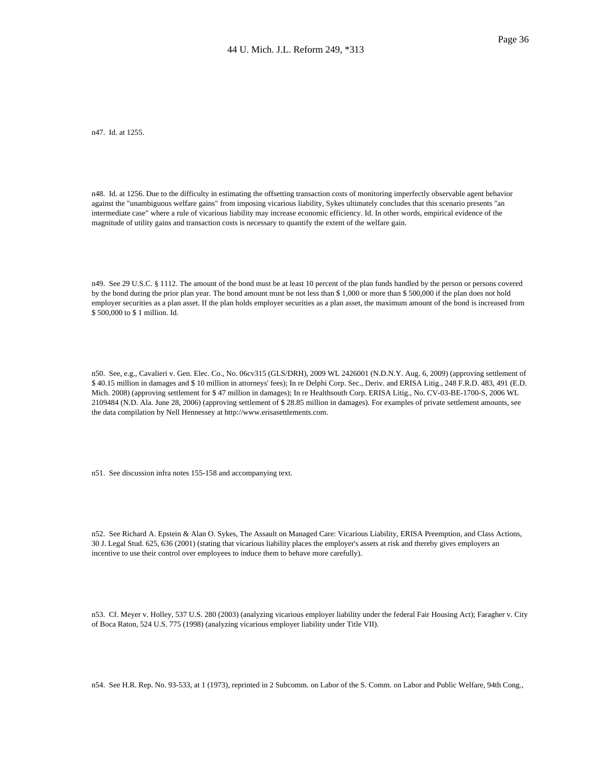n47. Id. at 1255.

n48. Id. at 1256. Due to the difficulty in estimating the offsetting transaction costs of monitoring imperfectly observable agent behavior against the "unambiguous welfare gains" from imposing vicarious liability, Sykes ultimately concludes that this scenario presents "an intermediate case" where a rule of vicarious liability may increase economic efficiency. Id. In other words, empirical evidence of the magnitude of utility gains and transaction costs is necessary to quantify the extent of the welfare gain.

n49. See 29 U.S.C. § 1112. The amount of the bond must be at least 10 percent of the plan funds handled by the person or persons covered by the bond during the prior plan year. The bond amount must be not less than $ 1,000 or more than $ 500,000 if the plan does not hold employer securities as a plan asset. If the plan holds employer securities as a plan asset, the maximum amount of the bond is increased from $ 500,000 to $ 1 million. Id.

n50. See, e.g., Cavalieri v. Gen. Elec. Co., No. 06cv315 (GLS/DRH), 2009 WL 2426001 (N.D.N.Y. Aug. 6, 2009) (approving settlement of $ 40.15 million in damages and $ 10 million in attorneys' fees); In re Delphi Corp. Sec., Deriv. and ERISA Litig., 248 F.R.D. 483, 491 (E.D. Mich. 2008) (approving settlement for $ 47 million in damages); In re Healthsouth Corp. ERISA Litig., No. CV-03-BE-1700-S, 2006 WL 2109484 (N.D. Ala. June 28, 2006) (approving settlement of $ 28.85 million in damages). For examples of private settlement amounts, see the data compilation by Nell Hennessey at http://www.erisasettlements.com.

n51. See discussion infra notes 155-158 and accompanying text.

n52. See Richard A. Epstein & Alan O. Sykes, The Assault on Managed Care: Vicarious Liability, ERISA Preemption, and Class Actions, 30 J. Legal Stud. 625, 636 (2001) (stating that vicarious liability places the employer's assets at risk and thereby gives employers an incentive to use their control over employees to induce them to behave more carefully).

n53. Cf. Meyer v. Holley, 537 U.S. 280 (2003) (analyzing vicarious employer liability under the federal Fair Housing Act); Faragher v. City of Boca Raton, 524 U.S. 775 (1998) (analyzing vicarious employer liability under Title VII).

n54. See H.R. Rep. No. 93-533, at 1 (1973), reprinted in 2 Subcomm. on Labor of the S. Comm. on Labor and Public Welfare, 94th Cong.,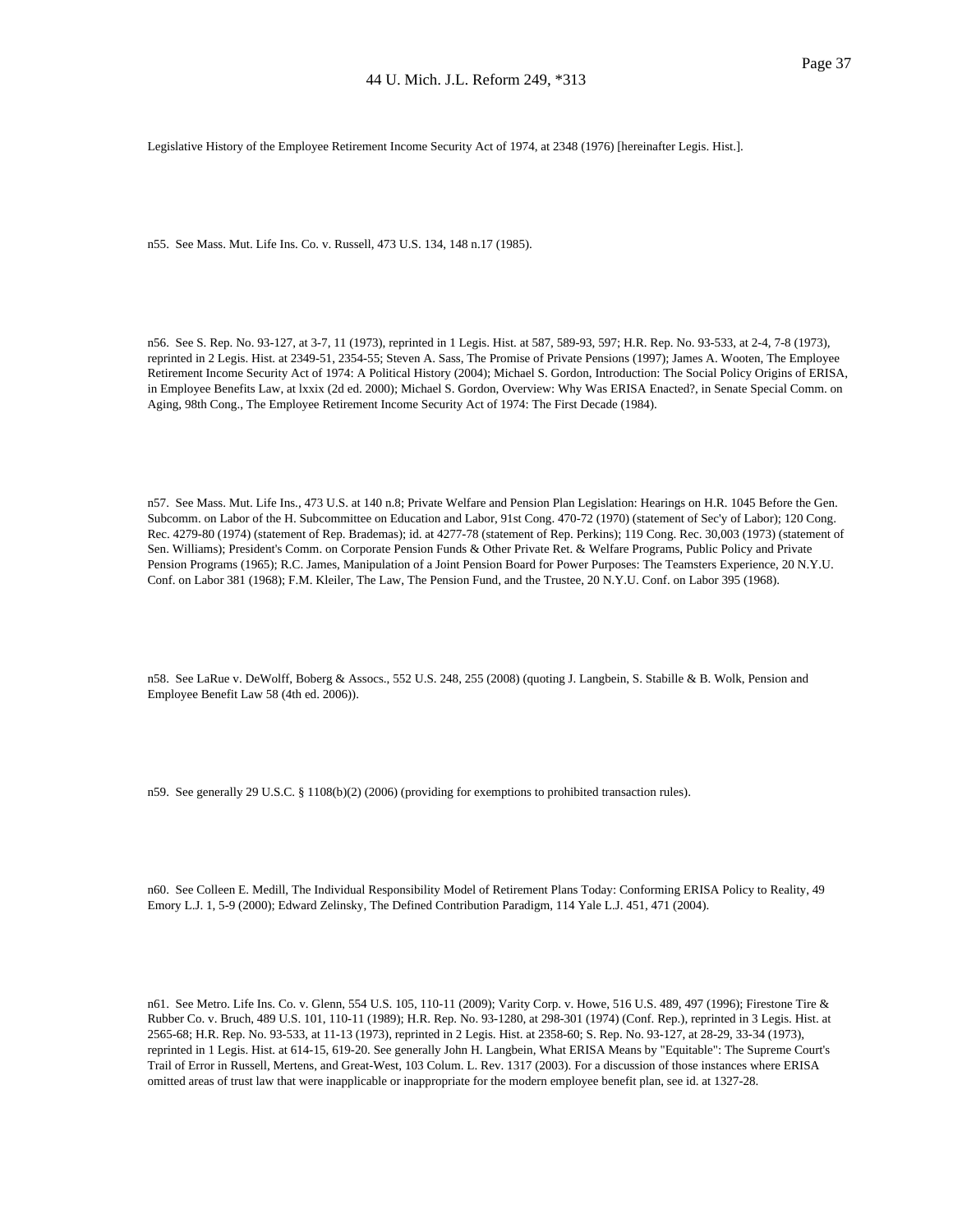Legislative History of the Employee Retirement Income Security Act of 1974, at 2348 (1976) [hereinafter Legis. Hist.].

n55. See Mass. Mut. Life Ins. Co. v. Russell, 473 U.S. 134, 148 n.17 (1985).

n56. See S. Rep. No. 93-127, at 3-7, 11 (1973), reprinted in 1 Legis. Hist. at 587, 589-93, 597; H.R. Rep. No. 93-533, at 2-4, 7-8 (1973), reprinted in 2 Legis. Hist. at 2349-51, 2354-55; Steven A. Sass, The Promise of Private Pensions (1997); James A. Wooten, The Employee Retirement Income Security Act of 1974: A Political History (2004); Michael S. Gordon, Introduction: The Social Policy Origins of ERISA, in Employee Benefits Law, at lxxix (2d ed. 2000); Michael S. Gordon, Overview: Why Was ERISA Enacted?, in Senate Special Comm. on Aging, 98th Cong., The Employee Retirement Income Security Act of 1974: The First Decade (1984).

n57. See Mass. Mut. Life Ins., 473 U.S. at 140 n.8; Private Welfare and Pension Plan Legislation: Hearings on H.R. 1045 Before the Gen. Subcomm. on Labor of the H. Subcommittee on Education and Labor, 91st Cong. 470-72 (1970) (statement of Sec'y of Labor); 120 Cong. Rec. 4279-80 (1974) (statement of Rep. Brademas); id. at 4277-78 (statement of Rep. Perkins); 119 Cong. Rec. 30,003 (1973) (statement of Sen. Williams); President's Comm. on Corporate Pension Funds & Other Private Ret. & Welfare Programs, Public Policy and Private Pension Programs (1965); R.C. James, Manipulation of a Joint Pension Board for Power Purposes: The Teamsters Experience, 20 N.Y.U. Conf. on Labor 381 (1968); F.M. Kleiler, The Law, The Pension Fund, and the Trustee, 20 N.Y.U. Conf. on Labor 395 (1968).

n58. See LaRue v. DeWolff, Boberg & Assocs., 552 U.S. 248, 255 (2008) (quoting J. Langbein, S. Stabille & B. Wolk, Pension and Employee Benefit Law 58 (4th ed. 2006)).

n59. See generally 29 U.S.C. § 1108(b)(2) (2006) (providing for exemptions to prohibited transaction rules).

n60. See Colleen E. Medill, The Individual Responsibility Model of Retirement Plans Today: Conforming ERISA Policy to Reality, 49 Emory L.J. 1, 5-9 (2000); Edward Zelinsky, The Defined Contribution Paradigm, 114 Yale L.J. 451, 471 (2004).

n61. See Metro. Life Ins. Co. v. Glenn, 554 U.S. 105, 110-11 (2009); Varity Corp. v. Howe, 516 U.S. 489, 497 (1996); Firestone Tire & Rubber Co. v. Bruch, 489 U.S. 101, 110-11 (1989); H.R. Rep. No. 93-1280, at 298-301 (1974) (Conf. Rep.), reprinted in 3 Legis. Hist. at 2565-68; H.R. Rep. No. 93-533, at 11-13 (1973), reprinted in 2 Legis. Hist. at 2358-60; S. Rep. No. 93-127, at 28-29, 33-34 (1973), reprinted in 1 Legis. Hist. at 614-15, 619-20. See generally John H. Langbein, What ERISA Means by "Equitable": The Supreme Court's Trail of Error in Russell, Mertens, and Great-West, 103 Colum. L. Rev. 1317 (2003). For a discussion of those instances where ERISA omitted areas of trust law that were inapplicable or inappropriate for the modern employee benefit plan, see id. at 1327-28.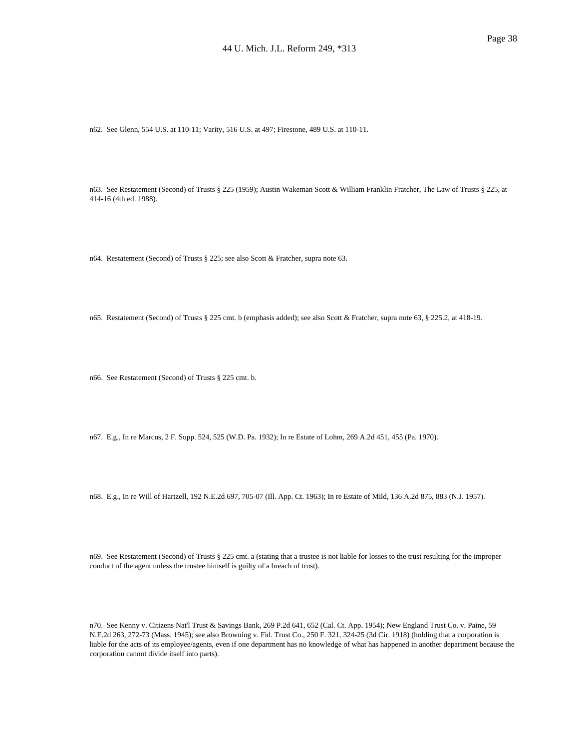n62. See Glenn, 554 U.S. at 110-11; Varity, 516 U.S. at 497; Firestone, 489 U.S. at 110-11.

n63. See Restatement (Second) of Trusts § 225 (1959); Austin Wakeman Scott & William Franklin Fratcher, The Law of Trusts § 225, at 414-16 (4th ed. 1988).

n64. Restatement (Second) of Trusts § 225; see also Scott & Fratcher, supra note 63.

n65. Restatement (Second) of Trusts § 225 cmt. b (emphasis added); see also Scott & Fratcher, supra note 63, § 225.2, at 418-19.

n66. See Restatement (Second) of Trusts § 225 cmt. b.

n67. E.g., In re Marcus, 2 F. Supp. 524, 525 (W.D. Pa. 1932); In re Estate of Lohm, 269 A.2d 451, 455 (Pa. 1970).

n68. E.g., In re Will of Hartzell, 192 N.E.2d 697, 705-07 (Ill. App. Ct. 1963); In re Estate of Mild, 136 A.2d 875, 883 (N.J. 1957).

n69. See Restatement (Second) of Trusts § 225 cmt. a (stating that a trustee is not liable for losses to the trust resulting for the improper conduct of the agent unless the trustee himself is guilty of a breach of trust).

n70. See Kenny v. Citizens Nat'l Trust & Savings Bank, 269 P.2d 641, 652 (Cal. Ct. App. 1954); New England Trust Co. v. Paine, 59 N.E.2d 263, 272-73 (Mass. 1945); see also Browning v. Fid. Trust Co., 250 F. 321, 324-25 (3d Cir. 1918) (holding that a corporation is liable for the acts of its employee/agents, even if one department has no knowledge of what has happened in another department because the corporation cannot divide itself into parts).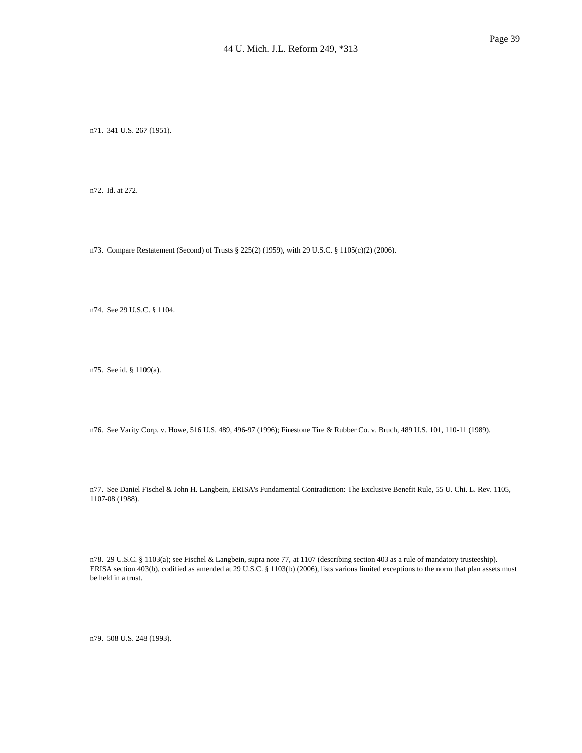n71. 341 U.S. 267 (1951).

n72. Id. at 272.

n73. Compare Restatement (Second) of Trusts § 225(2) (1959), with 29 U.S.C. § 1105(c)(2) (2006).

n74. See 29 U.S.C. § 1104.

n75. See id. § 1109(a).

n76. See Varity Corp. v. Howe, 516 U.S. 489, 496-97 (1996); Firestone Tire & Rubber Co. v. Bruch, 489 U.S. 101, 110-11 (1989).

n77. See Daniel Fischel & John H. Langbein, ERISA's Fundamental Contradiction: The Exclusive Benefit Rule, 55 U. Chi. L. Rev. 1105, 1107-08 (1988).

n78. 29 U.S.C. § 1103(a); see Fischel & Langbein, supra note 77, at 1107 (describing section 403 as a rule of mandatory trusteeship). ERISA section 403(b), codified as amended at 29 U.S.C. § 1103(b) (2006), lists various limited exceptions to the norm that plan assets must be held in a trust.

n79. 508 U.S. 248 (1993).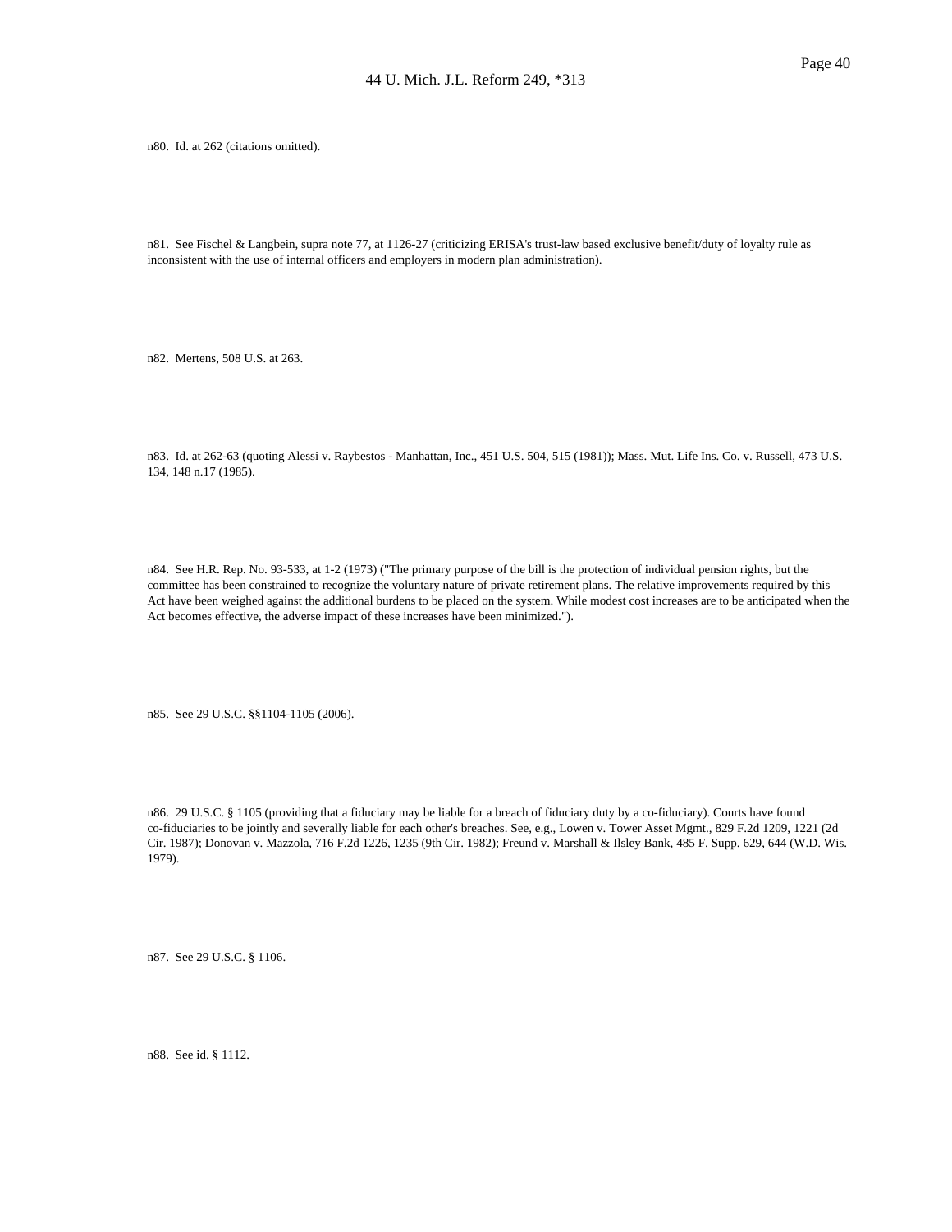n80. Id. at 262 (citations omitted).

n81. See Fischel & Langbein, supra note 77, at 1126-27 (criticizing ERISA's trust-law based exclusive benefit/duty of loyalty rule as inconsistent with the use of internal officers and employers in modern plan administration).

n82. Mertens, 508 U.S. at 263.

n83. Id. at 262-63 (quoting Alessi v. Raybestos - Manhattan, Inc., 451 U.S. 504, 515 (1981)); Mass. Mut. Life Ins. Co. v. Russell, 473 U.S. 134, 148 n.17 (1985).

n84. See H.R. Rep. No. 93-533, at 1-2 (1973) ("The primary purpose of the bill is the protection of individual pension rights, but the committee has been constrained to recognize the voluntary nature of private retirement plans. The relative improvements required by this Act have been weighed against the additional burdens to be placed on the system. While modest cost increases are to be anticipated when the Act becomes effective, the adverse impact of these increases have been minimized.").

n85. See 29 U.S.C. §§1104-1105 (2006).

n86. 29 U.S.C. § 1105 (providing that a fiduciary may be liable for a breach of fiduciary duty by a co-fiduciary). Courts have found co-fiduciaries to be jointly and severally liable for each other's breaches. See, e.g., Lowen v. Tower Asset Mgmt., 829 F.2d 1209, 1221 (2d Cir. 1987); Donovan v. Mazzola, 716 F.2d 1226, 1235 (9th Cir. 1982); Freund v. Marshall & Ilsley Bank, 485 F. Supp. 629, 644 (W.D. Wis. 1979).

n87. See 29 U.S.C. § 1106.

n88. See id. § 1112.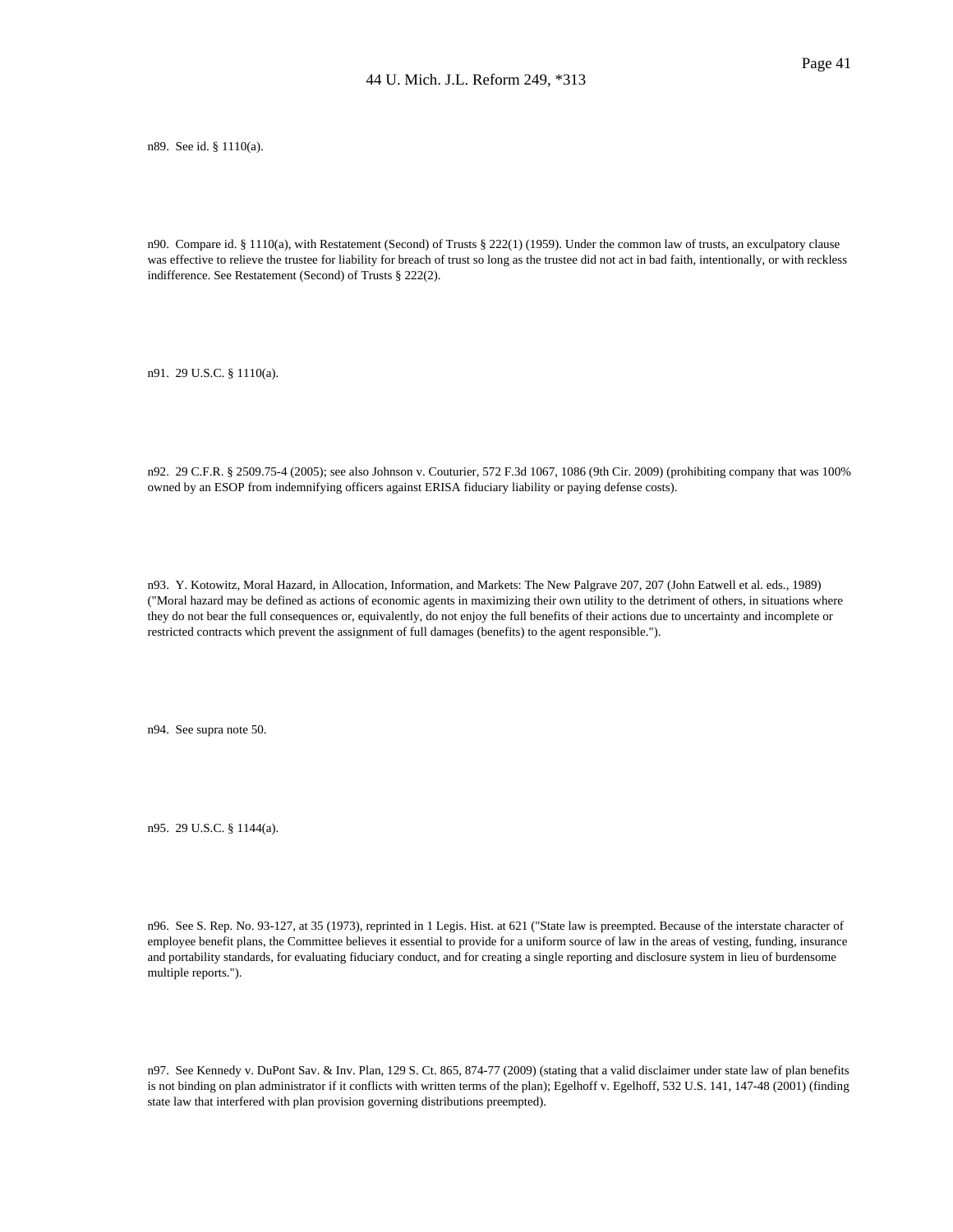n89. See id. § 1110(a).

n90. Compare id. § 1110(a), with Restatement (Second) of Trusts § 222(1) (1959). Under the common law of trusts, an exculpatory clause was effective to relieve the trustee for liability for breach of trust so long as the trustee did not act in bad faith, intentionally, or with reckless indifference. See Restatement (Second) of Trusts § 222(2).

n91. 29 U.S.C. § 1110(a).

n92. 29 C.F.R. § 2509.75-4 (2005); see also Johnson v. Couturier, 572 F.3d 1067, 1086 (9th Cir. 2009) (prohibiting company that was 100% owned by an ESOP from indemnifying officers against ERISA fiduciary liability or paying defense costs).

n93. Y. Kotowitz, Moral Hazard, in Allocation, Information, and Markets: The New Palgrave 207, 207 (John Eatwell et al. eds., 1989) ("Moral hazard may be defined as actions of economic agents in maximizing their own utility to the detriment of others, in situations where they do not bear the full consequences or, equivalently, do not enjoy the full benefits of their actions due to uncertainty and incomplete or restricted contracts which prevent the assignment of full damages (benefits) to the agent responsible.").

n94. See supra note 50.

n95. 29 U.S.C. § 1144(a).

n96. See S. Rep. No. 93-127, at 35 (1973), reprinted in 1 Legis. Hist. at 621 ("State law is preempted. Because of the interstate character of employee benefit plans, the Committee believes it essential to provide for a uniform source of law in the areas of vesting, funding, insurance and portability standards, for evaluating fiduciary conduct, and for creating a single reporting and disclosure system in lieu of burdensome multiple reports.").

n97. See Kennedy v. DuPont Sav. & Inv. Plan, 129 S. Ct. 865, 874-77 (2009) (stating that a valid disclaimer under state law of plan benefits is not binding on plan administrator if it conflicts with written terms of the plan); Egelhoff v. Egelhoff, 532 U.S. 141, 147-48 (2001) (finding state law that interfered with plan provision governing distributions preempted).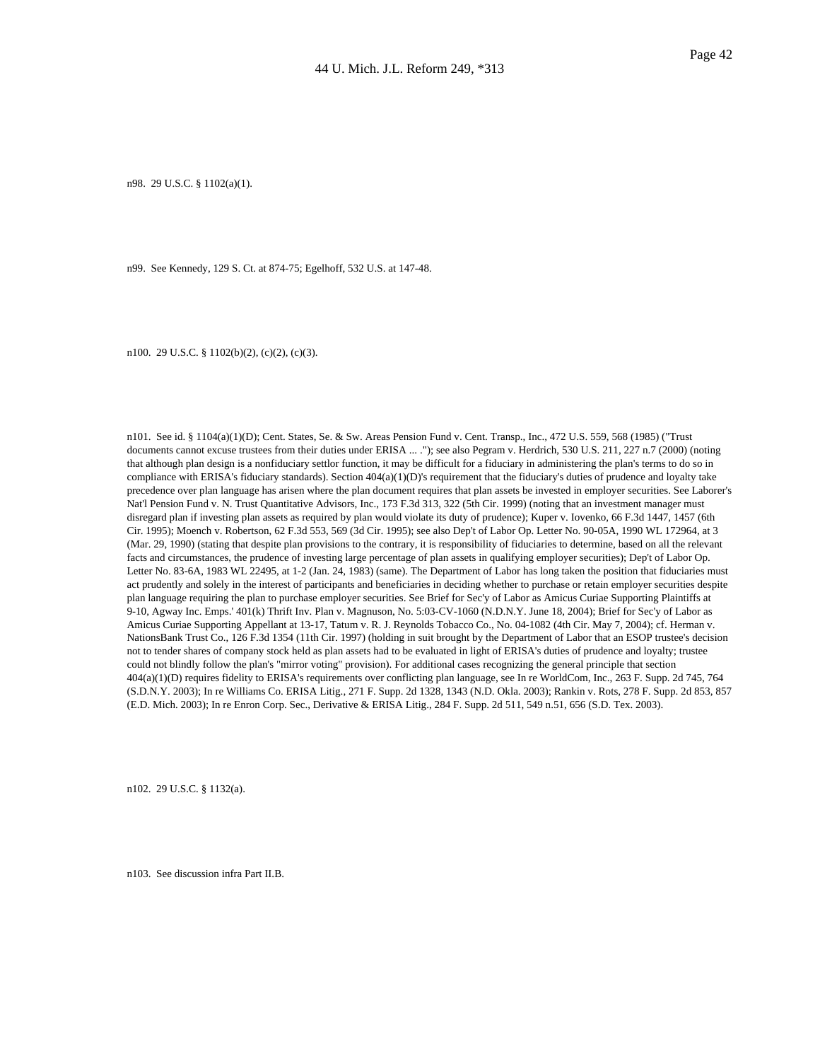n98. 29 U.S.C. § 1102(a)(1).

n99. See Kennedy, 129 S. Ct. at 874-75; Egelhoff, 532 U.S. at 147-48.

n100. 29 U.S.C. § 1102(b)(2), (c)(2), (c)(3).

n101. See id. § 1104(a)(1)(D); Cent. States, Se. & Sw. Areas Pension Fund v. Cent. Transp., Inc., 472 U.S. 559, 568 (1985) ("Trust documents cannot excuse trustees from their duties under ERISA ... ."); see also Pegram v. Herdrich, 530 U.S. 211, 227 n.7 (2000) (noting that although plan design is a nonfiduciary settlor function, it may be difficult for a fiduciary in administering the plan's terms to do so in compliance with ERISA's fiduciary standards). Section 404(a)(1)(D)'s requirement that the fiduciary's duties of prudence and loyalty take precedence over plan language has arisen where the plan document requires that plan assets be invested in employer securities. See Laborer's Nat'l Pension Fund v. N. Trust Quantitative Advisors, Inc., 173 F.3d 313, 322 (5th Cir. 1999) (noting that an investment manager must disregard plan if investing plan assets as required by plan would violate its duty of prudence); Kuper v. Iovenko, 66 F.3d 1447, 1457 (6th Cir. 1995); Moench v. Robertson, 62 F.3d 553, 569 (3d Cir. 1995); see also Dep't of Labor Op. Letter No. 90-05A, 1990 WL 172964, at 3 (Mar. 29, 1990) (stating that despite plan provisions to the contrary, it is responsibility of fiduciaries to determine, based on all the relevant facts and circumstances, the prudence of investing large percentage of plan assets in qualifying employer securities); Dep't of Labor Op. Letter No. 83-6A, 1983 WL 22495, at 1-2 (Jan. 24, 1983) (same). The Department of Labor has long taken the position that fiduciaries must act prudently and solely in the interest of participants and beneficiaries in deciding whether to purchase or retain employer securities despite plan language requiring the plan to purchase employer securities. See Brief for Sec'y of Labor as Amicus Curiae Supporting Plaintiffs at 9-10, Agway Inc. Emps.' 401(k) Thrift Inv. Plan v. Magnuson, No. 5:03-CV-1060 (N.D.N.Y. June 18, 2004); Brief for Sec'y of Labor as Amicus Curiae Supporting Appellant at 13-17, Tatum v. R. J. Reynolds Tobacco Co., No. 04-1082 (4th Cir. May 7, 2004); cf. Herman v. NationsBank Trust Co., 126 F.3d 1354 (11th Cir. 1997) (holding in suit brought by the Department of Labor that an ESOP trustee's decision not to tender shares of company stock held as plan assets had to be evaluated in light of ERISA's duties of prudence and loyalty; trustee could not blindly follow the plan's "mirror voting" provision). For additional cases recognizing the general principle that section 404(a)(1)(D) requires fidelity to ERISA's requirements over conflicting plan language, see In re WorldCom, Inc., 263 F. Supp. 2d 745, 764 (S.D.N.Y. 2003); In re Williams Co. ERISA Litig., 271 F. Supp. 2d 1328, 1343 (N.D. Okla. 2003); Rankin v. Rots, 278 F. Supp. 2d 853, 857 (E.D. Mich. 2003); In re Enron Corp. Sec., Derivative & ERISA Litig., 284 F. Supp. 2d 511, 549 n.51, 656 (S.D. Tex. 2003).

n102. 29 U.S.C. § 1132(a).

n103. See discussion infra Part II.B.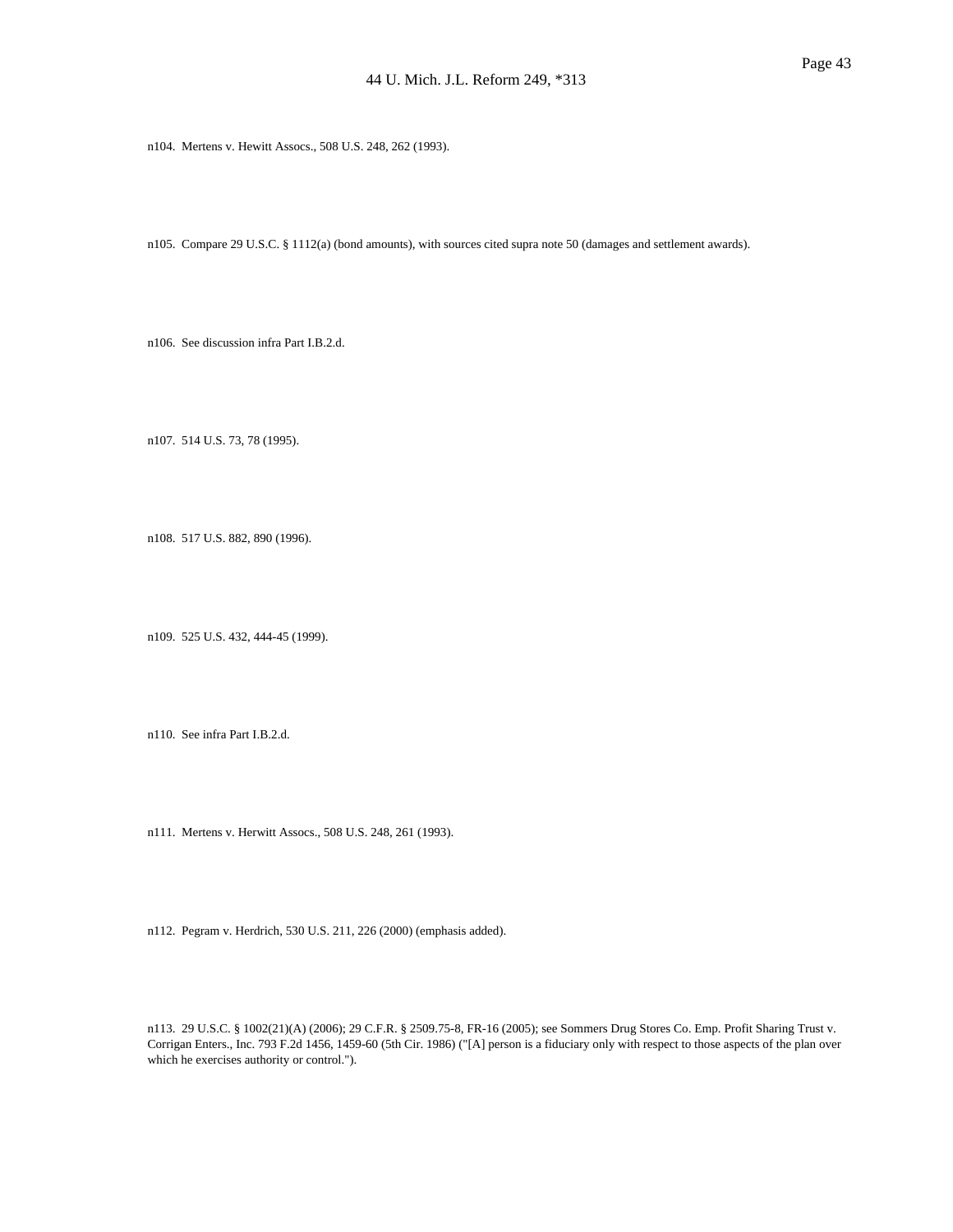n104. Mertens v. Hewitt Assocs., 508 U.S. 248, 262 (1993).

n105. Compare 29 U.S.C. § 1112(a) (bond amounts), with sources cited supra note 50 (damages and settlement awards).

n106. See discussion infra Part I.B.2.d.

n107. 514 U.S. 73, 78 (1995).

n108. 517 U.S. 882, 890 (1996).

n109. 525 U.S. 432, 444-45 (1999).

n110. See infra Part I.B.2.d.

n111. Mertens v. Herwitt Assocs., 508 U.S. 248, 261 (1993).

n112. Pegram v. Herdrich, 530 U.S. 211, 226 (2000) (emphasis added).

n113. 29 U.S.C. § 1002(21)(A) (2006); 29 C.F.R. § 2509.75-8, FR-16 (2005); see Sommers Drug Stores Co. Emp. Profit Sharing Trust v. Corrigan Enters., Inc. 793 F.2d 1456, 1459-60 (5th Cir. 1986) ("[A] person is a fiduciary only with respect to those aspects of the plan over which he exercises authority or control.").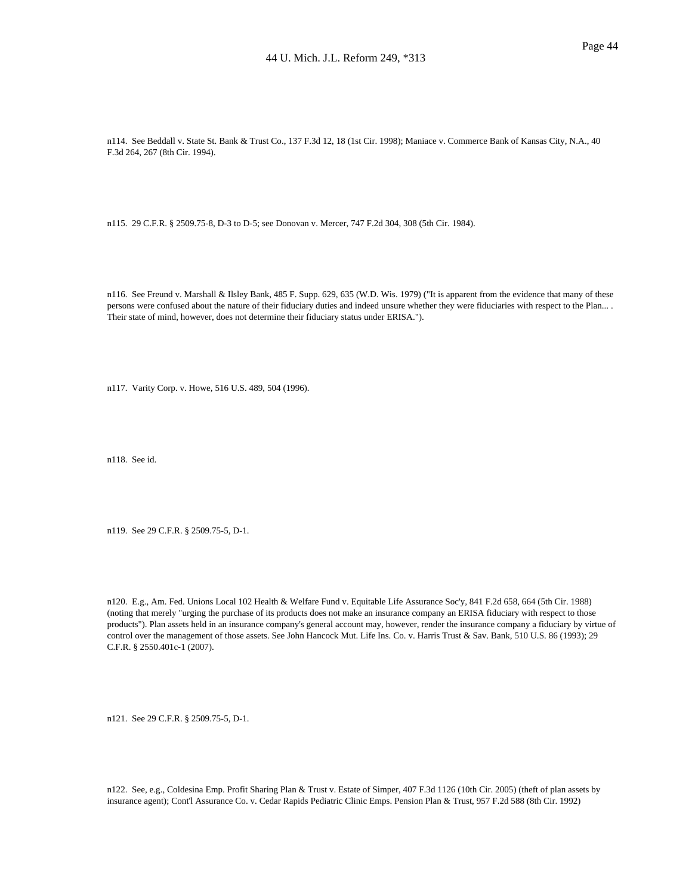n114. See Beddall v. State St. Bank & Trust Co., 137 F.3d 12, 18 (1st Cir. 1998); Maniace v. Commerce Bank of Kansas City, N.A., 40 F.3d 264, 267 (8th Cir. 1994).

n115. 29 C.F.R. § 2509.75-8, D-3 to D-5; see Donovan v. Mercer, 747 F.2d 304, 308 (5th Cir. 1984).

n116. See Freund v. Marshall & Ilsley Bank, 485 F. Supp. 629, 635 (W.D. Wis. 1979) ("It is apparent from the evidence that many of these persons were confused about the nature of their fiduciary duties and indeed unsure whether they were fiduciaries with respect to the Plan... . Their state of mind, however, does not determine their fiduciary status under ERISA.").

n117. Varity Corp. v. Howe, 516 U.S. 489, 504 (1996).

n118. See id.

n119. See 29 C.F.R. § 2509.75-5, D-1.

n120. E.g., Am. Fed. Unions Local 102 Health & Welfare Fund v. Equitable Life Assurance Soc'y, 841 F.2d 658, 664 (5th Cir. 1988) (noting that merely "urging the purchase of its products does not make an insurance company an ERISA fiduciary with respect to those products"). Plan assets held in an insurance company's general account may, however, render the insurance company a fiduciary by virtue of control over the management of those assets. See John Hancock Mut. Life Ins. Co. v. Harris Trust & Sav. Bank, 510 U.S. 86 (1993); 29 C.F.R. § 2550.401c-1 (2007).

n121. See 29 C.F.R. § 2509.75-5, D-1.

n122. See, e.g., Coldesina Emp. Profit Sharing Plan & Trust v. Estate of Simper, 407 F.3d 1126 (10th Cir. 2005) (theft of plan assets by insurance agent); Cont'l Assurance Co. v. Cedar Rapids Pediatric Clinic Emps. Pension Plan & Trust, 957 F.2d 588 (8th Cir. 1992)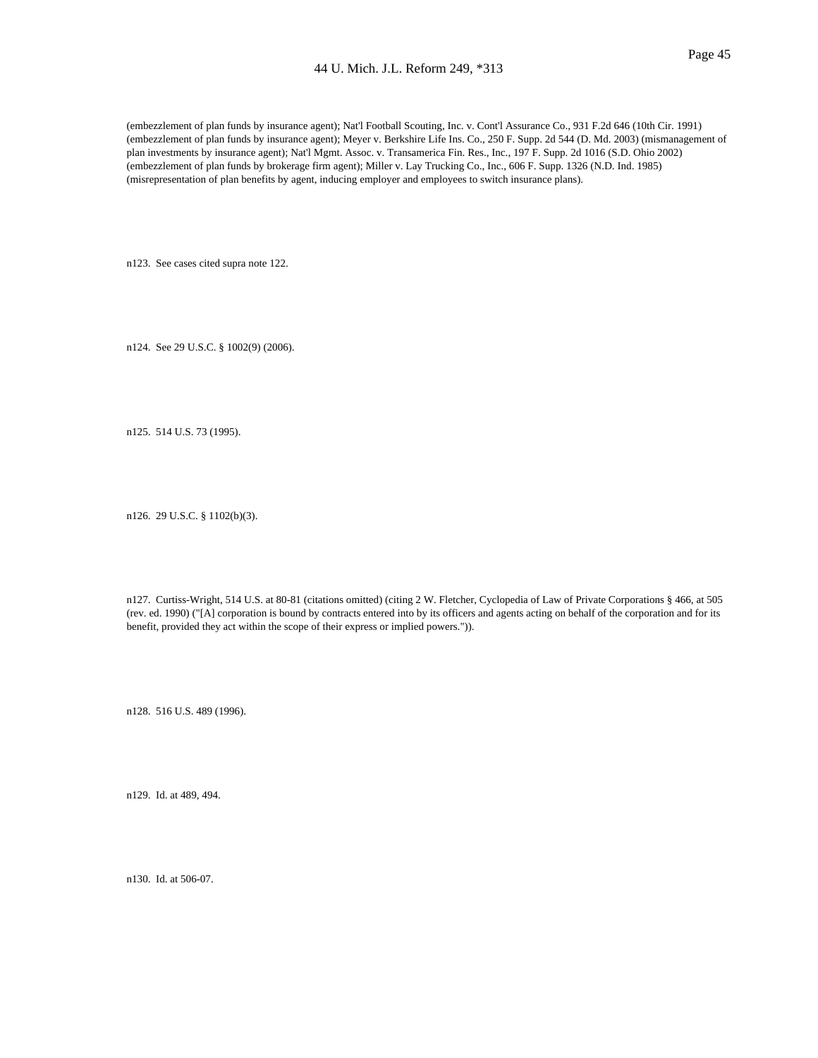(embezzlement of plan funds by insurance agent); Nat'l Football Scouting, Inc. v. Cont'l Assurance Co., 931 F.2d 646 (10th Cir. 1991) (embezzlement of plan funds by insurance agent); Meyer v. Berkshire Life Ins. Co., 250 F. Supp. 2d 544 (D. Md. 2003) (mismanagement of plan investments by insurance agent); Nat'l Mgmt. Assoc. v. Transamerica Fin. Res., Inc., 197 F. Supp. 2d 1016 (S.D. Ohio 2002) (embezzlement of plan funds by brokerage firm agent); Miller v. Lay Trucking Co., Inc., 606 F. Supp. 1326 (N.D. Ind. 1985) (misrepresentation of plan benefits by agent, inducing employer and employees to switch insurance plans).

n123. See cases cited supra note 122.

n124. See 29 U.S.C. § 1002(9) (2006).

n125. 514 U.S. 73 (1995).

n126. 29 U.S.C. § 1102(b)(3).

n127. Curtiss-Wright, 514 U.S. at 80-81 (citations omitted) (citing 2 W. Fletcher, Cyclopedia of Law of Private Corporations § 466, at 505 (rev. ed. 1990) ("[A] corporation is bound by contracts entered into by its officers and agents acting on behalf of the corporation and for its benefit, provided they act within the scope of their express or implied powers.")).

n128. 516 U.S. 489 (1996).

n129. Id. at 489, 494.

n130. Id. at 506-07.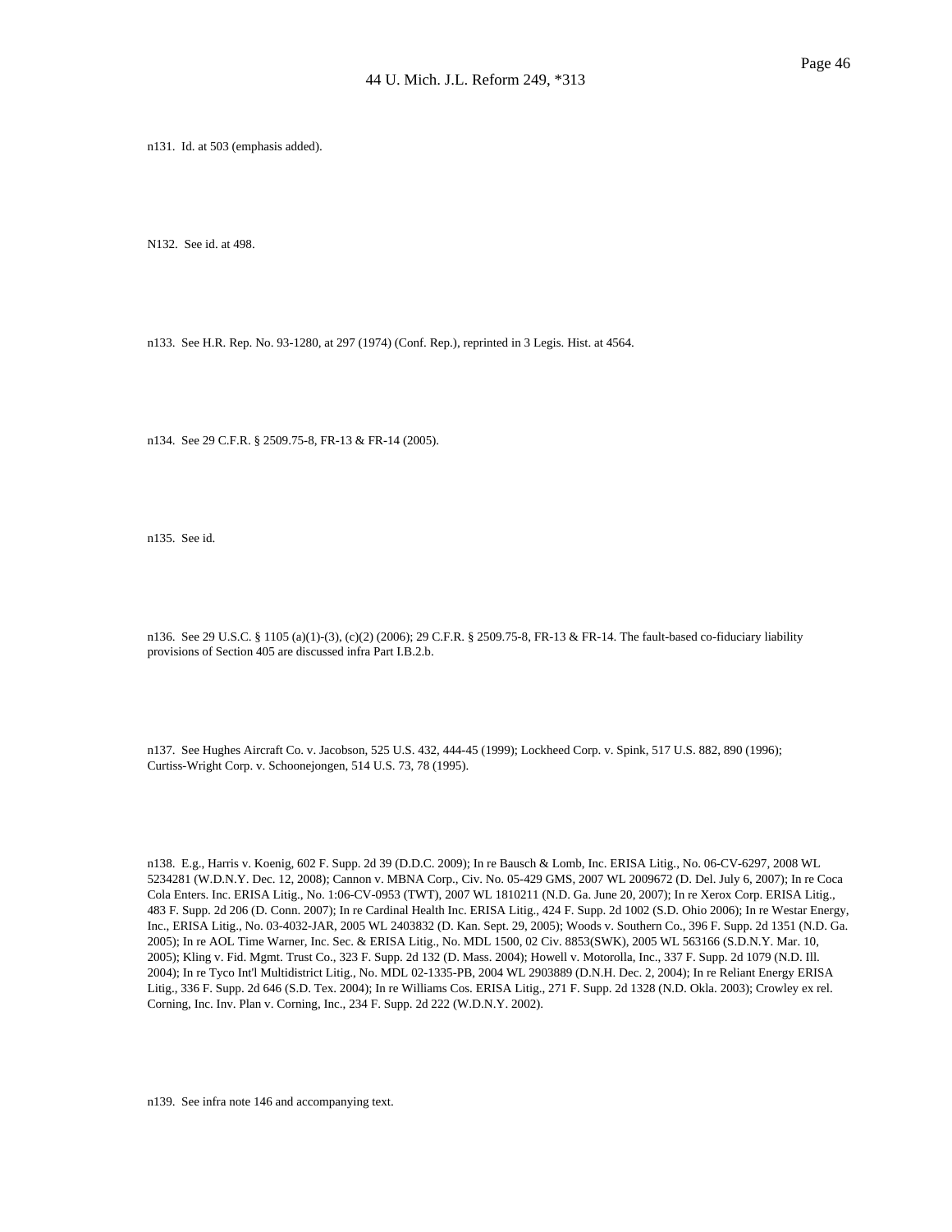n131. Id. at 503 (emphasis added).

N132. See id. at 498.

n133. See H.R. Rep. No. 93-1280, at 297 (1974) (Conf. Rep.), reprinted in 3 Legis. Hist. at 4564.

n134. See 29 C.F.R. § 2509.75-8, FR-13 & FR-14 (2005).

n135. See id.

n136. See 29 U.S.C. § 1105 (a)(1)-(3), (c)(2) (2006); 29 C.F.R. § 2509.75-8, FR-13 & FR-14. The fault-based co-fiduciary liability provisions of Section 405 are discussed infra Part I.B.2.b.

n137. See Hughes Aircraft Co. v. Jacobson, 525 U.S. 432, 444-45 (1999); Lockheed Corp. v. Spink, 517 U.S. 882, 890 (1996); Curtiss-Wright Corp. v. Schoonejongen, 514 U.S. 73, 78 (1995).

n138. E.g., Harris v. Koenig, 602 F. Supp. 2d 39 (D.D.C. 2009); In re Bausch & Lomb, Inc. ERISA Litig., No. 06-CV-6297, 2008 WL 5234281 (W.D.N.Y. Dec. 12, 2008); Cannon v. MBNA Corp., Civ. No. 05-429 GMS, 2007 WL 2009672 (D. Del. July 6, 2007); In re Coca Cola Enters. Inc. ERISA Litig., No. 1:06-CV-0953 (TWT), 2007 WL 1810211 (N.D. Ga. June 20, 2007); In re Xerox Corp. ERISA Litig., 483 F. Supp. 2d 206 (D. Conn. 2007); In re Cardinal Health Inc. ERISA Litig., 424 F. Supp. 2d 1002 (S.D. Ohio 2006); In re Westar Energy, Inc., ERISA Litig., No. 03-4032-JAR, 2005 WL 2403832 (D. Kan. Sept. 29, 2005); Woods v. Southern Co., 396 F. Supp. 2d 1351 (N.D. Ga. 2005); In re AOL Time Warner, Inc. Sec. & ERISA Litig., No. MDL 1500, 02 Civ. 8853(SWK), 2005 WL 563166 (S.D.N.Y. Mar. 10, 2005); Kling v. Fid. Mgmt. Trust Co., 323 F. Supp. 2d 132 (D. Mass. 2004); Howell v. Motorolla, Inc., 337 F. Supp. 2d 1079 (N.D. Ill. 2004); In re Tyco Int'l Multidistrict Litig., No. MDL 02-1335-PB, 2004 WL 2903889 (D.N.H. Dec. 2, 2004); In re Reliant Energy ERISA Litig., 336 F. Supp. 2d 646 (S.D. Tex. 2004); In re Williams Cos. ERISA Litig., 271 F. Supp. 2d 1328 (N.D. Okla. 2003); Crowley ex rel. Corning, Inc. Inv. Plan v. Corning, Inc., 234 F. Supp. 2d 222 (W.D.N.Y. 2002).

n139. See infra note 146 and accompanying text.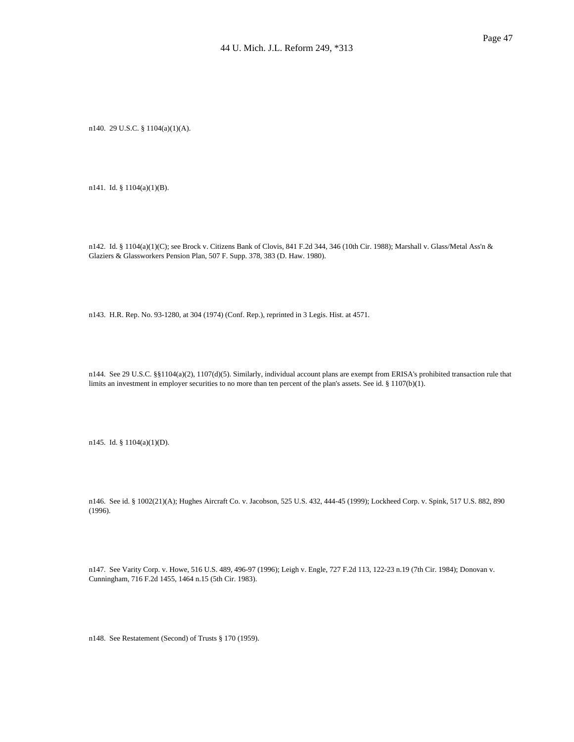n140. 29 U.S.C. § 1104(a)(1)(A).

n141. Id. § 1104(a)(1)(B).

n142. Id. § 1104(a)(1)(C); see Brock v. Citizens Bank of Clovis, 841 F.2d 344, 346 (10th Cir. 1988); Marshall v. Glass/Metal Ass'n & Glaziers & Glassworkers Pension Plan, 507 F. Supp. 378, 383 (D. Haw. 1980).

n143. H.R. Rep. No. 93-1280, at 304 (1974) (Conf. Rep.), reprinted in 3 Legis. Hist. at 4571.

n144. See 29 U.S.C. §§1104(a)(2), 1107(d)(5). Similarly, individual account plans are exempt from ERISA's prohibited transaction rule that limits an investment in employer securities to no more than ten percent of the plan's assets. See id. § 1107(b)(1).

n145. Id. § 1104(a)(1)(D).

n146. See id. § 1002(21)(A); Hughes Aircraft Co. v. Jacobson, 525 U.S. 432, 444-45 (1999); Lockheed Corp. v. Spink, 517 U.S. 882, 890 (1996).

n147. See Varity Corp. v. Howe, 516 U.S. 489, 496-97 (1996); Leigh v. Engle, 727 F.2d 113, 122-23 n.19 (7th Cir. 1984); Donovan v. Cunningham, 716 F.2d 1455, 1464 n.15 (5th Cir. 1983).

n148. See Restatement (Second) of Trusts § 170 (1959).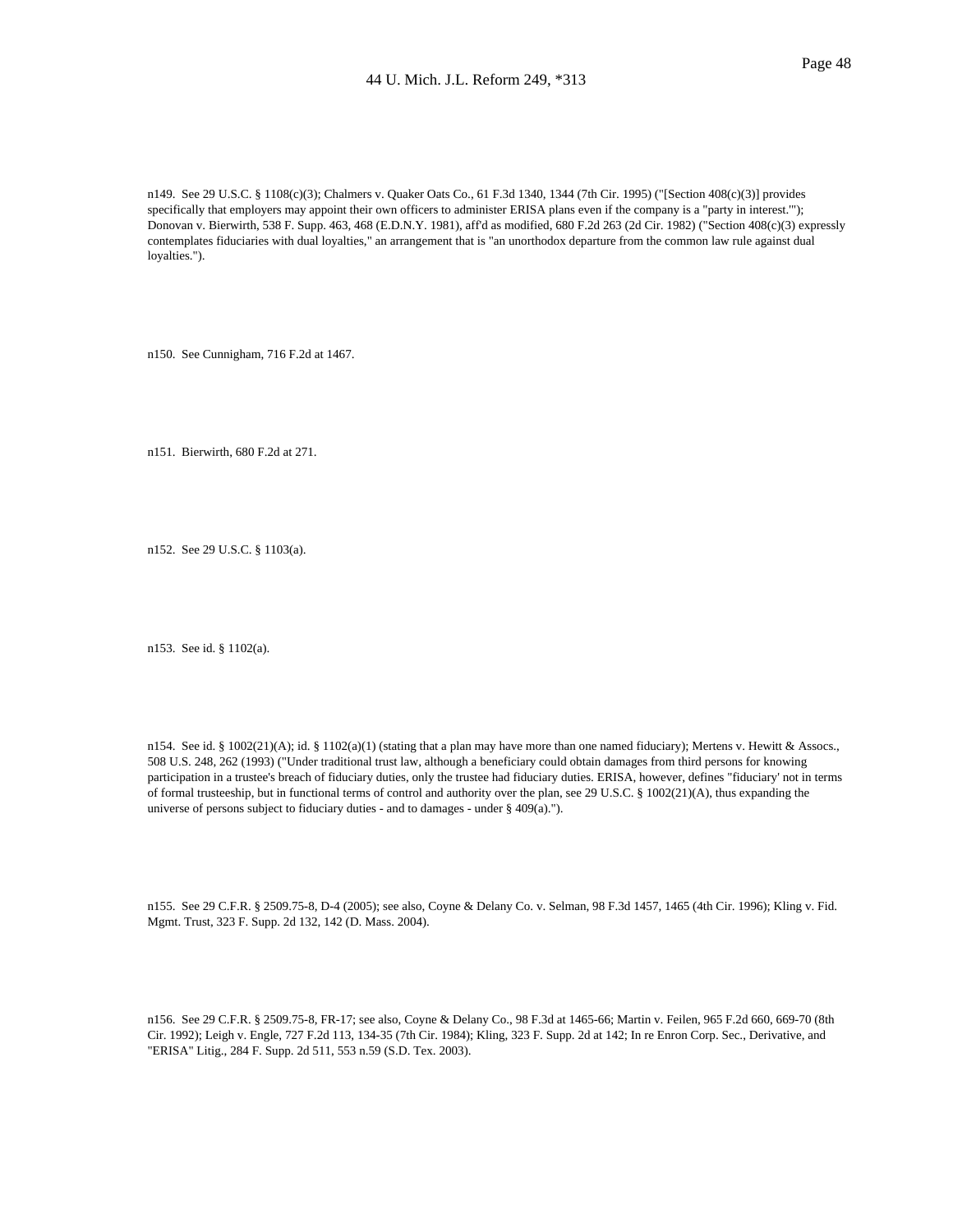n149. See 29 U.S.C. § 1108(c)(3); Chalmers v. Quaker Oats Co., 61 F.3d 1340, 1344 (7th Cir. 1995) ("[Section 408(c)(3)] provides specifically that employers may appoint their own officers to administer ERISA plans even if the company is a "party in interest.'"); Donovan v. Bierwirth, 538 F. Supp. 463, 468 (E.D.N.Y. 1981), aff'd as modified, 680 F.2d 263 (2d Cir. 1982) ("Section 408(c)(3) expressly contemplates fiduciaries with dual loyalties," an arrangement that is "an unorthodox departure from the common law rule against dual loyalties.").

n150. See Cunnigham, 716 F.2d at 1467.

n151. Bierwirth, 680 F.2d at 271.

n152. See 29 U.S.C. § 1103(a).

n153. See id. § 1102(a).

n154. See id. § 1002(21)(A); id. § 1102(a)(1) (stating that a plan may have more than one named fiduciary); Mertens v. Hewitt & Assocs., 508 U.S. 248, 262 (1993) ("Under traditional trust law, although a beneficiary could obtain damages from third persons for knowing participation in a trustee's breach of fiduciary duties, only the trustee had fiduciary duties. ERISA, however, defines "fiduciary' not in terms of formal trusteeship, but in functional terms of control and authority over the plan, see 29 U.S.C. § 1002(21)(A), thus expanding the universe of persons subject to fiduciary duties - and to damages - under § 409(a).").

n155. See 29 C.F.R. § 2509.75-8, D-4 (2005); see also, Coyne & Delany Co. v. Selman, 98 F.3d 1457, 1465 (4th Cir. 1996); Kling v. Fid. Mgmt. Trust, 323 F. Supp. 2d 132, 142 (D. Mass. 2004).

n156. See 29 C.F.R. § 2509.75-8, FR-17; see also, Coyne & Delany Co., 98 F.3d at 1465-66; Martin v. Feilen, 965 F.2d 660, 669-70 (8th Cir. 1992); Leigh v. Engle, 727 F.2d 113, 134-35 (7th Cir. 1984); Kling, 323 F. Supp. 2d at 142; In re Enron Corp. Sec., Derivative, and "ERISA" Litig., 284 F. Supp. 2d 511, 553 n.59 (S.D. Tex. 2003).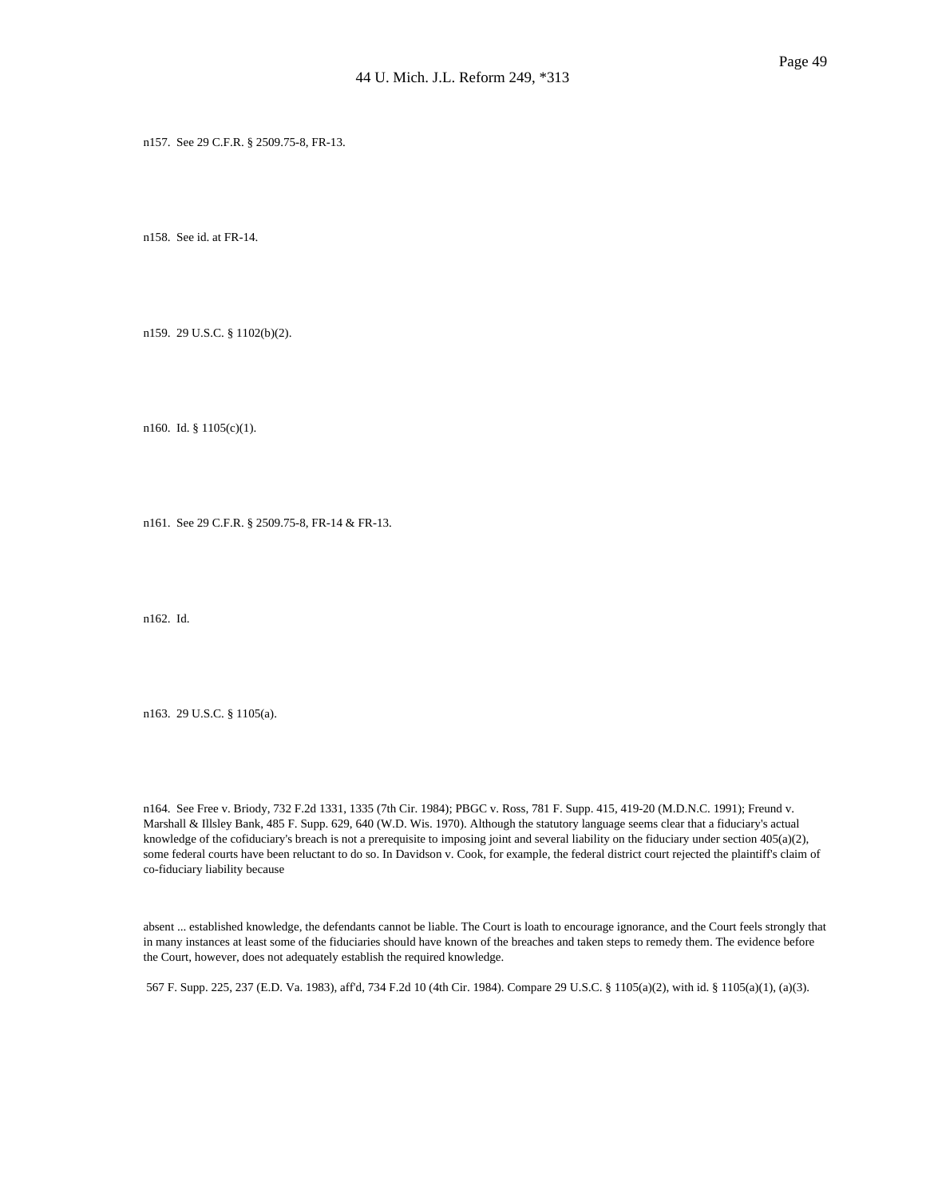n157. See 29 C.F.R. § 2509.75-8, FR-13.

n158. See id. at FR-14.

n159. 29 U.S.C. § 1102(b)(2).

n160. Id. § 1105(c)(1).

n161. See 29 C.F.R. § 2509.75-8, FR-14 & FR-13.

n162. Id.

n163. 29 U.S.C. § 1105(a).

n164. See Free v. Briody, 732 F.2d 1331, 1335 (7th Cir. 1984); PBGC v. Ross, 781 F. Supp. 415, 419-20 (M.D.N.C. 1991); Freund v. Marshall & Illsley Bank, 485 F. Supp. 629, 640 (W.D. Wis. 1970). Although the statutory language seems clear that a fiduciary's actual knowledge of the cofiduciary's breach is not a prerequisite to imposing joint and several liability on the fiduciary under section 405(a)(2), some federal courts have been reluctant to do so. In Davidson v. Cook, for example, the federal district court rejected the plaintiff's claim of co-fiduciary liability because

> absent ... established knowledge, the defendants cannot be liable. The Court is loath to encourage ignorance, and the Court feels strongly that in many instances at least some of the fiduciaries should have known of the breaches and taken steps to remedy them. The evidence before the Court, however, does not adequately establish the required knowledge.

567 F. Supp. 225, 237 (E.D. Va. 1983), aff'd, 734 F.2d 10 (4th Cir. 1984). Compare 29 U.S.C. § 1105(a)(2), with id. § 1105(a)(1), (a)(3).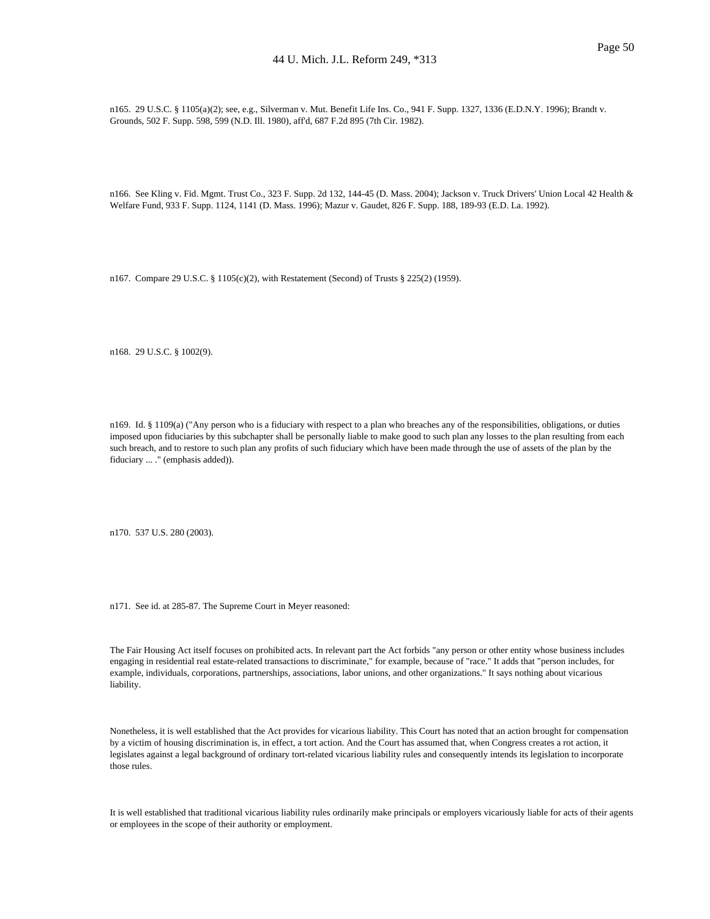n165. 29 U.S.C. § 1105(a)(2); see, e.g., Silverman v. Mut. Benefit Life Ins. Co., 941 F. Supp. 1327, 1336 (E.D.N.Y. 1996); Brandt v. Grounds, 502 F. Supp. 598, 599 (N.D. Ill. 1980), aff'd, 687 F.2d 895 (7th Cir. 1982).

n166. See Kling v. Fid. Mgmt. Trust Co., 323 F. Supp. 2d 132, 144-45 (D. Mass. 2004); Jackson v. Truck Drivers' Union Local 42 Health & Welfare Fund, 933 F. Supp. 1124, 1141 (D. Mass. 1996); Mazur v. Gaudet, 826 F. Supp. 188, 189-93 (E.D. La. 1992).

n167. Compare 29 U.S.C. § 1105(c)(2), with Restatement (Second) of Trusts § 225(2) (1959).

n168. 29 U.S.C. § 1002(9).

n169. Id. § 1109(a) ("Any person who is a fiduciary with respect to a plan who breaches any of the responsibilities, obligations, or duties imposed upon fiduciaries by this subchapter shall be personally liable to make good to such plan any losses to the plan resulting from each such breach, and to restore to such plan any profits of such fiduciary which have been made through the use of assets of the plan by the fiduciary ... ." (emphasis added)).

n170. 537 U.S. 280 (2003).

n171. See id. at 285-87. The Supreme Court in Meyer reasoned:

The Fair Housing Act itself focuses on prohibited acts. In relevant part the Act forbids "any person or other entity whose business includes engaging in residential real estate-related transactions to discriminate," for example, because of "race." It adds that "person includes, for example, individuals, corporations, partnerships, associations, labor unions, and other organizations." It says nothing about vicarious liability.

Nonetheless, it is well established that the Act provides for vicarious liability. This Court has noted that an action brought for compensation by a victim of housing discrimination is, in effect, a tort action. And the Court has assumed that, when Congress creates a rot action, it legislates against a legal background of ordinary tort-related vicarious liability rules and consequently intends its legislation to incorporate those rules.

It is well established that traditional vicarious liability rules ordinarily make principals or employers vicariously liable for acts of their agents or employees in the scope of their authority or employment.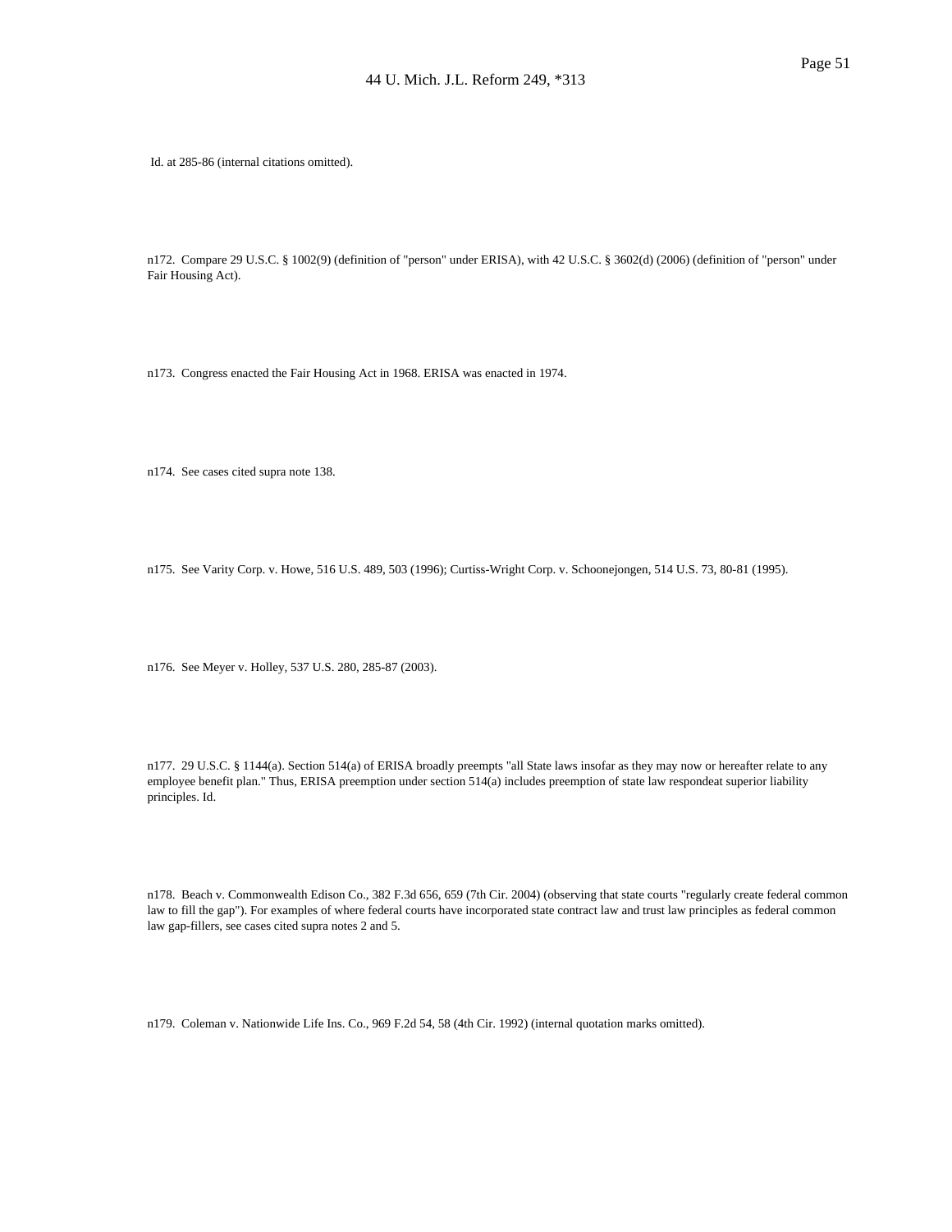Id. at 285-86 (internal citations omitted).

n172. Compare 29 U.S.C. § 1002(9) (definition of "person" under ERISA), with 42 U.S.C. § 3602(d) (2006) (definition of "person" under Fair Housing Act).

n173. Congress enacted the Fair Housing Act in 1968. ERISA was enacted in 1974.

n174. See cases cited supra note 138.

n175. See Varity Corp. v. Howe, 516 U.S. 489, 503 (1996); Curtiss-Wright Corp. v. Schoonejongen, 514 U.S. 73, 80-81 (1995).

n176. See Meyer v. Holley, 537 U.S. 280, 285-87 (2003).

n177. 29 U.S.C. § 1144(a). Section 514(a) of ERISA broadly preempts "all State laws insofar as they may now or hereafter relate to any employee benefit plan." Thus, ERISA preemption under section 514(a) includes preemption of state law respondeat superior liability principles. Id.

n178. Beach v. Commonwealth Edison Co., 382 F.3d 656, 659 (7th Cir. 2004) (observing that state courts "regularly create federal common law to fill the gap"). For examples of where federal courts have incorporated state contract law and trust law principles as federal common law gap-fillers, see cases cited supra notes 2 and 5.

n179. Coleman v. Nationwide Life Ins. Co., 969 F.2d 54, 58 (4th Cir. 1992) (internal quotation marks omitted).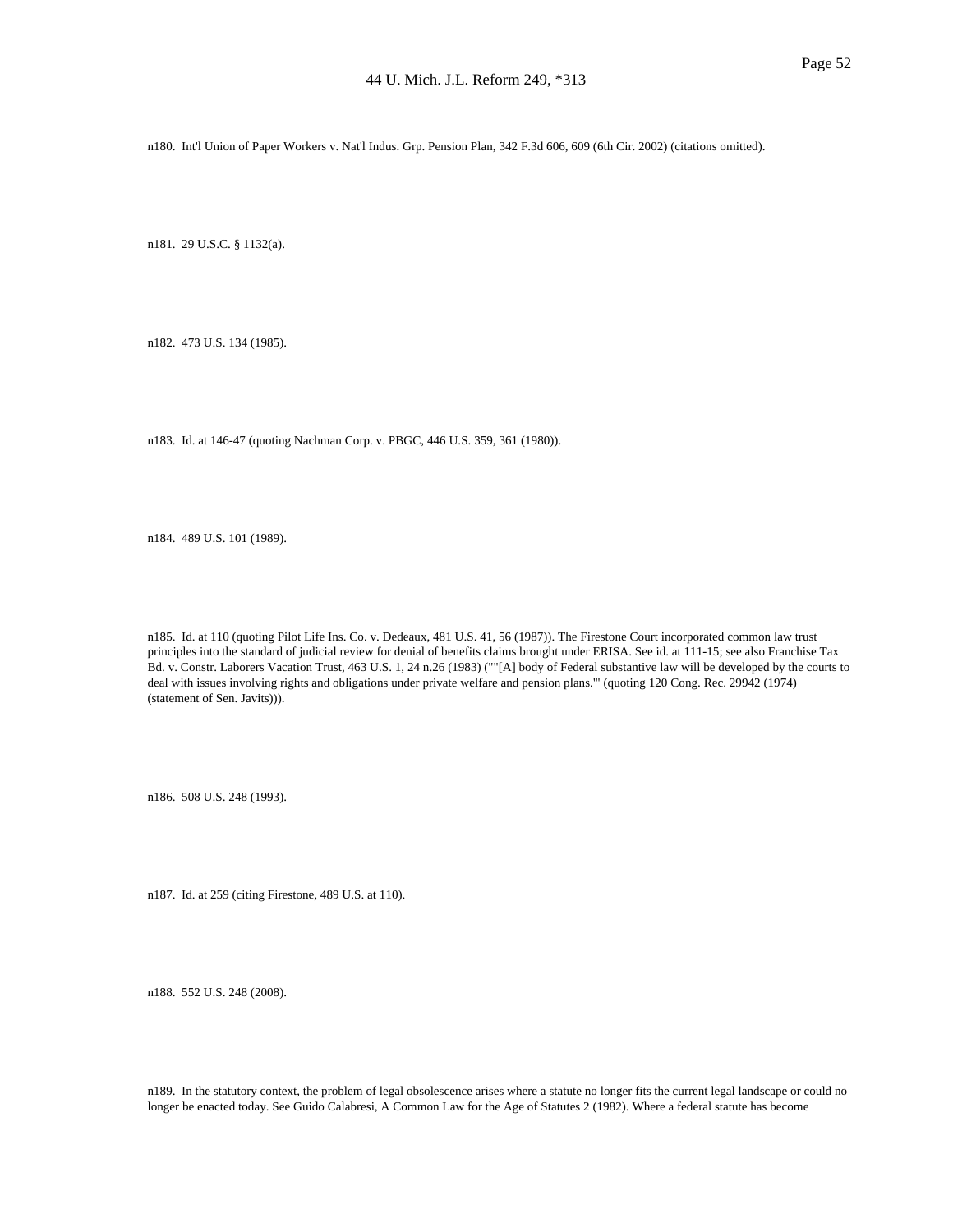n180. Int'l Union of Paper Workers v. Nat'l Indus. Grp. Pension Plan, 342 F.3d 606, 609 (6th Cir. 2002) (citations omitted).

n181. 29 U.S.C. § 1132(a).

n182. 473 U.S. 134 (1985).

n183. Id. at 146-47 (quoting Nachman Corp. v. PBGC, 446 U.S. 359, 361 (1980)).

n184. 489 U.S. 101 (1989).

n185. Id. at 110 (quoting Pilot Life Ins. Co. v. Dedeaux, 481 U.S. 41, 56 (1987)). The Firestone Court incorporated common law trust principles into the standard of judicial review for denial of benefits claims brought under ERISA. See id. at 111-15; see also Franchise Tax Bd. v. Constr. Laborers Vacation Trust, 463 U.S. 1, 24 n.26 (1983) (""[A] body of Federal substantive law will be developed by the courts to deal with issues involving rights and obligations under private welfare and pension plans."' (quoting 120 Cong. Rec. 29942 (1974) (statement of Sen. Javits))).

n186. 508 U.S. 248 (1993).

n187. Id. at 259 (citing Firestone, 489 U.S. at 110).

n188. 552 U.S. 248 (2008).

n189. In the statutory context, the problem of legal obsolescence arises where a statute no longer fits the current legal landscape or could no longer be enacted today. See Guido Calabresi, A Common Law for the Age of Statutes 2 (1982). Where a federal statute has become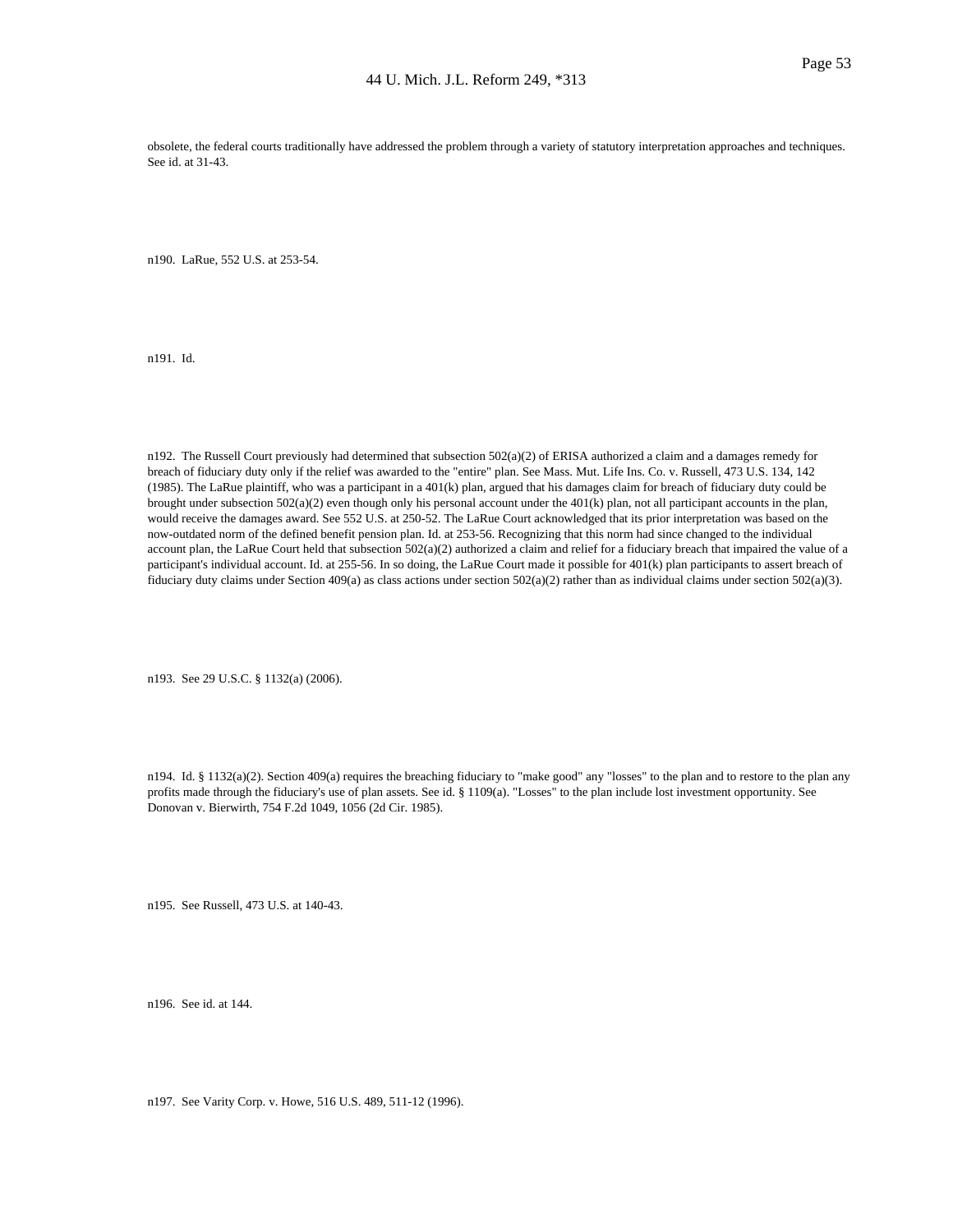obsolete, the federal courts traditionally have addressed the problem through a variety of statutory interpretation approaches and techniques. See id. at 31-43.

n190. LaRue, 552 U.S. at 253-54.

n191. Id.

n192. The Russell Court previously had determined that subsection 502(a)(2) of ERISA authorized a claim and a damages remedy for breach of fiduciary duty only if the relief was awarded to the "entire" plan. See Mass. Mut. Life Ins. Co. v. Russell, 473 U.S. 134, 142 (1985). The LaRue plaintiff, who was a participant in a 401(k) plan, argued that his damages claim for breach of fiduciary duty could be brought under subsection 502(a)(2) even though only his personal account under the 401(k) plan, not all participant accounts in the plan, would receive the damages award. See 552 U.S. at 250-52. The LaRue Court acknowledged that its prior interpretation was based on the now-outdated norm of the defined benefit pension plan. Id. at 253-56. Recognizing that this norm had since changed to the individual account plan, the LaRue Court held that subsection 502(a)(2) authorized a claim and relief for a fiduciary breach that impaired the value of a participant's individual account. Id. at 255-56. In so doing, the LaRue Court made it possible for 401(k) plan participants to assert breach of fiduciary duty claims under Section 409(a) as class actions under section 502(a)(2) rather than as individual claims under section 502(a)(3).

n193. See 29 U.S.C. § 1132(a) (2006).

n194. Id. § 1132(a)(2). Section 409(a) requires the breaching fiduciary to "make good" any "losses" to the plan and to restore to the plan any profits made through the fiduciary's use of plan assets. See id. § 1109(a). "Losses" to the plan include lost investment opportunity. See Donovan v. Bierwirth, 754 F.2d 1049, 1056 (2d Cir. 1985).

n195. See Russell, 473 U.S. at 140-43.

n196. See id. at 144.

n197. See Varity Corp. v. Howe, 516 U.S. 489, 511-12 (1996).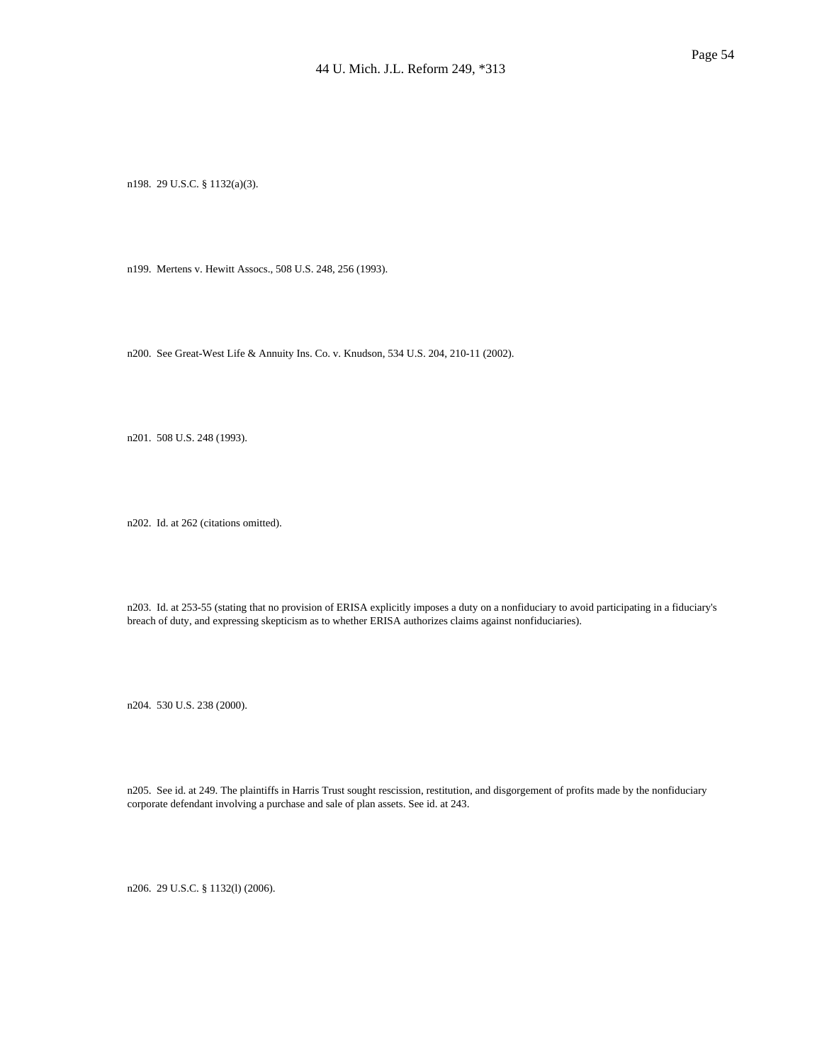n198. 29 U.S.C. § 1132(a)(3).

n199. Mertens v. Hewitt Assocs., 508 U.S. 248, 256 (1993).

n200. See Great-West Life & Annuity Ins. Co. v. Knudson, 534 U.S. 204, 210-11 (2002).

n201. 508 U.S. 248 (1993).

n202. Id. at 262 (citations omitted).

n203. Id. at 253-55 (stating that no provision of ERISA explicitly imposes a duty on a nonfiduciary to avoid participating in a fiduciary's breach of duty, and expressing skepticism as to whether ERISA authorizes claims against nonfiduciaries).

n204. 530 U.S. 238 (2000).

n205. See id. at 249. The plaintiffs in Harris Trust sought rescission, restitution, and disgorgement of profits made by the nonfiduciary corporate defendant involving a purchase and sale of plan assets. See id. at 243.

n206. 29 U.S.C. § 1132(l) (2006).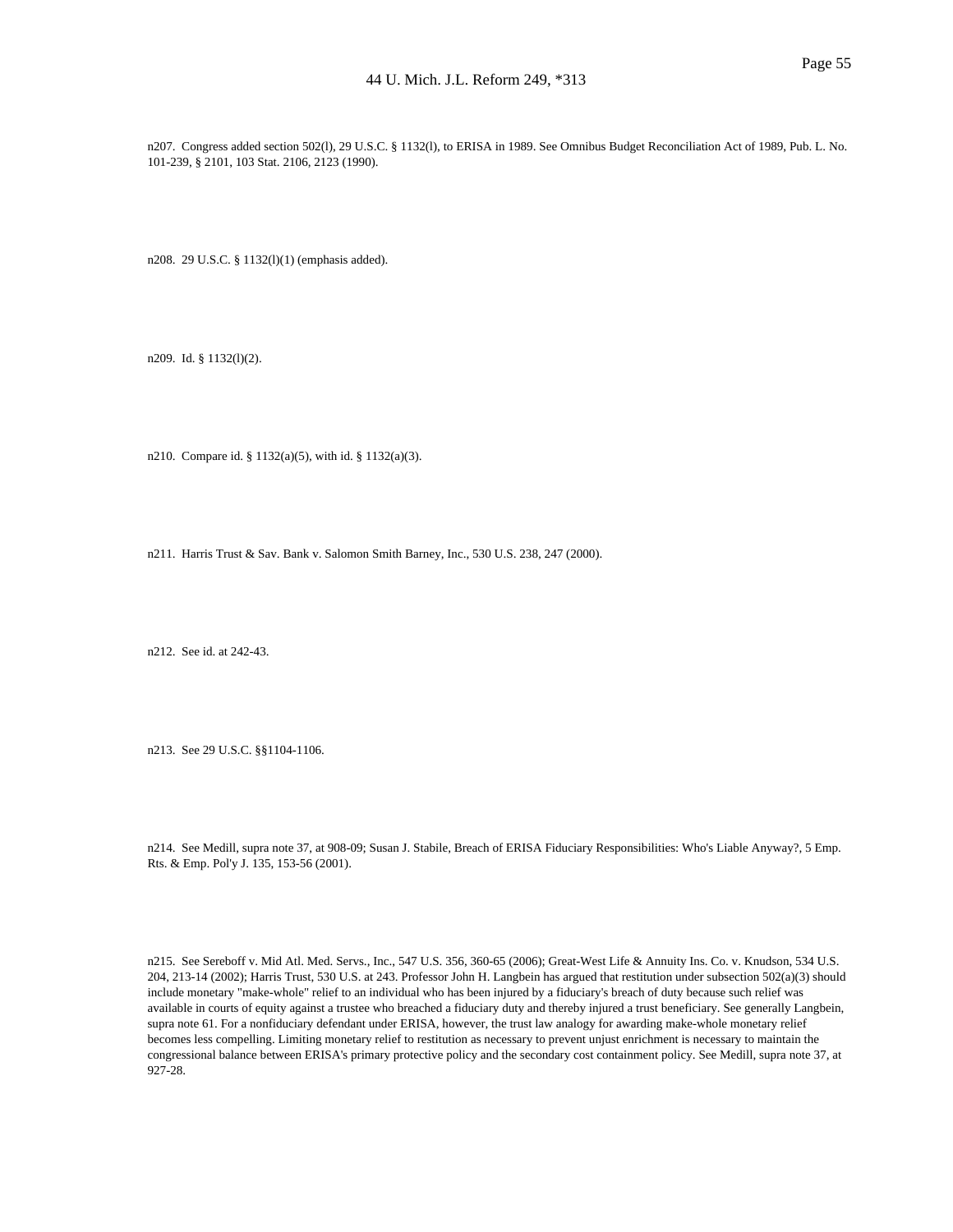n207. Congress added section 502(l), 29 U.S.C. § 1132(l), to ERISA in 1989. See Omnibus Budget Reconciliation Act of 1989, Pub. L. No. 101-239, § 2101, 103 Stat. 2106, 2123 (1990).

n208. 29 U.S.C. § 1132(l)(1) (emphasis added).

n209. Id. § 1132(l)(2).

n210. Compare id. § 1132(a)(5), with id. § 1132(a)(3).

n211. Harris Trust & Sav. Bank v. Salomon Smith Barney, Inc., 530 U.S. 238, 247 (2000).

n212. See id. at 242-43.

n213. See 29 U.S.C. §§1104-1106.

n214. See Medill, supra note 37, at 908-09; Susan J. Stabile, Breach of ERISA Fiduciary Responsibilities: Who's Liable Anyway?, 5 Emp. Rts. & Emp. Pol'y J. 135, 153-56 (2001).

n215. See Sereboff v. Mid Atl. Med. Servs., Inc., 547 U.S. 356, 360-65 (2006); Great-West Life & Annuity Ins. Co. v. Knudson, 534 U.S. 204, 213-14 (2002); Harris Trust, 530 U.S. at 243. Professor John H. Langbein has argued that restitution under subsection 502(a)(3) should include monetary "make-whole" relief to an individual who has been injured by a fiduciary's breach of duty because such relief was available in courts of equity against a trustee who breached a fiduciary duty and thereby injured a trust beneficiary. See generally Langbein, supra note 61. For a nonfiduciary defendant under ERISA, however, the trust law analogy for awarding make-whole monetary relief becomes less compelling. Limiting monetary relief to restitution as necessary to prevent unjust enrichment is necessary to maintain the congressional balance between ERISA's primary protective policy and the secondary cost containment policy. See Medill, supra note 37, at 927-28.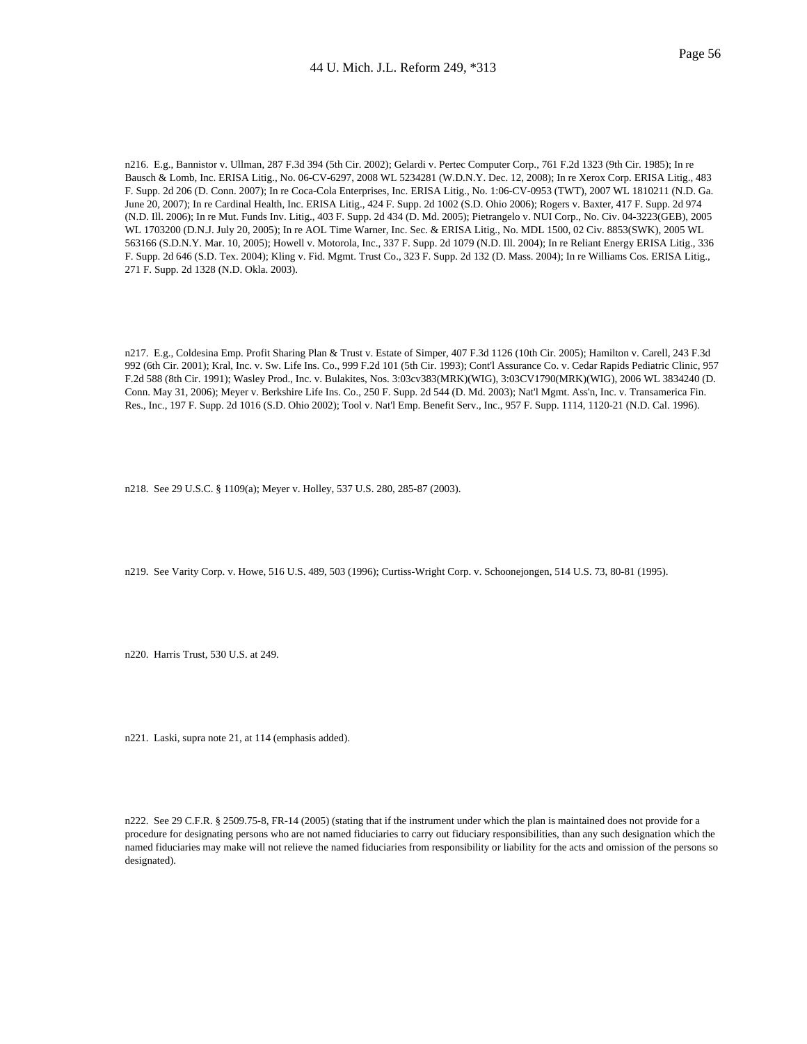n216. E.g., Bannistor v. Ullman, 287 F.3d 394 (5th Cir. 2002); Gelardi v. Pertec Computer Corp., 761 F.2d 1323 (9th Cir. 1985); In re Bausch & Lomb, Inc. ERISA Litig., No. 06-CV-6297, 2008 WL 5234281 (W.D.N.Y. Dec. 12, 2008); In re Xerox Corp. ERISA Litig., 483 F. Supp. 2d 206 (D. Conn. 2007); In re Coca-Cola Enterprises, Inc. ERISA Litig., No. 1:06-CV-0953 (TWT), 2007 WL 1810211 (N.D. Ga. June 20, 2007); In re Cardinal Health, Inc. ERISA Litig., 424 F. Supp. 2d 1002 (S.D. Ohio 2006); Rogers v. Baxter, 417 F. Supp. 2d 974 (N.D. Ill. 2006); In re Mut. Funds Inv. Litig., 403 F. Supp. 2d 434 (D. Md. 2005); Pietrangelo v. NUI Corp., No. Civ. 04-3223(GEB), 2005 WL 1703200 (D.N.J. July 20, 2005); In re AOL Time Warner, Inc. Sec. & ERISA Litig., No. MDL 1500, 02 Civ. 8853(SWK), 2005 WL 563166 (S.D.N.Y. Mar. 10, 2005); Howell v. Motorola, Inc., 337 F. Supp. 2d 1079 (N.D. Ill. 2004); In re Reliant Energy ERISA Litig., 336 F. Supp. 2d 646 (S.D. Tex. 2004); Kling v. Fid. Mgmt. Trust Co., 323 F. Supp. 2d 132 (D. Mass. 2004); In re Williams Cos. ERISA Litig., 271 F. Supp. 2d 1328 (N.D. Okla. 2003).

n217. E.g., Coldesina Emp. Profit Sharing Plan & Trust v. Estate of Simper, 407 F.3d 1126 (10th Cir. 2005); Hamilton v. Carell, 243 F.3d 992 (6th Cir. 2001); Kral, Inc. v. Sw. Life Ins. Co., 999 F.2d 101 (5th Cir. 1993); Cont'l Assurance Co. v. Cedar Rapids Pediatric Clinic, 957 F.2d 588 (8th Cir. 1991); Wasley Prod., Inc. v. Bulakites, Nos. 3:03cv383(MRK)(WIG), 3:03CV1790(MRK)(WIG), 2006 WL 3834240 (D. Conn. May 31, 2006); Meyer v. Berkshire Life Ins. Co., 250 F. Supp. 2d 544 (D. Md. 2003); Nat'l Mgmt. Ass'n, Inc. v. Transamerica Fin. Res., Inc., 197 F. Supp. 2d 1016 (S.D. Ohio 2002); Tool v. Nat'l Emp. Benefit Serv., Inc., 957 F. Supp. 1114, 1120-21 (N.D. Cal. 1996).

n218. See 29 U.S.C. § 1109(a); Meyer v. Holley, 537 U.S. 280, 285-87 (2003).

n219. See Varity Corp. v. Howe, 516 U.S. 489, 503 (1996); Curtiss-Wright Corp. v. Schoonejongen, 514 U.S. 73, 80-81 (1995).

n220. Harris Trust, 530 U.S. at 249.

n221. Laski, supra note 21, at 114 (emphasis added).

n222. See 29 C.F.R. § 2509.75-8, FR-14 (2005) (stating that if the instrument under which the plan is maintained does not provide for a procedure for designating persons who are not named fiduciaries to carry out fiduciary responsibilities, than any such designation which the named fiduciaries may make will not relieve the named fiduciaries from responsibility or liability for the acts and omission of the persons so designated).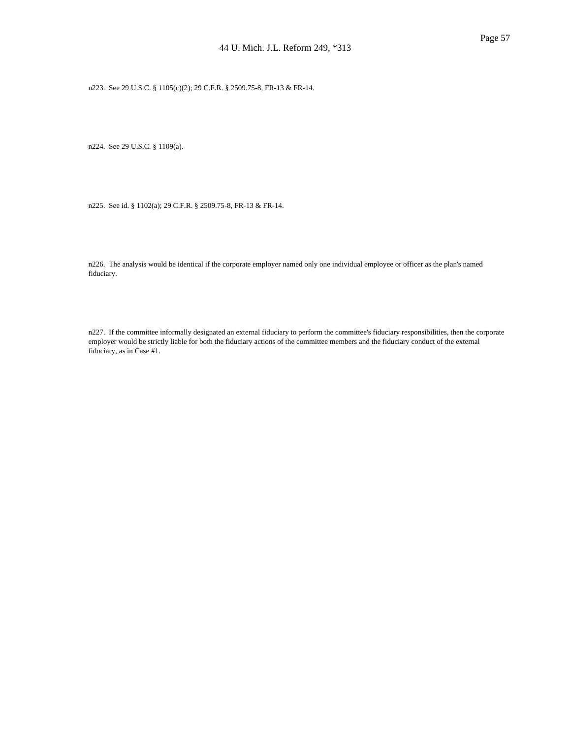n223. See 29 U.S.C. § 1105(c)(2); 29 C.F.R. § 2509.75-8, FR-13 & FR-14.

n224. See 29 U.S.C. § 1109(a).

n225. See id. § 1102(a); 29 C.F.R. § 2509.75-8, FR-13 & FR-14.

n226. The analysis would be identical if the corporate employer named only one individual employee or officer as the plan's named fiduciary.

n227. If the committee informally designated an external fiduciary to perform the committee's fiduciary responsibilities, then the corporate employer would be strictly liable for both the fiduciary actions of the committee members and the fiduciary conduct of the external fiduciary, as in Case #1.